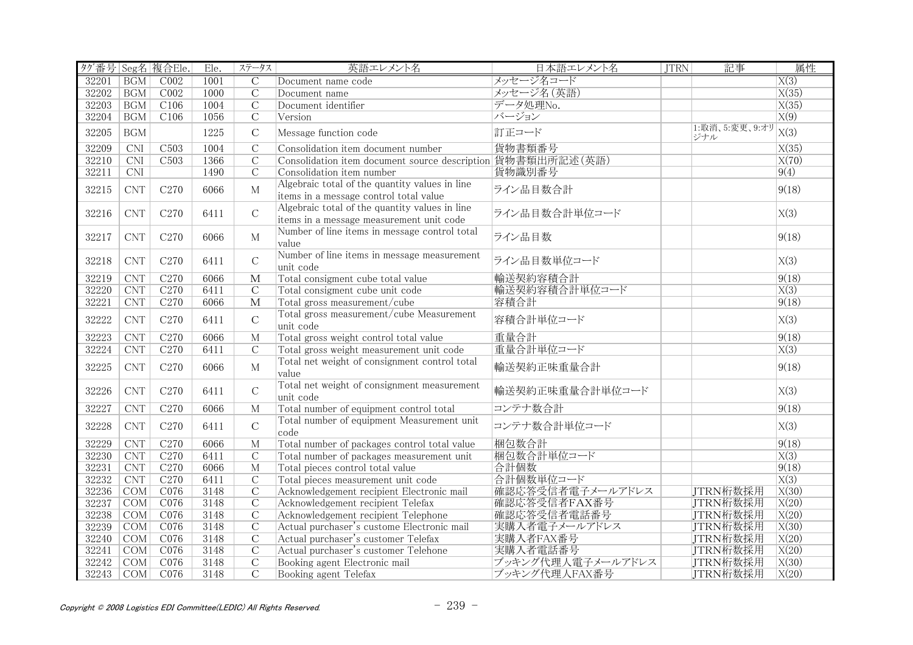| タグ番号 | Seg名 | 複合Ele. | Ele. | ステータス | 英語エレメント名 | 日本語エレメント名 | JTRN | 記事 | 属性 |
|---|---|---|---|---|---|---|---|---|---|
| 32201 | BGM | C002 | 1001 | C | Document name code | メッセージ名コード | | | X(3) |
| 32202 | BGM | C002 | 1000 | C | Document name | メッセージ名(英語) | | | X(35) |
| 32203 | BGM | C106 | 1004 | C | Document identifier | データ処理No. | | | X(35) |
| 32204 | BGM | C106 | 1056 | C | Version | バージョン | | | X(9) |
| 32205 | BGM | | 1225 | C | Message function code | 訂正コード | | 1:取消、5:変更、9:オリジナル | X(3) |
| 32209 | CNI | C503 | 1004 | C | Consolidation item document number | 貨物書類番号 | | | X(35) |
| 32210 | CNI | C503 | 1366 | C | Consolidation item document source description | 貨物書類出所記述(英語) | | | X(70) |
| 32211 | CNI | | 1490 | C | Consolidation item number | 貨物識別番号 | | | 9(4) |
| 32215 | CNT | C270 | 6066 | M | Algebraic total of the quantity values in line items in a message control total value | ライン品目数合計 | | | 9(18) |
| 32216 | CNT | C270 | 6411 | C | Algebraic total of the quantity values in line items in a message measurement unit code | ライン品目数合計単位コード | | | X(3) |
| 32217 | CNT | C270 | 6066 | M | Number of line items in message control total value | ライン品目数 | | | 9(18) |
| 32218 | CNT | C270 | 6411 | C | Number of line items in message measurement unit code | ライン品目数単位コード | | | X(3) |
| 32219 | CNT | C270 | 6066 | M | Total consigment cube total value | 輸送契約容積合計 | | | 9(18) |
| 32220 | CNT | C270 | 6411 | C | Total consigment cube unit code | 輸送契約容積合計単位コード | | | X(3) |
| 32221 | CNT | C270 | 6066 | M | Total gross measurement/cube | 容積合計 | | | 9(18) |
| 32222 | CNT | C270 | 6411 | C | Total gross measurement/cube Measurement unit code | 容積合計単位コード | | | X(3) |
| 32223 | CNT | C270 | 6066 | M | Total gross weight control total value | 重量合計 | | | 9(18) |
| 32224 | CNT | C270 | 6411 | C | Total gross weight measurement unit code | 重量合計単位コード | | | X(3) |
| 32225 | CNT | C270 | 6066 | M | Total net weight of consignment control total value | 輸送契約正味重量合計 | | | 9(18) |
| 32226 | CNT | C270 | 6411 | C | Total net weight of consignment measurement unit code | 輸送契約正味重量合計単位コード | | | X(3) |
| 32227 | CNT | C270 | 6066 | M | Total number of equipment control total | コンテナ数合計 | | | 9(18) |
| 32228 | CNT | C270 | 6411 | C | Total number of equipment Measurement unit code | コンテナ数合計単位コード | | | X(3) |
| 32229 | CNT | C270 | 6066 | M | Total number of packages control total value | 梱包数合計 | | | 9(18) |
| 32230 | CNT | C270 | 6411 | C | Total number of packages measurement unit | 梱包数合計単位コード | | | X(3) |
| 32231 | CNT | C270 | 6066 | M | Total pieces control total value | 合計個数 | | | 9(18) |
| 32232 | CNT | C270 | 6411 | C | Total pieces measurement unit code | 合計個数単位コード | | | X(3) |
| 32236 | COM | C076 | 3148 | C | Acknowledgement recipient Electronic mail | 確認応答受信者電子メールアドレス | | JTRN桁数採用 | X(30) |
| 32237 | COM | C076 | 3148 | C | Acknowledgement recipient Telefax | 確認応答受信者FAX番号 | | JTRN桁数採用 | X(20) |
| 32238 | COM | C076 | 3148 | C | Acknowledgement recipient Telephone | 確認応答受信者電話番号 | | JTRN桁数採用 | X(20) |
| 32239 | COM | C076 | 3148 | C | Actual purchaser's custome Electronic mail | 実購入者電子メールアドレス | | JTRN桁数採用 | X(30) |
| 32240 | COM | C076 | 3148 | C | Actual purchaser's customer Telefax | 実購入者FAX番号 | | JTRN桁数採用 | X(20) |
| 32241 | COM | C076 | 3148 | C | Actual purchaser's customer Telehone | 実購入者電話番号 | | JTRN桁数採用 | X(20) |
| 32242 | COM | C076 | 3148 | C | Booking agent Electronic mail | ブッキング代理人電子メールアドレス | | JTRN桁数採用 | X(30) |
| 32243 | COM | C076 | 3148 | C | Booking agent Telefax | ブッキング代理人FAX番号 | | JTRN桁数採用 | X(20) |

*Copyright © 2008 Logistics EDI Committee(LEDIC) All Rights Reserved.*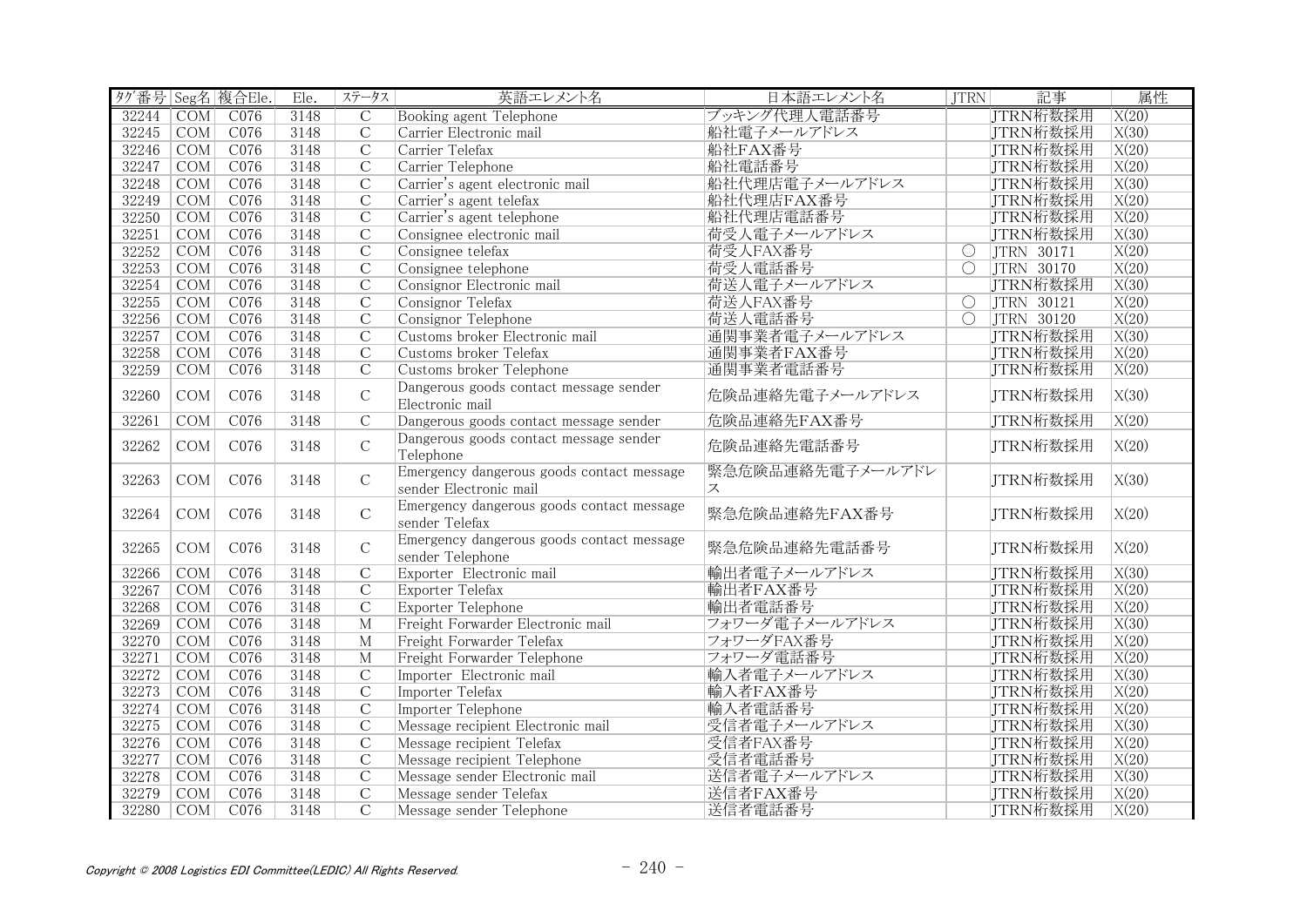| タグ番号 | Seg名 | 複合Ele. | Ele. | ステータス | 英語エレメント名 | 日本語エレメント名 | JTRN | 記事 | 属性 |
|---|---|---|---|---|---|---|---|---|---|
| 32244 | COM | C076 | 3148 | C | Booking agent Telephone | ブッキング代理人電話番号 | | JTRN桁数採用 | X(20) |
| 32245 | COM | C076 | 3148 | C | Carrier Electronic mail | 船社電子メールアドレス | | JTRN桁数採用 | X(30) |
| 32246 | COM | C076 | 3148 | C | Carrier Telefax | 船社FAX番号 | | JTRN桁数採用 | X(20) |
| 32247 | COM | C076 | 3148 | C | Carrier Telephone | 船社電話番号 | | JTRN桁数採用 | X(20) |
| 32248 | COM | C076 | 3148 | C | Carrier's agent electronic mail | 船社代理店電子メールアドレス | | JTRN桁数採用 | X(30) |
| 32249 | COM | C076 | 3148 | C | Carrier's agent telefax | 船社代理店FAX番号 | | JTRN桁数採用 | X(20) |
| 32250 | COM | C076 | 3148 | C | Carrier's agent telephone | 船社代理店電話番号 | | JTRN桁数採用 | X(20) |
| 32251 | COM | C076 | 3148 | C | Consignee electronic mail | 荷受人電子メールアドレス | | JTRN桁数採用 | X(30) |
| 32252 | COM | C076 | 3148 | C | Consignee telefax | 荷受人FAX番号 | ○ | JTRN 30171 | X(20) |
| 32253 | COM | C076 | 3148 | C | Consignee telephone | 荷受人電話番号 | ○ | JTRN 30170 | X(20) |
| 32254 | COM | C076 | 3148 | C | Consignor Electronic mail | 荷送人電子メールアドレス | | JTRN桁数採用 | X(30) |
| 32255 | COM | C076 | 3148 | C | Consignor Telefax | 荷送人FAX番号 | ○ | JTRN 30121 | X(20) |
| 32256 | COM | C076 | 3148 | C | Consignor Telephone | 荷送人電話番号 | ○ | JTRN 30120 | X(20) |
| 32257 | COM | C076 | 3148 | C | Customs broker Electronic mail | 通関事業者電子メールアドレス | | JTRN桁数採用 | X(30) |
| 32258 | COM | C076 | 3148 | C | Customs broker Telefax | 通関事業者FAX番号 | | JTRN桁数採用 | X(20) |
| 32259 | COM | C076 | 3148 | C | Customs broker Telephone | 通関事業者電話番号 | | JTRN桁数採用 | X(20) |
| 32260 | COM | C076 | 3148 | C | Dangerous goods contact message sender Electronic mail | 危険品連絡先電子メールアドレス | | JTRN桁数採用 | X(30) |
| 32261 | COM | C076 | 3148 | C | Dangerous goods contact message sender | 危険品連絡先FAX番号 | | JTRN桁数採用 | X(20) |
| 32262 | COM | C076 | 3148 | C | Dangerous goods contact message sender Telephone | 危険品連絡先電話番号 | | JTRN桁数採用 | X(20) |
| 32263 | COM | C076 | 3148 | C | Emergency dangerous goods contact message sender Electronic mail | 緊急危険品連絡先電子メールアドレス | | JTRN桁数採用 | X(30) |
| 32264 | COM | C076 | 3148 | C | Emergency dangerous goods contact message sender Telefax | 緊急危険品連絡先FAX番号 | | JTRN桁数採用 | X(20) |
| 32265 | COM | C076 | 3148 | C | Emergency dangerous goods contact message sender Telephone | 緊急危険品連絡先電話番号 | | JTRN桁数採用 | X(20) |
| 32266 | COM | C076 | 3148 | C | Exporter  Electronic mail | 輸出者電子メールアドレス | | JTRN桁数採用 | X(30) |
| 32267 | COM | C076 | 3148 | C | Exporter Telefax | 輸出者FAX番号 | | JTRN桁数採用 | X(20) |
| 32268 | COM | C076 | 3148 | C | Exporter Telephone | 輸出者電話番号 | | JTRN桁数採用 | X(20) |
| 32269 | COM | C076 | 3148 | M | Freight Forwarder Electronic mail | フォワーダ電子メールアドレス | | JTRN桁数採用 | X(30) |
| 32270 | COM | C076 | 3148 | M | Freight Forwarder Telefax | フォワーダFAX番号 | | JTRN桁数採用 | X(20) |
| 32271 | COM | C076 | 3148 | M | Freight Forwarder Telephone | フォワーダ電話番号 | | JTRN桁数採用 | X(20) |
| 32272 | COM | C076 | 3148 | C | Importer  Electronic mail | 輸入者電子メールアドレス | | JTRN桁数採用 | X(30) |
| 32273 | COM | C076 | 3148 | C | Importer Telefax | 輸入者FAX番号 | | JTRN桁数採用 | X(20) |
| 32274 | COM | C076 | 3148 | C | Importer Telephone | 輸入者電話番号 | | JTRN桁数採用 | X(20) |
| 32275 | COM | C076 | 3148 | C | Message recipient Electronic mail | 受信者電子メールアドレス | | JTRN桁数採用 | X(30) |
| 32276 | COM | C076 | 3148 | C | Message recipient Telefax | 受信者FAX番号 | | JTRN桁数採用 | X(20) |
| 32277 | COM | C076 | 3148 | C | Message recipient Telephone | 受信者電話番号 | | JTRN桁数採用 | X(20) |
| 32278 | COM | C076 | 3148 | C | Message sender Electronic mail | 送信者電子メールアドレス | | JTRN桁数採用 | X(30) |
| 32279 | COM | C076 | 3148 | C | Message sender Telefax | 送信者FAX番号 | | JTRN桁数採用 | X(20) |
| 32280 | COM | C076 | 3148 | C | Message sender Telephone | 送信者電話番号 | | JTRN桁数採用 | X(20) |

Copyright © 2008 Logistics EDI Committee(LEDIC) All Rights Reserved.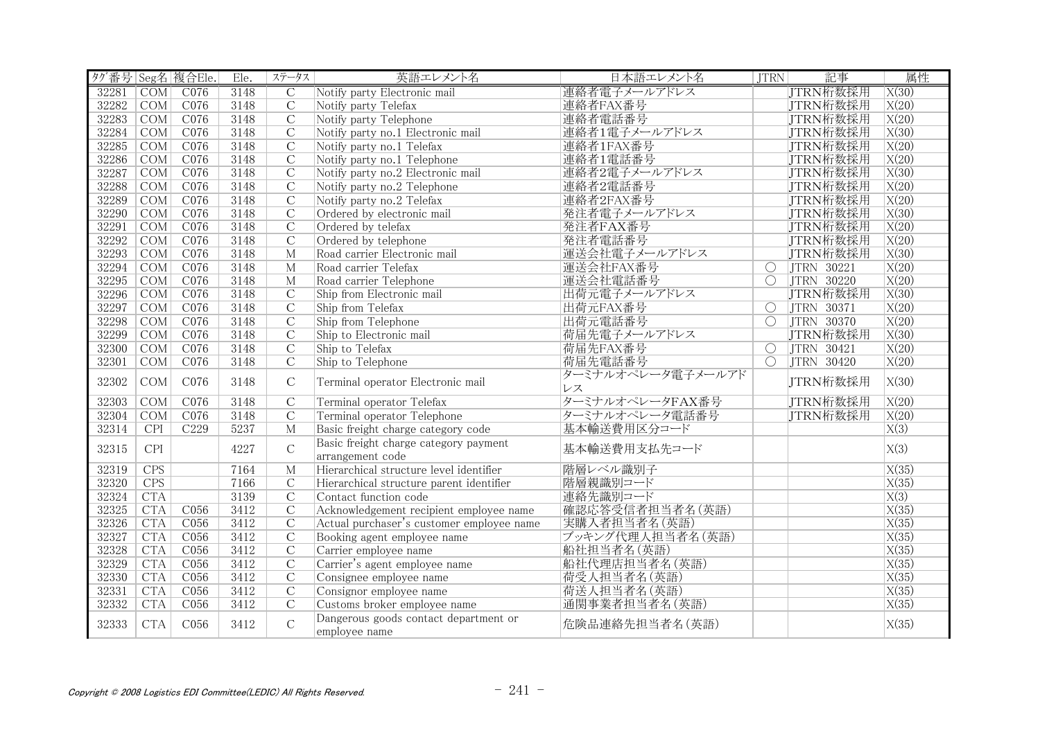| タグ番号 | Seg名 | 複合Ele. | Ele. | ステータス | 英語エレメント名 | 日本語エレメント名 | JTRN | 記事 | 属性 |
|---|---|---|---|---|---|---|---|---|---|
| 32281 | COM | C076 | 3148 | C | Notify party Electronic mail | 連絡者電子メールアドレス | | JTRN桁数採用 | X(30) |
| 32282 | COM | C076 | 3148 | C | Notify party Telefax | 連絡者FAX番号 | | JTRN桁数採用 | X(20) |
| 32283 | COM | C076 | 3148 | C | Notify party Telephone | 連絡者電話番号 | | JTRN桁数採用 | X(20) |
| 32284 | COM | C076 | 3148 | C | Notify party no.1 Electronic mail | 連絡者1電子メールアドレス | | JTRN桁数採用 | X(30) |
| 32285 | COM | C076 | 3148 | C | Notify party no.1 Telefax | 連絡者1FAX番号 | | JTRN桁数採用 | X(20) |
| 32286 | COM | C076 | 3148 | C | Notify party no.1 Telephone | 連絡者1電話番号 | | JTRN桁数採用 | X(20) |
| 32287 | COM | C076 | 3148 | C | Notify party no.2 Electronic mail | 連絡者2電子メールアドレス | | JTRN桁数採用 | X(30) |
| 32288 | COM | C076 | 3148 | C | Notify party no.2 Telephone | 連絡者2電話番号 | | JTRN桁数採用 | X(20) |
| 32289 | COM | C076 | 3148 | C | Notify party no.2 Telefax | 連絡者2FAX番号 | | JTRN桁数採用 | X(20) |
| 32290 | COM | C076 | 3148 | C | Ordered by electronic mail | 発注者電子メールアドレス | | JTRN桁数採用 | X(30) |
| 32291 | COM | C076 | 3148 | C | Ordered by telefax | 発注者FAX番号 | | JTRN桁数採用 | X(20) |
| 32292 | COM | C076 | 3148 | C | Ordered by telephone | 発注者電話番号 | | JTRN桁数採用 | X(20) |
| 32293 | COM | C076 | 3148 | M | Road carrier Electronic mail | 運送会社電子メールアドレス | | JTRN桁数採用 | X(30) |
| 32294 | COM | C076 | 3148 | M | Road carrier Telefax | 運送会社FAX番号 | ○ | JTRN 30221 | X(20) |
| 32295 | COM | C076 | 3148 | M | Road carrier Telephone | 運送会社電話番号 | ○ | JTRN 30220 | X(20) |
| 32296 | COM | C076 | 3148 | C | Ship from Electronic mail | 出荷元電子メールアドレス | | JTRN桁数採用 | X(30) |
| 32297 | COM | C076 | 3148 | C | Ship from Telefax | 出荷元FAX番号 | ○ | JTRN 30371 | X(20) |
| 32298 | COM | C076 | 3148 | C | Ship from Telephone | 出荷元電話番号 | ○ | JTRN 30370 | X(20) |
| 32299 | COM | C076 | 3148 | C | Ship to Electronic mail | 荷届先電子メールアドレス | | JTRN桁数採用 | X(30) |
| 32300 | COM | C076 | 3148 | C | Ship to Telefax | 荷届先FAX番号 | ○ | JTRN 30421 | X(20) |
| 32301 | COM | C076 | 3148 | C | Ship to Telephone | 荷届先電話番号 | ○ | JTRN 30420 | X(20) |
| 32302 | COM | C076 | 3148 | C | Terminal operator Electronic mail | ターミナルオペレータ電子メールアドレス | | JTRN桁数採用 | X(30) |
| 32303 | COM | C076 | 3148 | C | Terminal operator Telefax | ターミナルオペレータFAX番号 | | JTRN桁数採用 | X(20) |
| 32304 | COM | C076 | 3148 | C | Terminal operator Telephone | ターミナルオペレータ電話番号 | | JTRN桁数採用 | X(20) |
| 32314 | CPI | C229 | 5237 | M | Basic freight charge category code | 基本輸送費用区分コード | | | X(3) |
| 32315 | CPI | | 4227 | C | Basic freight charge category payment arrangement code | 基本輸送費用支払先コード | | | X(3) |
| 32319 | CPS | | 7164 | M | Hierarchical structure level identifier | 階層レベル識別子 | | | X(35) |
| 32320 | CPS | | 7166 | C | Hierarchical structure parent identifier | 階層親識別コード | | | X(35) |
| 32324 | CTA | | 3139 | C | Contact function code | 連絡先識別コード | | | X(3) |
| 32325 | CTA | C056 | 3412 | C | Acknowledgement recipient employee name | 確認応答受信者担当者名(英語) | | | X(35) |
| 32326 | CTA | C056 | 3412 | C | Actual purchaser's customer employee name | 実購入者担当者名(英語) | | | X(35) |
| 32327 | CTA | C056 | 3412 | C | Booking agent employee name | ブッキング代理人担当者名(英語) | | | X(35) |
| 32328 | CTA | C056 | 3412 | C | Carrier employee name | 船社担当者名(英語) | | | X(35) |
| 32329 | CTA | C056 | 3412 | C | Carrier's agent employee name | 船社代理店担当者名(英語) | | | X(35) |
| 32330 | CTA | C056 | 3412 | C | Consignee employee name | 荷受人担当者名(英語) | | | X(35) |
| 32331 | CTA | C056 | 3412 | C | Consignor employee name | 荷送人担当者名(英語) | | | X(35) |
| 32332 | CTA | C056 | 3412 | C | Customs broker employee name | 通関事業者担当者名(英語) | | | X(35) |
| 32333 | CTA | C056 | 3412 | C | Dangerous goods contact department or employee name | 危険品連絡先担当者名(英語) | | | X(35) |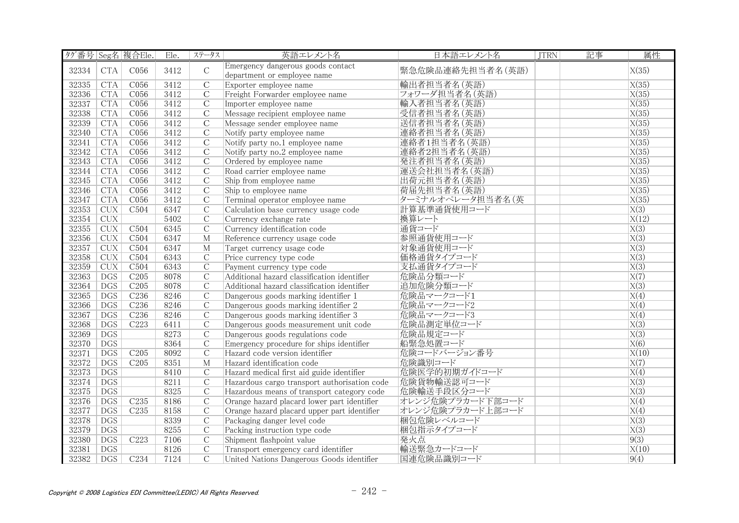| ﾀｸﾞ番号 | Seg名 | 複合Ele. | Ele. | ステータス | 英語エレメント名 | 日本語エレメント名 | JTRN | 記事 | 属性 |
|---|---|---|---|---|---|---|---|---|---|
| 32334 | CTA | C056 | 3412 | C | Emergency dangerous goods contact department or employee name | 緊急危険品連絡先担当者名(英語) | | | X(35) |
| 32335 | CTA | C056 | 3412 | C | Exporter employee name | 輸出者担当者名(英語) | | | X(35) |
| 32336 | CTA | C056 | 3412 | C | Freight Forwarder employee name | フォワーダ担当者名(英語) | | | X(35) |
| 32337 | CTA | C056 | 3412 | C | Importer employee name | 輸入者担当者名(英語) | | | X(35) |
| 32338 | CTA | C056 | 3412 | C | Message recipient employee name | 受信者担当者名(英語) | | | X(35) |
| 32339 | CTA | C056 | 3412 | C | Message sender employee name | 送信者担当者名(英語) | | | X(35) |
| 32340 | CTA | C056 | 3412 | C | Notify party employee name | 連絡者担当者名(英語) | | | X(35) |
| 32341 | CTA | C056 | 3412 | C | Notify party no.1 employee name | 連絡者1担当者名(英語) | | | X(35) |
| 32342 | CTA | C056 | 3412 | C | Notify party no.2 employee name | 連絡者2担当者名(英語) | | | X(35) |
| 32343 | CTA | C056 | 3412 | C | Ordered by employee name | 発注者担当者名(英語) | | | X(35) |
| 32344 | CTA | C056 | 3412 | C | Road carrier employee name | 運送会社担当者名(英語) | | | X(35) |
| 32345 | CTA | C056 | 3412 | C | Ship from employee name | 出荷元担当者名(英語) | | | X(35) |
| 32346 | CTA | C056 | 3412 | C | Ship to employee name | 荷届先担当者名(英語) | | | X(35) |
| 32347 | CTA | C056 | 3412 | C | Terminal operator employee name | ターミナルオペレータ担当者名(英 | | | X(35) |
| 32353 | CUX | C504 | 6347 | C | Calculation base currency usage code | 計算基準通貨使用コード | | | X(3) |
| 32354 | CUX | | 5402 | C | Currency exchange rate | 換算レート | | | X(12) |
| 32355 | CUX | C504 | 6345 | C | Currency identification code | 通貨コード | | | X(3) |
| 32356 | CUX | C504 | 6347 | M | Reference currency usage code | 参照通貨使用コード | | | X(3) |
| 32357 | CUX | C504 | 6347 | M | Target currency usage code | 対象通貨使用コード | | | X(3) |
| 32358 | CUX | C504 | 6343 | C | Price currency type code | 価格通貨タイプコード | | | X(3) |
| 32359 | CUX | C504 | 6343 | C | Payment currency type code | 支払通貨タイプコード | | | X(3) |
| 32363 | DGS | C205 | 8078 | C | Additional hazard classification identifier | 危険品分類コード | | | X(7) |
| 32364 | DGS | C205 | 8078 | C | Additional hazard classification identifier | 追加危険分類コード | | | X(3) |
| 32365 | DGS | C236 | 8246 | C | Dangerous goods marking identifier 1 | 危険品マークコード1 | | | X(4) |
| 32366 | DGS | C236 | 8246 | C | Dangerous goods marking identifier 2 | 危険品マークコード2 | | | X(4) |
| 32367 | DGS | C236 | 8246 | C | Dangerous goods marking identifier 3 | 危険品マークコード3 | | | X(4) |
| 32368 | DGS | C223 | 6411 | C | Dangerous goods measurement unit code | 危険品測定単位コード | | | X(3) |
| 32369 | DGS | | 8273 | C | Dangerous goods regulations code | 危険品規定コード | | | X(3) |
| 32370 | DGS | | 8364 | C | Emergency procedure for ships identifier | 船緊急処置コード | | | X(6) |
| 32371 | DGS | C205 | 8092 | C | Hazard code version identifier | 危険コードバージョン番号 | | | X(10) |
| 32372 | DGS | C205 | 8351 | M | Hazard identification code | 危険識別コード | | | X(7) |
| 32373 | DGS | | 8410 | C | Hazard medical first aid guide identifier | 危険医学的初期ガイドコード | | | X(4) |
| 32374 | DGS | | 8211 | C | Hazardous cargo transport authorisation code | 危険貨物輸送認可コード | | | X(3) |
| 32375 | DGS | | 8325 | C | Hazardous means of transport category code | 危険輸送手段区分コード | | | X(3) |
| 32376 | DGS | C235 | 8186 | C | Orange hazard placard lower part identifier | オレンジ危険プラカード下部コード | | | X(4) |
| 32377 | DGS | C235 | 8158 | C | Orange hazard placard upper part identifier | オレンジ危険プラカード上部コード | | | X(4) |
| 32378 | DGS | | 8339 | C | Packaging danger level code | 梱包危険レベルコード | | | X(3) |
| 32379 | DGS | | 8255 | C | Packing instruction type code | 梱包指示タイプコード | | | X(3) |
| 32380 | DGS | C223 | 7106 | C | Shipment flashpoint value | 発火点 | | | 9(3) |
| 32381 | DGS | | 8126 | C | Transport emergency card identifier | 輸送緊急カードコード | | | X(10) |
| 32382 | DGS | C234 | 7124 | C | United Nations Dangerous Goods identifier | 国連危険品識別コード | | | 9(4) |

*Copyright © 2008 Logistics EDI Committee(LEDIC) All Rights Reserved.*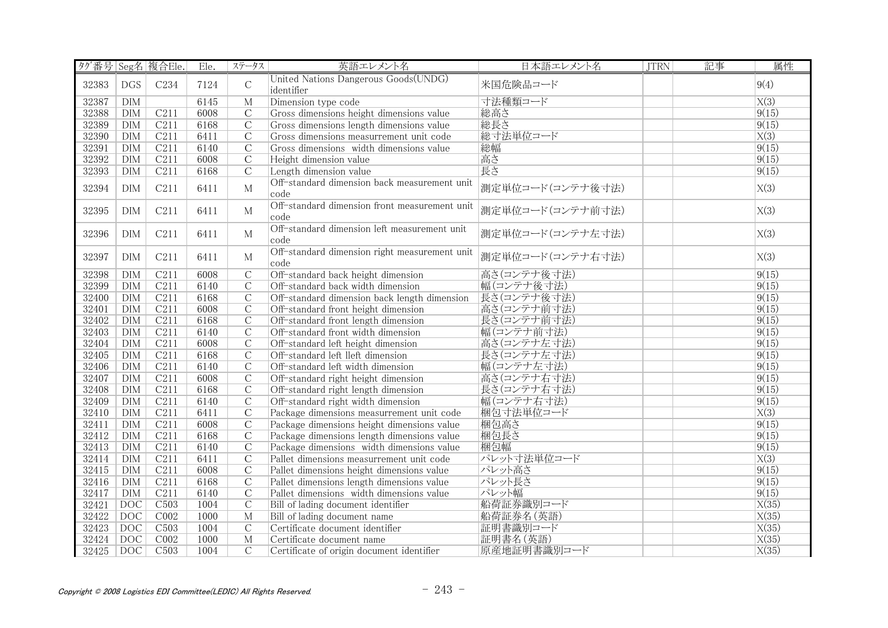| タグ番号 | Seg名 | 複合Ele. | Ele. | ステータス | 英語エレメント名 | 日本語エレメント名 | JTRN | 記事 | 属性 |
|---|---|---|---|---|---|---|---|---|---|
| 32383 | DGS | C234 | 7124 | C | United Nations Dangerous Goods(UNDG) identifier | 米国危険品コード | | | 9(4) |
| 32387 | DIM | | 6145 | M | Dimension type code | 寸法種類コード | | | X(3) |
| 32388 | DIM | C211 | 6008 | C | Gross dimensions height dimensions value | 総高さ | | | 9(15) |
| 32389 | DIM | C211 | 6168 | C | Gross dimensions length dimensions value | 総長さ | | | 9(15) |
| 32390 | DIM | C211 | 6411 | C | Gross dimensions measurrement unit code | 総寸法単位コード | | | X(3) |
| 32391 | DIM | C211 | 6140 | C | Gross dimensions  width dimensions value | 総幅 | | | 9(15) |
| 32392 | DIM | C211 | 6008 | C | Height dimension value | 高さ | | | 9(15) |
| 32393 | DIM | C211 | 6168 | C | Length dimension value | 長さ | | | 9(15) |
| 32394 | DIM | C211 | 6411 | M | Off-standard dimension back measurement unit code | 測定単位コード(コンテナ後寸法) | | | X(3) |
| 32395 | DIM | C211 | 6411 | M | Off-standard dimension front measurement unit code | 測定単位コード(コンテナ前寸法) | | | X(3) |
| 32396 | DIM | C211 | 6411 | M | Off-standard dimension left measurement unit code | 測定単位コード(コンテナ左寸法) | | | X(3) |
| 32397 | DIM | C211 | 6411 | M | Off-standard dimension right measurement unit code | 測定単位コード(コンテナ右寸法) | | | X(3) |
| 32398 | DIM | C211 | 6008 | C | Off-standard back height dimension | 高さ(コンテナ後寸法) | | | 9(15) |
| 32399 | DIM | C211 | 6140 | C | Off-standard back width dimension | 幅(コンテナ後寸法) | | | 9(15) |
| 32400 | DIM | C211 | 6168 | C | Off-standard dimension back length dimension | 長さ(コンテナ後寸法) | | | 9(15) |
| 32401 | DIM | C211 | 6008 | C | Off-standard front height dimension | 高さ(コンテナ前寸法) | | | 9(15) |
| 32402 | DIM | C211 | 6168 | C | Off-standard front length dimension | 長さ(コンテナ前寸法) | | | 9(15) |
| 32403 | DIM | C211 | 6140 | C | Off-standard front width dimension | 幅(コンテナ前寸法) | | | 9(15) |
| 32404 | DIM | C211 | 6008 | C | Off-standard left height dimension | 高さ(コンテナ左寸法) | | | 9(15) |
| 32405 | DIM | C211 | 6168 | C | Off-standard left lleft dimension | 長さ(コンテナ左寸法) | | | 9(15) |
| 32406 | DIM | C211 | 6140 | C | Off-standard left width dimension | 幅(コンテナ左寸法) | | | 9(15) |
| 32407 | DIM | C211 | 6008 | C | Off-standard right height dimension | 高さ(コンテナ右寸法) | | | 9(15) |
| 32408 | DIM | C211 | 6168 | C | Off-standard right length dimension | 長さ(コンテナ右寸法) | | | 9(15) |
| 32409 | DIM | C211 | 6140 | C | Off-standard right width dimension | 幅(コンテナ右寸法) | | | 9(15) |
| 32410 | DIM | C211 | 6411 | C | Package dimensions measurrement unit code | 梱包寸法単位コード | | | X(3) |
| 32411 | DIM | C211 | 6008 | C | Package dimensions height dimensions value | 梱包高さ | | | 9(15) |
| 32412 | DIM | C211 | 6168 | C | Package dimensions length dimensions value | 梱包長さ | | | 9(15) |
| 32413 | DIM | C211 | 6140 | C | Package dimensions  width dimensions value | 梱包幅 | | | 9(15) |
| 32414 | DIM | C211 | 6411 | C | Pallet dimensions measurrement unit code | パレット寸法単位コード | | | X(3) |
| 32415 | DIM | C211 | 6008 | C | Pallet dimensions height dimensions value | パレット高さ | | | 9(15) |
| 32416 | DIM | C211 | 6168 | C | Pallet dimensions length dimensions value | パレット長さ | | | 9(15) |
| 32417 | DIM | C211 | 6140 | C | Pallet dimensions  width dimensions value | パレット幅 | | | 9(15) |
| 32421 | DOC | C503 | 1004 | C | Bill of lading document identifier | 船荷証券識別コード | | | X(35) |
| 32422 | DOC | C002 | 1000 | M | Bill of lading document name | 船荷証券名(英語) | | | X(35) |
| 32423 | DOC | C503 | 1004 | C | Certificate document identifier | 証明書識別コード | | | X(35) |
| 32424 | DOC | C002 | 1000 | M | Certificate document name | 証明書名(英語) | | | X(35) |
| 32425 | DOC | C503 | 1004 | C | Certificate of origin document identifier | 原産地証明書識別コード | | | X(35) |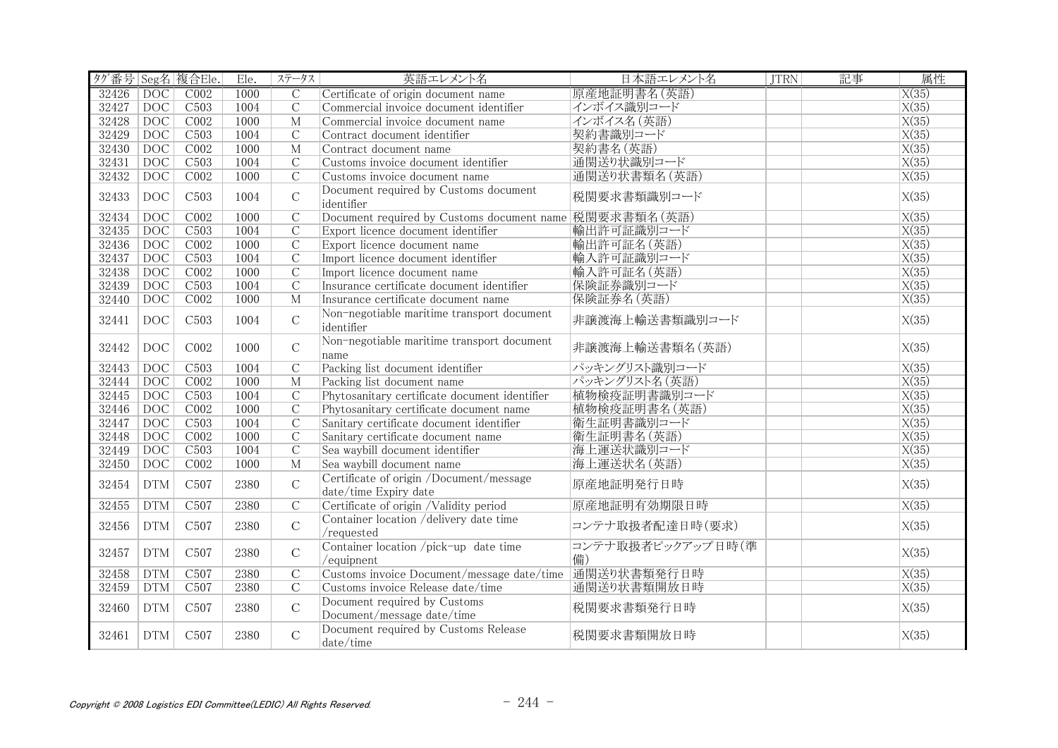| ﾀｸﾞ番号 | Seg名 | 複合Ele. | Ele. | ステータス | 英語エレメント名 | 日本語エレメント名 | JTRN | 記事 | 属性 |
|---|---|---|---|---|---|---|---|---|---|
| 32426 | DOC | C002 | 1000 | C | Certificate of origin document name | 原産地証明書名(英語) | | | X(35) |
| 32427 | DOC | C503 | 1004 | C | Commercial invoice document identifier | インボイス識別コード | | | X(35) |
| 32428 | DOC | C002 | 1000 | M | Commercial invoice document name | インボイス名(英語) | | | X(35) |
| 32429 | DOC | C503 | 1004 | C | Contract document identifier | 契約書識別コード | | | X(35) |
| 32430 | DOC | C002 | 1000 | M | Contract document name | 契約書名(英語) | | | X(35) |
| 32431 | DOC | C503 | 1004 | C | Customs invoice document identifier | 通関送り状識別コード | | | X(35) |
| 32432 | DOC | C002 | 1000 | C | Customs invoice document name | 通関送り状書類名(英語) | | | X(35) |
| 32433 | DOC | C503 | 1004 | C | Document required by Customs document identifier | 税関要求書類識別コード | | | X(35) |
| 32434 | DOC | C002 | 1000 | C | Document required by Customs document name | 税関要求書類名(英語) | | | X(35) |
| 32435 | DOC | C503 | 1004 | C | Export licence document identifier | 輸出許可証識別コード | | | X(35) |
| 32436 | DOC | C002 | 1000 | C | Export licence document name | 輸出許可証名(英語) | | | X(35) |
| 32437 | DOC | C503 | 1004 | C | Import licence document identifier | 輸入許可証識別コード | | | X(35) |
| 32438 | DOC | C002 | 1000 | C | Import licence document name | 輸入許可証名(英語) | | | X(35) |
| 32439 | DOC | C503 | 1004 | C | Insurance certificate document identifier | 保険証券識別コード | | | X(35) |
| 32440 | DOC | C002 | 1000 | M | Insurance certificate document name | 保険証券名(英語) | | | X(35) |
| 32441 | DOC | C503 | 1004 | C | Non-negotiable maritime transport document identifier | 非譲渡海上輸送書類識別コード | | | X(35) |
| 32442 | DOC | C002 | 1000 | C | Non-negotiable maritime transport document name | 非譲渡海上輸送書類名(英語) | | | X(35) |
| 32443 | DOC | C503 | 1004 | C | Packing list document identifier | パッキングリスト識別コード | | | X(35) |
| 32444 | DOC | C002 | 1000 | M | Packing list document name | パッキングリスト名(英語) | | | X(35) |
| 32445 | DOC | C503 | 1004 | C | Phytosanitary certificate document identifier | 植物検疫証明書識別コード | | | X(35) |
| 32446 | DOC | C002 | 1000 | C | Phytosanitary certificate document name | 植物検疫証明書名(英語) | | | X(35) |
| 32447 | DOC | C503 | 1004 | C | Sanitary certificate document identifier | 衛生証明書識別コード | | | X(35) |
| 32448 | DOC | C002 | 1000 | C | Sanitary certificate document name | 衛生証明書名(英語) | | | X(35) |
| 32449 | DOC | C503 | 1004 | C | Sea waybill document identifier | 海上運送状識別コード | | | X(35) |
| 32450 | DOC | C002 | 1000 | M | Sea waybill document name | 海上運送状名(英語) | | | X(35) |
| 32454 | DTM | C507 | 2380 | C | Certificate of origin /Document/message date/time Expiry date | 原産地証明発行日時 | | | X(35) |
| 32455 | DTM | C507 | 2380 | C | Certificate of origin /Validity period | 原産地証明有効期限日時 | | | X(35) |
| 32456 | DTM | C507 | 2380 | C | Container location /delivery date time /requested | コンテナ取扱者配達日時(要求) | | | X(35) |
| 32457 | DTM | C507 | 2380 | C | Container location /pick-up date time /equipnent | コンテナ取扱者ピックアップ日時(準備) | | | X(35) |
| 32458 | DTM | C507 | 2380 | C | Customs invoice Document/message date/time | 通関送り状書類発行日時 | | | X(35) |
| 32459 | DTM | C507 | 2380 | C | Customs invoice Release date/time | 通関送り状書類開放日時 | | | X(35) |
| 32460 | DTM | C507 | 2380 | C | Document required by Customs Document/message date/time | 税関要求書類発行日時 | | | X(35) |
| 32461 | DTM | C507 | 2380 | C | Document required by Customs Release date/time | 税関要求書類開放日時 | | | X(35) |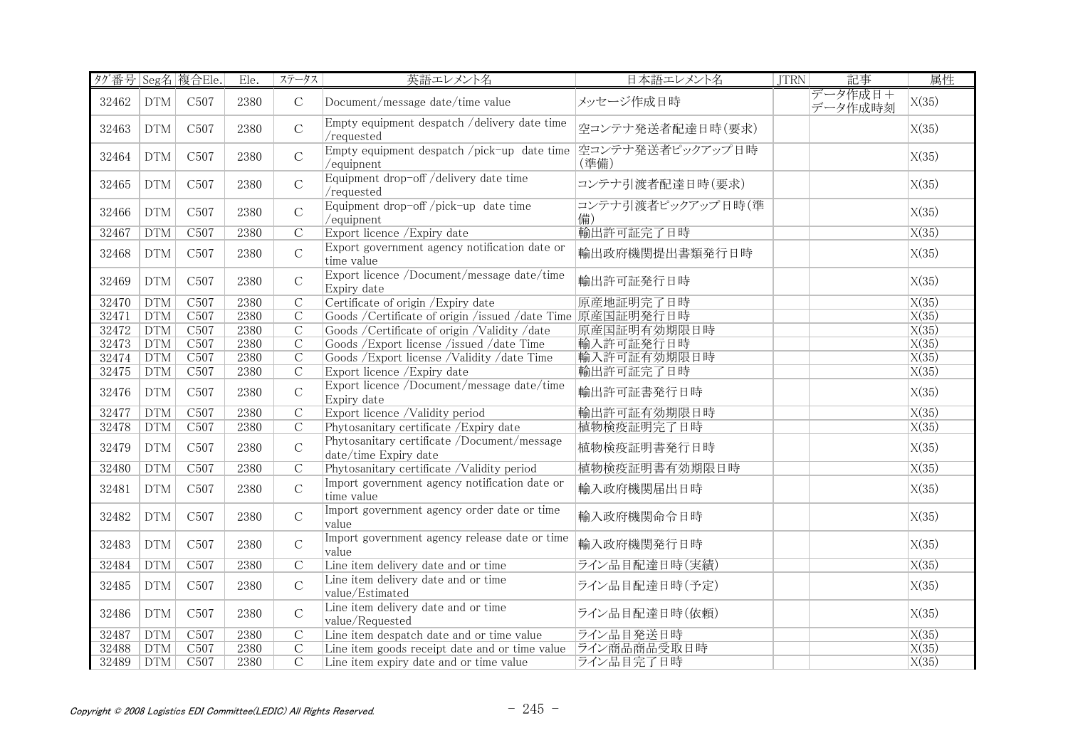| ﾀｸﾞ番号 | Seg名 | 複合Ele. | Ele. | ｽﾃｰﾀｽ | 英語エレメント名 | 日本語エレメント名 | JTRN | 記事 | 属性 |
|---|---|---|---|---|---|---|---|---|---|
| 32462 | DTM | C507 | 2380 | C | Document/message date/time value | メッセージ作成日時 | | データ作成日＋データ作成時刻 | X(35) |
| 32463 | DTM | C507 | 2380 | C | Empty equipment despatch /delivery date time /requested | 空コンテナ発送者配達日時(要求) | | | X(35) |
| 32464 | DTM | C507 | 2380 | C | Empty equipment despatch /pick-up date time /equipment | 空コンテナ発送者ピックアップ日時(準備) | | | X(35) |
| 32465 | DTM | C507 | 2380 | C | Equipment drop-off /delivery date time /requested | コンテナ引渡者配達日時(要求) | | | X(35) |
| 32466 | DTM | C507 | 2380 | C | Equipment drop-off /pick-up date time /equipment | コンテナ引渡者ピックアップ日時(準備) | | | X(35) |
| 32467 | DTM | C507 | 2380 | C | Export licence /Expiry date | 輸出許可証完了日時 | | | X(35) |
| 32468 | DTM | C507 | 2380 | C | Export government agency notification date or time value | 輸出政府機関提出書類発行日時 | | | X(35) |
| 32469 | DTM | C507 | 2380 | C | Export licence /Document/message date/time Expiry date | 輸出許可証発行日時 | | | X(35) |
| 32470 | DTM | C507 | 2380 | C | Certificate of origin /Expiry date | 原産地証明完了日時 | | | X(35) |
| 32471 | DTM | C507 | 2380 | C | Goods /Certificate of origin /issued /date Time | 原産国証明発行日時 | | | X(35) |
| 32472 | DTM | C507 | 2380 | C | Goods /Certificate of origin /Validity /date | 原産国証明有効期限日時 | | | X(35) |
| 32473 | DTM | C507 | 2380 | C | Goods /Export license /issued /date Time | 輸入許可証発行日時 | | | X(35) |
| 32474 | DTM | C507 | 2380 | C | Goods /Export license /Validity /date Time | 輸入許可証有効期限日時 | | | X(35) |
| 32475 | DTM | C507 | 2380 | C | Export licence /Expiry date | 輸出許可証完了日時 | | | X(35) |
| 32476 | DTM | C507 | 2380 | C | Export licence /Document/message date/time Expiry date | 輸出許可証書発行日時 | | | X(35) |
| 32477 | DTM | C507 | 2380 | C | Export licence /Validity period | 輸出許可証有効期限日時 | | | X(35) |
| 32478 | DTM | C507 | 2380 | C | Phytosanitary certificate /Expiry date | 植物検疫証明完了日時 | | | X(35) |
| 32479 | DTM | C507 | 2380 | C | Phytosanitary certificate /Document/message date/time Expiry date | 植物検疫証明書発行日時 | | | X(35) |
| 32480 | DTM | C507 | 2380 | C | Phytosanitary certificate /Validity period | 植物検疫証明書有効期限日時 | | | X(35) |
| 32481 | DTM | C507 | 2380 | C | Import government agency notification date or time value | 輸入政府機関届出日時 | | | X(35) |
| 32482 | DTM | C507 | 2380 | C | Import government agency order date or time value | 輸入政府機関命令日時 | | | X(35) |
| 32483 | DTM | C507 | 2380 | C | Import government agency release date or time value | 輸入政府機関発行日時 | | | X(35) |
| 32484 | DTM | C507 | 2380 | C | Line item delivery date and or time | ライン品目配達日時(実績) | | | X(35) |
| 32485 | DTM | C507 | 2380 | C | Line item delivery date and or time value/Estimated | ライン品目配達日時(予定) | | | X(35) |
| 32486 | DTM | C507 | 2380 | C | Line item delivery date and or time value/Requested | ライン品目配達日時(依頼) | | | X(35) |
| 32487 | DTM | C507 | 2380 | C | Line item despatch date and or time value | ライン品目発送日時 | | | X(35) |
| 32488 | DTM | C507 | 2380 | C | Line item goods receipt date and or time value | ライン商品商品受取日時 | | | X(35) |
| 32489 | DTM | C507 | 2380 | C | Line item expiry date and or time value | ライン品目完了日時 | | | X(35) |

*Copyright © 2008 Logistics EDI Committee(LEDIC) All Rights Reserved.*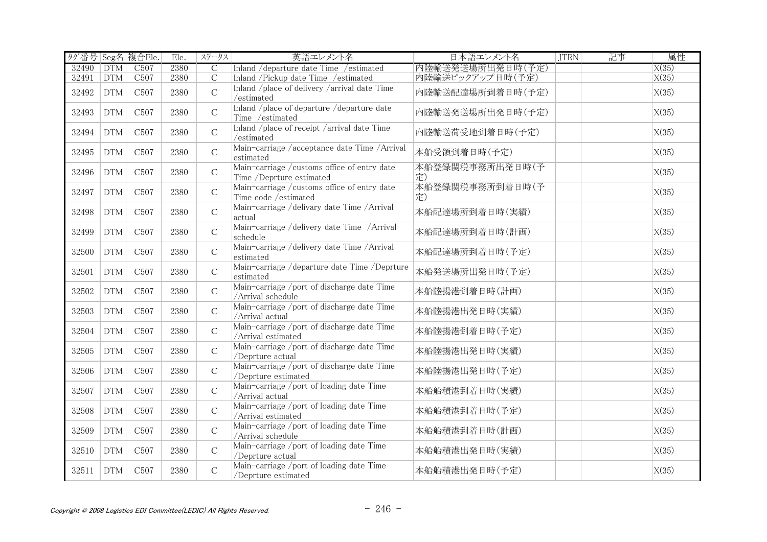| タグ番号 | Seg名 | 複合Ele. | Ele. | ステータス | 英語エレメント名 | 日本語エレメント名 | JTRN | 記事 | 属性 |
|---|---|---|---|---|---|---|---|---|---|
| 32490 | DTM | C507 | 2380 | C | Inland /departure date Time /estimated | 内陸輸送発送場所出発日時(予定) | | | X(35) |
| 32491 | DTM | C507 | 2380 | C | Inland /Pickup date Time /estimated | 内陸輸送ピックアップ日時(予定) | | | X(35) |
| 32492 | DTM | C507 | 2380 | C | Inland /place of delivery /arrival date Time /estimated | 内陸輸送配達場所到着日時(予定) | | | X(35) |
| 32493 | DTM | C507 | 2380 | C | Inland /place of departure /departure date Time /estimated | 内陸輸送発送場所出発日時(予定) | | | X(35) |
| 32494 | DTM | C507 | 2380 | C | Inland /place of receipt /arrival date Time /estimated | 内陸輸送荷受地到着日時(予定) | | | X(35) |
| 32495 | DTM | C507 | 2380 | C | Main-carriage /acceptance date Time /Arrival estimated | 本船受領到着日時(予定) | | | X(35) |
| 32496 | DTM | C507 | 2380 | C | Main-carriage /customs office of entry date Time /Deprture estimated | 本船登録関税事務所出発日時(予定) | | | X(35) |
| 32497 | DTM | C507 | 2380 | C | Main-carriage /customs office of entry date Time code /estimated | 本船登録関税事務所到着日時(予定) | | | X(35) |
| 32498 | DTM | C507 | 2380 | C | Main-carriage /delivary date Time /Arrival actual | 本船配達場所到着日時(実績) | | | X(35) |
| 32499 | DTM | C507 | 2380 | C | Main-carriage /delivery date Time /Arrival schedule | 本船配達場所到着日時(計画) | | | X(35) |
| 32500 | DTM | C507 | 2380 | C | Main-carriage /delivery date Time /Arrival estimated | 本船配達場所到着日時(予定) | | | X(35) |
| 32501 | DTM | C507 | 2380 | C | Main-carriage /departure date Time /Deprture estimated | 本船発送場所出発日時(予定) | | | X(35) |
| 32502 | DTM | C507 | 2380 | C | Main-carriage /port of discharge date Time /Arrival schedule | 本船陸揚港到着日時(計画) | | | X(35) |
| 32503 | DTM | C507 | 2380 | C | Main-carriage /port of discharge date Time /Arrival actual | 本船陸揚港出発日時(実績) | | | X(35) |
| 32504 | DTM | C507 | 2380 | C | Main-carriage /port of discharge date Time /Arrival estimated | 本船陸揚港到着日時(予定) | | | X(35) |
| 32505 | DTM | C507 | 2380 | C | Main-carriage /port of discharge date Time /Deprture actual | 本船陸揚港出発日時(実績) | | | X(35) |
| 32506 | DTM | C507 | 2380 | C | Main-carriage /port of discharge date Time /Deprture estimated | 本船陸揚港出発日時(予定) | | | X(35) |
| 32507 | DTM | C507 | 2380 | C | Main-carriage /port of loading date Time /Arrival actual | 本船船積港到着日時(実績) | | | X(35) |
| 32508 | DTM | C507 | 2380 | C | Main-carriage /port of loading date Time /Arrival estimated | 本船船積港到着日時(予定) | | | X(35) |
| 32509 | DTM | C507 | 2380 | C | Main-carriage /port of loading date Time /Arrival schedule | 本船船積港到着日時(計画) | | | X(35) |
| 32510 | DTM | C507 | 2380 | C | Main-carriage /port of loading date Time /Deprture actual | 本船船積港出発日時(実績) | | | X(35) |
| 32511 | DTM | C507 | 2380 | C | Main-carriage /port of loading date Time /Deprture estimated | 本船船積港出発日時(予定) | | | X(35) |

Copyright © 2008 Logistics EDI Committee(LEDIC) All Rights Reserved.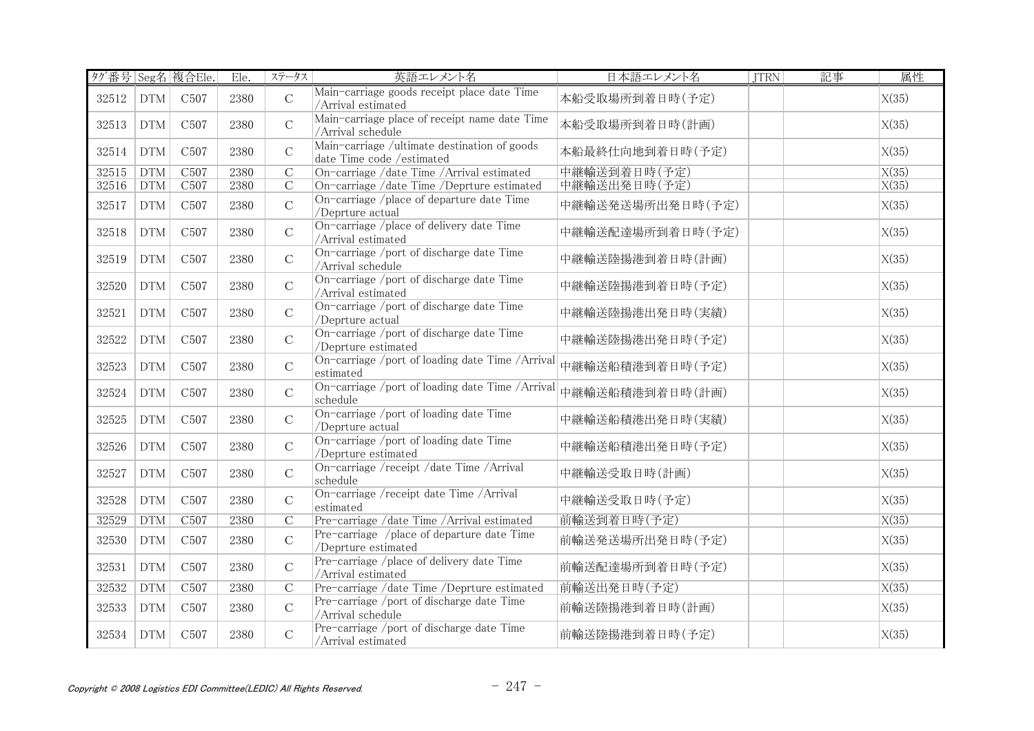| ﾀｸﾞ番号 | Seg名 | 複合Ele. | Ele. | ｽﾃｰﾀｽ | 英語エレメント名 | 日本語エレメント名 | JTRN | 記事 | 属性 |
|---|---|---|---|---|---|---|---|---|---|
| 32512 | DTM | C507 | 2380 | C | Main-carriage goods receipt place date Time /Arrival estimated | 本船受取場所到着日時(予定) | | | X(35) |
| 32513 | DTM | C507 | 2380 | C | Main-carriage place of receipt name date Time /Arrival schedule | 本船受取場所到着日時(計画) | | | X(35) |
| 32514 | DTM | C507 | 2380 | C | Main-carriage /ultimate destination of goods date Time code /estimated | 本船最終仕向地到着日時(予定) | | | X(35) |
| 32515 | DTM | C507 | 2380 | C | On-carriage /date Time /Arrival estimated | 中継輸送到着日時(予定) | | | X(35) |
| 32516 | DTM | C507 | 2380 | C | On-carriage /date Time /Deprture estimated | 中継輸送出発日時(予定) | | | X(35) |
| 32517 | DTM | C507 | 2380 | C | On-carriage /place of departure date Time /Deprture actual | 中継輸送発送場所出発日時(予定) | | | X(35) |
| 32518 | DTM | C507 | 2380 | C | On-carriage /place of delivery date Time /Arrival estimated | 中継輸送配達場所到着日時(予定) | | | X(35) |
| 32519 | DTM | C507 | 2380 | C | On-carriage /port of discharge date Time /Arrival schedule | 中継輸送陸揚港到着日時(計画) | | | X(35) |
| 32520 | DTM | C507 | 2380 | C | On-carriage /port of discharge date Time /Arrival estimated | 中継輸送陸揚港到着日時(予定) | | | X(35) |
| 32521 | DTM | C507 | 2380 | C | On-carriage /port of discharge date Time /Deprture actual | 中継輸送陸揚港出発日時(実績) | | | X(35) |
| 32522 | DTM | C507 | 2380 | C | On-carriage /port of discharge date Time /Deprture estimated | 中継輸送陸揚港出発日時(予定) | | | X(35) |
| 32523 | DTM | C507 | 2380 | C | On-carriage /port of loading date Time /Arrival estimated | 中継輸送船積港到着日時(予定) | | | X(35) |
| 32524 | DTM | C507 | 2380 | C | On-carriage /port of loading date Time /Arrival schedule | 中継輸送船積港到着日時(計画) | | | X(35) |
| 32525 | DTM | C507 | 2380 | C | On-carriage /port of loading date Time /Deprture actual | 中継輸送船積港出発日時(実績) | | | X(35) |
| 32526 | DTM | C507 | 2380 | C | On-carriage /port of loading date Time /Deprture estimated | 中継輸送船積港出発日時(予定) | | | X(35) |
| 32527 | DTM | C507 | 2380 | C | On-carriage /receipt /date Time /Arrival schedule | 中継輸送受取日時(計画) | | | X(35) |
| 32528 | DTM | C507 | 2380 | C | On-carriage /receipt date Time /Arrival estimated | 中継輸送受取日時(予定) | | | X(35) |
| 32529 | DTM | C507 | 2380 | C | Pre-carriage /date Time /Arrival estimated | 前輸送到着日時(予定) | | | X(35) |
| 32530 | DTM | C507 | 2380 | C | Pre-carriage /place of departure date Time /Deprture estimated | 前輸送発送場所出発日時(予定) | | | X(35) |
| 32531 | DTM | C507 | 2380 | C | Pre-carriage /place of delivery date Time /Arrival estimated | 前輸送配達場所到着日時(予定) | | | X(35) |
| 32532 | DTM | C507 | 2380 | C | Pre-carriage /date Time /Deprture estimated | 前輸送出発日時(予定) | | | X(35) |
| 32533 | DTM | C507 | 2380 | C | Pre-carriage /port of discharge date Time /Arrival schedule | 前輸送陸揚港到着日時(計画) | | | X(35) |
| 32534 | DTM | C507 | 2380 | C | Pre-carriage /port of discharge date Time /Arrival estimated | 前輸送陸揚港到着日時(予定) | | | X(35) |

*Copyright © 2008 Logistics EDI Committee(LEDIC) All Rights Reserved.*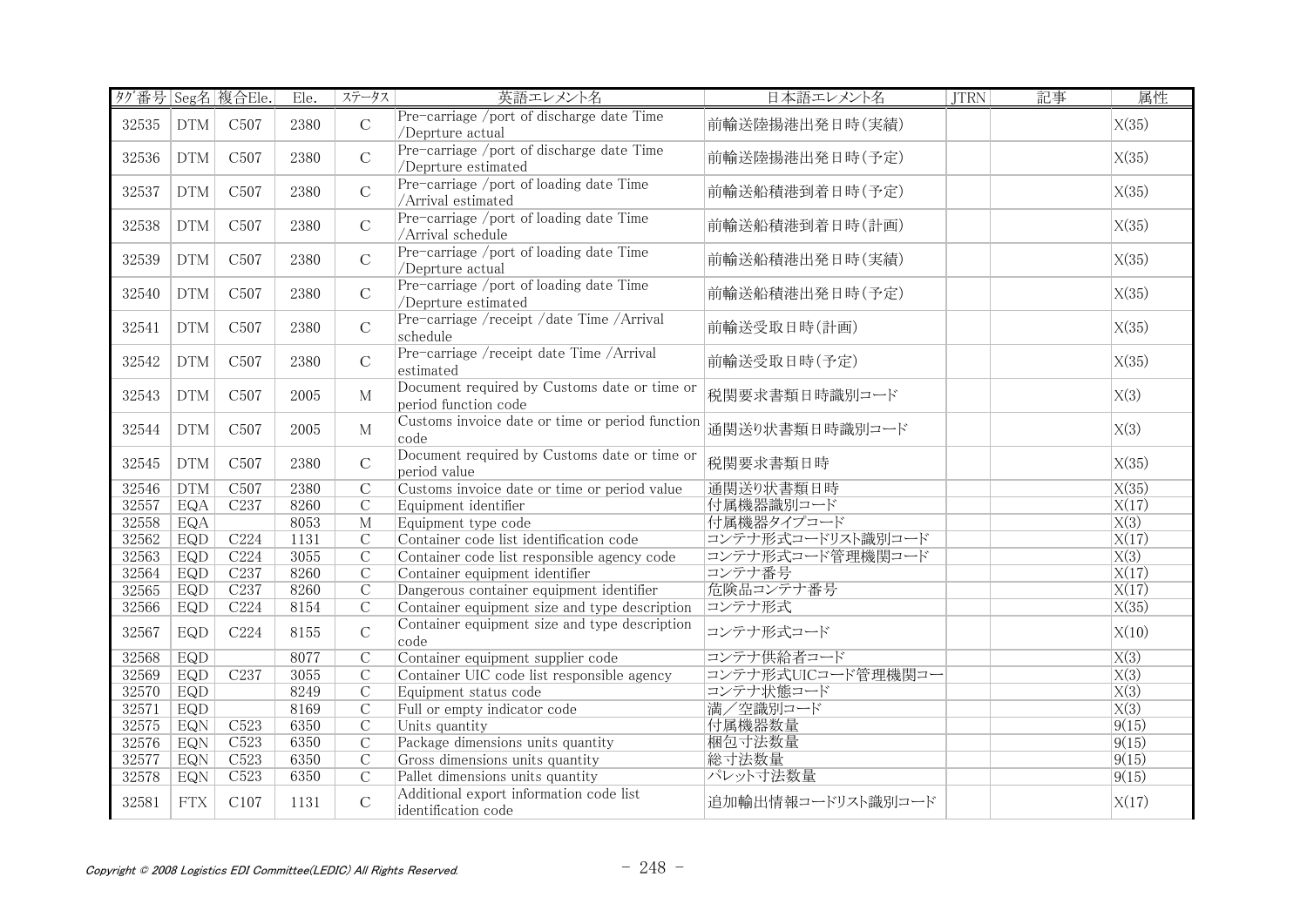| ﾀｸﾞ番号 | Seg名 | 複合Ele. | Ele. | ｽﾃｰﾀｽ | 英語エレメント名 | 日本語エレメント名 | JTRN | 記事 | 属性 |
|---|---|---|---|---|---|---|---|---|---|
| 32535 | DTM | C507 | 2380 | C | Pre-carriage /port of discharge date Time /Deprture actual | 前輸送陸揚港出発日時(実績) | | | X(35) |
| 32536 | DTM | C507 | 2380 | C | Pre-carriage /port of discharge date Time /Deprture estimated | 前輸送陸揚港出発日時(予定) | | | X(35) |
| 32537 | DTM | C507 | 2380 | C | Pre-carriage /port of loading date Time /Arrival estimated | 前輸送船積港到着日時(予定) | | | X(35) |
| 32538 | DTM | C507 | 2380 | C | Pre-carriage /port of loading date Time /Arrival schedule | 前輸送船積港到着日時(計画) | | | X(35) |
| 32539 | DTM | C507 | 2380 | C | Pre-carriage /port of loading date Time /Deprture actual | 前輸送船積港出発日時(実績) | | | X(35) |
| 32540 | DTM | C507 | 2380 | C | Pre-carriage /port of loading date Time /Deprture estimated | 前輸送船積港出発日時(予定) | | | X(35) |
| 32541 | DTM | C507 | 2380 | C | Pre-carriage /receipt /date Time /Arrival schedule | 前輸送受取日時(計画) | | | X(35) |
| 32542 | DTM | C507 | 2380 | C | Pre-carriage /receipt date Time /Arrival estimated | 前輸送受取日時(予定) | | | X(35) |
| 32543 | DTM | C507 | 2005 | M | Document required by Customs date or time or period function code | 税関要求書類日時識別コード | | | X(3) |
| 32544 | DTM | C507 | 2005 | M | Customs invoice date or time or period function code | 通関送り状書類日時識別コード | | | X(3) |
| 32545 | DTM | C507 | 2380 | C | Document required by Customs date or time or period value | 税関要求書類日時 | | | X(35) |
| 32546 | DTM | C507 | 2380 | C | Customs invoice date or time or period value | 通関送り状書類日時 | | | X(35) |
| 32557 | EQA | C237 | 8260 | C | Equipment identifier | 付属機器識別コード | | | X(17) |
| 32558 | EQA | | 8053 | M | Equipment type code | 付属機器タイプコード | | | X(3) |
| 32562 | EQD | C224 | 1131 | C | Container code list identification code | コンテナ形式コードリスト識別コード | | | X(17) |
| 32563 | EQD | C224 | 3055 | C | Container code list responsible agency code | コンテナ形式コード管理機関コード | | | X(3) |
| 32564 | EQD | C237 | 8260 | C | Container equipment identifier | コンテナ番号 | | | X(17) |
| 32565 | EQD | C237 | 8260 | C | Dangerous container equipment identifier | 危険品コンテナ番号 | | | X(17) |
| 32566 | EQD | C224 | 8154 | C | Container equipment size and type description | コンテナ形式 | | | X(35) |
| 32567 | EQD | C224 | 8155 | C | Container equipment size and type description code | コンテナ形式コード | | | X(10) |
| 32568 | EQD | | 8077 | C | Container equipment supplier code | コンテナ供給者コード | | | X(3) |
| 32569 | EQD | C237 | 3055 | C | Container UIC code list responsible agency | コンテナ形式UICコード管理機関コー | | | X(3) |
| 32570 | EQD | | 8249 | C | Equipment status code | コンテナ状態コード | | | X(3) |
| 32571 | EQD | | 8169 | C | Full or empty indicator code | 満／空識別コード | | | X(3) |
| 32575 | EQN | C523 | 6350 | C | Units quantity | 付属機器数量 | | | 9(15) |
| 32576 | EQN | C523 | 6350 | C | Package dimensions units quantity | 梱包寸法数量 | | | 9(15) |
| 32577 | EQN | C523 | 6350 | C | Gross dimensions units quantity | 総寸法数量 | | | 9(15) |
| 32578 | EQN | C523 | 6350 | C | Pallet dimensions units quantity | パレット寸法数量 | | | 9(15) |
| 32581 | FTX | C107 | 1131 | C | Additional export information code list identification code | 追加輸出情報コードリスト識別コード | | | X(17) |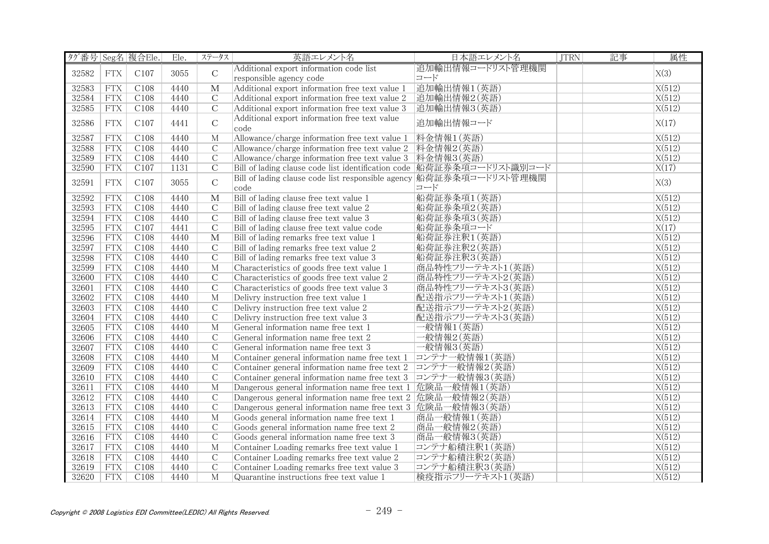| ﾀｸﾞ番号 | Seg名 | 複合Ele. | Ele. | ｽﾃｰﾀｽ | 英語エレメント名 | 日本語エレメント名 | JTRN | 記事 | 属性 |
|---|---|---|---|---|---|---|---|---|---|
| 32582 | FTX | C107 | 3055 | C | Additional export information code list responsible agency code | 追加輸出情報コードリスト管理機関コード | | | X(3) |
| 32583 | FTX | C108 | 4440 | M | Additional export information free text value 1 | 追加輸出情報1(英語) | | | X(512) |
| 32584 | FTX | C108 | 4440 | C | Additional export information free text value 2 | 追加輸出情報2(英語) | | | X(512) |
| 32585 | FTX | C108 | 4440 | C | Additional export information free text value 3 | 追加輸出情報3(英語) | | | X(512) |
| 32586 | FTX | C107 | 4441 | C | Additional export information free text value code | 追加輸出情報コード | | | X(17) |
| 32587 | FTX | C108 | 4440 | M | Allowance/charge information free text value 1 | 料金情報1(英語) | | | X(512) |
| 32588 | FTX | C108 | 4440 | C | Allowance/charge information free text value 2 | 料金情報2(英語) | | | X(512) |
| 32589 | FTX | C108 | 4440 | C | Allowance/charge information free text value 3 | 料金情報3(英語) | | | X(512) |
| 32590 | FTX | C107 | 1131 | C | Bill of lading clause code list identification code | 船荷証券条項コードリスト識別コード | | | X(17) |
| 32591 | FTX | C107 | 3055 | C | Bill of lading clause code list responsible agency code | 船荷証券条項コードリスト管理機関コード | | | X(3) |
| 32592 | FTX | C108 | 4440 | M | Bill of lading clause free text value 1 | 船荷証券条項1(英語) | | | X(512) |
| 32593 | FTX | C108 | 4440 | C | Bill of lading clause free text value 2 | 船荷証券条項2(英語) | | | X(512) |
| 32594 | FTX | C108 | 4440 | C | Bill of lading clause free text value 3 | 船荷証券条項3(英語) | | | X(512) |
| 32595 | FTX | C107 | 4441 | C | Bill of lading clause free text value code | 船荷証券条項コード | | | X(17) |
| 32596 | FTX | C108 | 4440 | M | Bill of lading remarks free text value 1 | 船荷証券注釈1(英語) | | | X(512) |
| 32597 | FTX | C108 | 4440 | C | Bill of lading remarks free text value 2 | 船荷証券注釈2(英語) | | | X(512) |
| 32598 | FTX | C108 | 4440 | C | Bill of lading remarks free text value 3 | 船荷証券注釈3(英語) | | | X(512) |
| 32599 | FTX | C108 | 4440 | M | Characteristics of goods free text value 1 | 商品特性フリーテキスト1(英語) | | | X(512) |
| 32600 | FTX | C108 | 4440 | C | Characteristics of goods free text value 2 | 商品特性フリーテキスト2(英語) | | | X(512) |
| 32601 | FTX | C108 | 4440 | C | Characteristics of goods free text value 3 | 商品特性フリーテキスト3(英語) | | | X(512) |
| 32602 | FTX | C108 | 4440 | M | Delivry instruction free text value 1 | 配送指示フリーテキスト1(英語) | | | X(512) |
| 32603 | FTX | C108 | 4440 | C | Delivry instruction free text value 2 | 配送指示フリーテキスト2(英語) | | | X(512) |
| 32604 | FTX | C108 | 4440 | C | Delivry instruction free text value 3 | 配送指示フリーテキスト3(英語) | | | X(512) |
| 32605 | FTX | C108 | 4440 | M | General information name free text 1 | 一般情報1(英語) | | | X(512) |
| 32606 | FTX | C108 | 4440 | C | General information name free text 2 | 一般情報2(英語) | | | X(512) |
| 32607 | FTX | C108 | 4440 | C | General information name free text 3 | 一般情報3(英語) | | | X(512) |
| 32608 | FTX | C108 | 4440 | M | Container general information name free text 1 | コンテナ一般情報1(英語) | | | X(512) |
| 32609 | FTX | C108 | 4440 | C | Container general information name free text 2 | コンテナ一般情報2(英語) | | | X(512) |
| 32610 | FTX | C108 | 4440 | C | Container general information name free text 3 | コンテナ一般情報3(英語) | | | X(512) |
| 32611 | FTX | C108 | 4440 | M | Dangerous general information name free text 1 | 危険品一般情報1(英語) | | | X(512) |
| 32612 | FTX | C108 | 4440 | C | Dangerous general information name free text 2 | 危険品一般情報2(英語) | | | X(512) |
| 32613 | FTX | C108 | 4440 | C | Dangerous general information name free text 3 | 危険品一般情報3(英語) | | | X(512) |
| 32614 | FTX | C108 | 4440 | M | Goods general information name free text 1 | 商品一般情報1(英語) | | | X(512) |
| 32615 | FTX | C108 | 4440 | C | Goods general information name free text 2 | 商品一般情報2(英語) | | | X(512) |
| 32616 | FTX | C108 | 4440 | C | Goods general information name free text 3 | 商品一般情報3(英語) | | | X(512) |
| 32617 | FTX | C108 | 4440 | M | Container Loading remarks free text value 1 | コンテナ船積注釈1(英語) | | | X(512) |
| 32618 | FTX | C108 | 4440 | C | Container Loading remarks free text value 2 | コンテナ船積注釈2(英語) | | | X(512) |
| 32619 | FTX | C108 | 4440 | C | Container Loading remarks free text value 3 | コンテナ船積注釈3(英語) | | | X(512) |
| 32620 | FTX | C108 | 4440 | M | Quarantine instructions free text value 1 | 検疫指示フリーテキスト1(英語) | | | X(512) |

Copyright © 2008 Logistics EDI Committee(LEDIC) All Rights Reserved.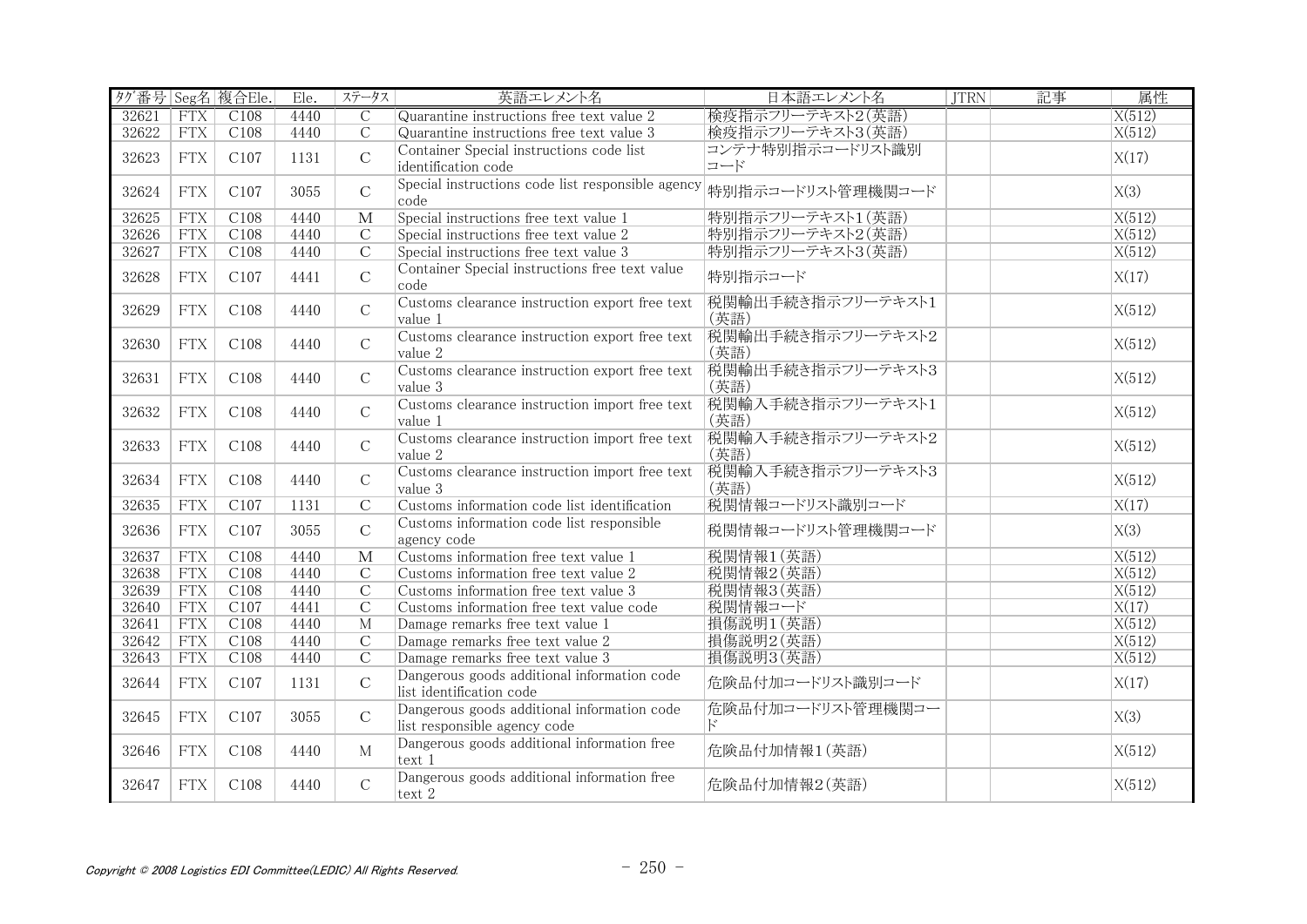| ﾀｸﾞ番号 | Seg名 | 複合Ele. | Ele. | ｽﾃｰﾀｽ | 英語エレメント名 | 日本語エレメント名 | JTRN | 記事 | 属性 |
|---|---|---|---|---|---|---|---|---|---|
| 32621 | FTX | C108 | 4440 | C | Quarantine instructions free text value 2 | 検疫指示フリーテキスト2(英語) | | | X(512) |
| 32622 | FTX | C108 | 4440 | C | Quarantine instructions free text value 3 | 検疫指示フリーテキスト3(英語) | | | X(512) |
| 32623 | FTX | C107 | 1131 | C | Container Special instructions code list identification code | コンテナ特別指示コードリスト識別コード | | | X(17) |
| 32624 | FTX | C107 | 3055 | C | Special instructions code list responsible agency code | 特別指示コードリスト管理機関コード | | | X(3) |
| 32625 | FTX | C108 | 4440 | M | Special instructions free text value 1 | 特別指示フリーテキスト1(英語) | | | X(512) |
| 32626 | FTX | C108 | 4440 | C | Special instructions free text value 2 | 特別指示フリーテキスト2(英語) | | | X(512) |
| 32627 | FTX | C108 | 4440 | C | Special instructions free text value 3 | 特別指示フリーテキスト3(英語) | | | X(512) |
| 32628 | FTX | C107 | 4441 | C | Container Special instructions free text value code | 特別指示コード | | | X(17) |
| 32629 | FTX | C108 | 4440 | C | Customs clearance instruction export free text value 1 | 税関輸出手続き指示フリーテキスト1(英語) | | | X(512) |
| 32630 | FTX | C108 | 4440 | C | Customs clearance instruction export free text value 2 | 税関輸出手続き指示フリーテキスト2(英語) | | | X(512) |
| 32631 | FTX | C108 | 4440 | C | Customs clearance instruction export free text value 3 | 税関輸出手続き指示フリーテキスト3(英語) | | | X(512) |
| 32632 | FTX | C108 | 4440 | C | Customs clearance instruction import free text value 1 | 税関輸入手続き指示フリーテキスト1(英語) | | | X(512) |
| 32633 | FTX | C108 | 4440 | C | Customs clearance instruction import free text value 2 | 税関輸入手続き指示フリーテキスト2(英語) | | | X(512) |
| 32634 | FTX | C108 | 4440 | C | Customs clearance instruction import free text value 3 | 税関輸入手続き指示フリーテキスト3(英語) | | | X(512) |
| 32635 | FTX | C107 | 1131 | C | Customs information code list identification | 税関情報コードリスト識別コード | | | X(17) |
| 32636 | FTX | C107 | 3055 | C | Customs information code list responsible agency code | 税関情報コードリスト管理機関コード | | | X(3) |
| 32637 | FTX | C108 | 4440 | M | Customs information free text value 1 | 税関情報1(英語) | | | X(512) |
| 32638 | FTX | C108 | 4440 | C | Customs information free text value 2 | 税関情報2(英語) | | | X(512) |
| 32639 | FTX | C108 | 4440 | C | Customs information free text value 3 | 税関情報3(英語) | | | X(512) |
| 32640 | FTX | C107 | 4441 | C | Customs information free text value code | 税関情報コード | | | X(17) |
| 32641 | FTX | C108 | 4440 | M | Damage remarks free text value 1 | 損傷説明1(英語) | | | X(512) |
| 32642 | FTX | C108 | 4440 | C | Damage remarks free text value 2 | 損傷説明2(英語) | | | X(512) |
| 32643 | FTX | C108 | 4440 | C | Damage remarks free text value 3 | 損傷説明3(英語) | | | X(512) |
| 32644 | FTX | C107 | 1131 | C | Dangerous goods additional information code list identification code | 危険品付加コードリスト識別コード | | | X(17) |
| 32645 | FTX | C107 | 3055 | C | Dangerous goods additional information code list responsible agency code | 危険品付加コードリスト管理機関コード | | | X(3) |
| 32646 | FTX | C108 | 4440 | M | Dangerous goods additional information free text 1 | 危険品付加情報1(英語) | | | X(512) |
| 32647 | FTX | C108 | 4440 | C | Dangerous goods additional information free text 2 | 危険品付加情報2(英語) | | | X(512) |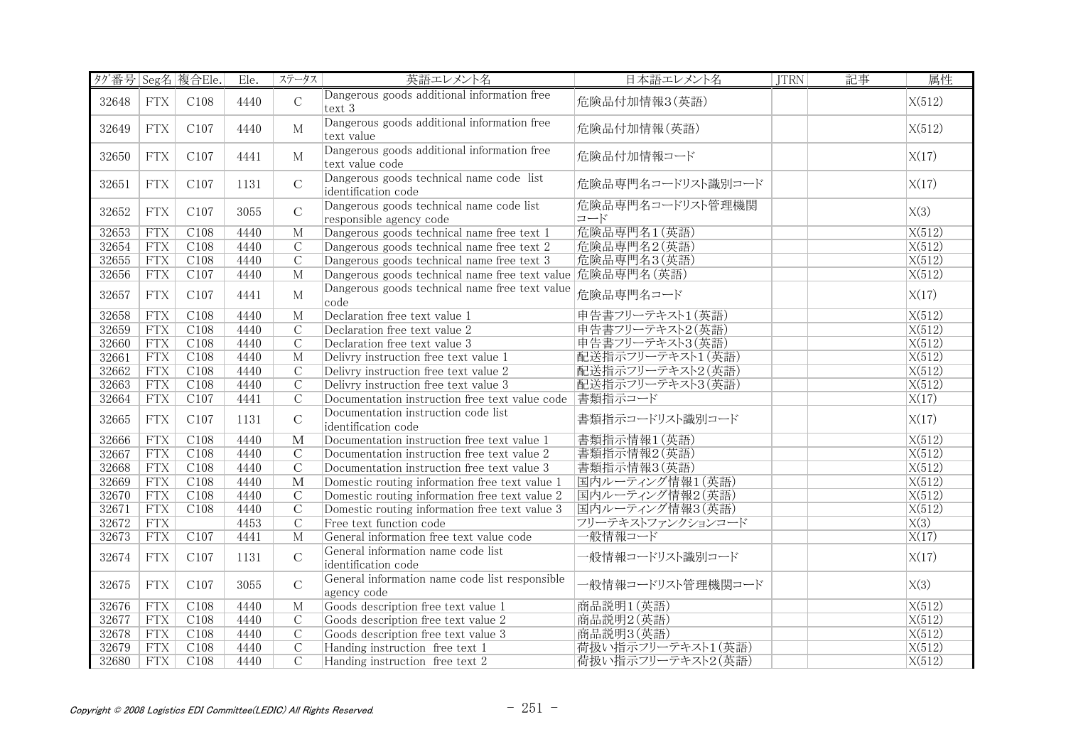| ﾀｸﾞ番号 | Seg名 | 複合Ele. | Ele. | ｽﾃｰﾀｽ | 英語エレメント名 | 日本語エレメント名 | JTRN | 記事 | 属性 |
|---|---|---|---|---|---|---|---|---|---|
| 32648 | FTX | C108 | 4440 | C | Dangerous goods additional information free text 3 | 危険品付加情報3(英語) | | | X(512) |
| 32649 | FTX | C107 | 4440 | M | Dangerous goods additional information free text value | 危険品付加情報(英語) | | | X(512) |
| 32650 | FTX | C107 | 4441 | M | Dangerous goods additional information free text value code | 危険品付加情報コード | | | X(17) |
| 32651 | FTX | C107 | 1131 | C | Dangerous goods technical name code list identification code | 危険品専門名コードリスト識別コード | | | X(17) |
| 32652 | FTX | C107 | 3055 | C | Dangerous goods technical name code list responsible agency code | 危険品専門名コードリスト管理機関コード | | | X(3) |
| 32653 | FTX | C108 | 4440 | M | Dangerous goods technical name free text 1 | 危険品専門名1(英語) | | | X(512) |
| 32654 | FTX | C108 | 4440 | C | Dangerous goods technical name free text 2 | 危険品専門名2(英語) | | | X(512) |
| 32655 | FTX | C108 | 4440 | C | Dangerous goods technical name free text 3 | 危険品専門名3(英語) | | | X(512) |
| 32656 | FTX | C107 | 4440 | M | Dangerous goods technical name free text value | 危険品専門名(英語) | | | X(512) |
| 32657 | FTX | C107 | 4441 | M | Dangerous goods technical name free text value code | 危険品専門名コード | | | X(17) |
| 32658 | FTX | C108 | 4440 | M | Declaration free text value 1 | 申告書フリーテキスト1(英語) | | | X(512) |
| 32659 | FTX | C108 | 4440 | C | Declaration free text value 2 | 申告書フリーテキスト2(英語) | | | X(512) |
| 32660 | FTX | C108 | 4440 | C | Declaration free text value 3 | 申告書フリーテキスト3(英語) | | | X(512) |
| 32661 | FTX | C108 | 4440 | M | Delivry instruction free text value 1 | 配送指示フリーテキスト1(英語) | | | X(512) |
| 32662 | FTX | C108 | 4440 | C | Delivry instruction free text value 2 | 配送指示フリーテキスト2(英語) | | | X(512) |
| 32663 | FTX | C108 | 4440 | C | Delivry instruction free text value 3 | 配送指示フリーテキスト3(英語) | | | X(512) |
| 32664 | FTX | C107 | 4441 | C | Documentation instruction free text value code | 書類指示コード | | | X(17) |
| 32665 | FTX | C107 | 1131 | C | Documentation instruction code list identification code | 書類指示コードリスト識別コード | | | X(17) |
| 32666 | FTX | C108 | 4440 | M | Documentation instruction free text value 1 | 書類指示情報1(英語) | | | X(512) |
| 32667 | FTX | C108 | 4440 | C | Documentation instruction free text value 2 | 書類指示情報2(英語) | | | X(512) |
| 32668 | FTX | C108 | 4440 | C | Documentation instruction free text value 3 | 書類指示情報3(英語) | | | X(512) |
| 32669 | FTX | C108 | 4440 | M | Domestic routing information free text value 1 | 国内ルーティング情報1(英語) | | | X(512) |
| 32670 | FTX | C108 | 4440 | C | Domestic routing information free text value 2 | 国内ルーティング情報2(英語) | | | X(512) |
| 32671 | FTX | C108 | 4440 | C | Domestic routing information free text value 3 | 国内ルーティング情報3(英語) | | | X(512) |
| 32672 | FTX | | 4453 | C | Free text function code | フリーテキストファンクションコード | | | X(3) |
| 32673 | FTX | C107 | 4441 | M | General information free text value code | 一般情報コード | | | X(17) |
| 32674 | FTX | C107 | 1131 | C | General information name code list identification code | 一般情報コードリスト識別コード | | | X(17) |
| 32675 | FTX | C107 | 3055 | C | General information name code list responsible agency code | 一般情報コードリスト管理機関コード | | | X(3) |
| 32676 | FTX | C108 | 4440 | M | Goods description free text value 1 | 商品説明1(英語) | | | X(512) |
| 32677 | FTX | C108 | 4440 | C | Goods description free text value 2 | 商品説明2(英語) | | | X(512) |
| 32678 | FTX | C108 | 4440 | C | Goods description free text value 3 | 商品説明3(英語) | | | X(512) |
| 32679 | FTX | C108 | 4440 | C | Handing instruction free text 1 | 荷扱い指示フリーテキスト1(英語) | | | X(512) |
| 32680 | FTX | C108 | 4440 | C | Handing instruction free text 2 | 荷扱い指示フリーテキスト2(英語) | | | X(512) |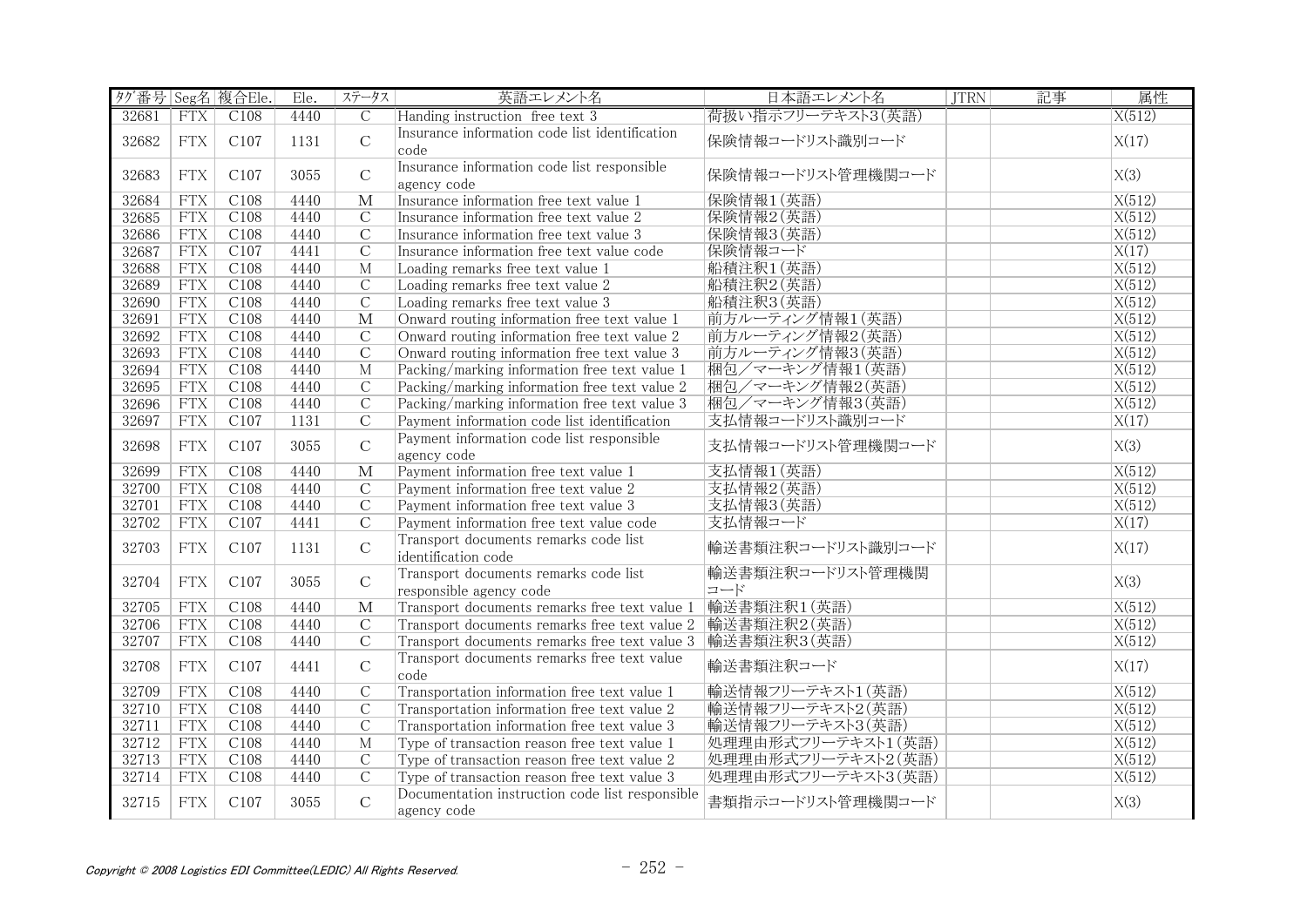| ﾀｸﾞ番号 | Seg名 | 複合Ele. | Ele. | ステータス | 英語エレメント名 | 日本語エレメント名 | JTRN | 記事 | 属性 |
|---|---|---|---|---|---|---|---|---|---|
| 32681 | FTX | C108 | 4440 | C | Handing instruction free text 3 | 荷扱い指示フリーテキスト3(英語) | | | X(512) |
| 32682 | FTX | C107 | 1131 | C | Insurance information code list identification code | 保険情報コードリスト識別コード | | | X(17) |
| 32683 | FTX | C107 | 3055 | C | Insurance information code list responsible agency code | 保険情報コードリスト管理機関コード | | | X(3) |
| 32684 | FTX | C108 | 4440 | M | Insurance information free text value 1 | 保険情報1(英語) | | | X(512) |
| 32685 | FTX | C108 | 4440 | C | Insurance information free text value 2 | 保険情報2(英語) | | | X(512) |
| 32686 | FTX | C108 | 4440 | C | Insurance information free text value 3 | 保険情報3(英語) | | | X(512) |
| 32687 | FTX | C107 | 4441 | C | Insurance information free text value code | 保険情報コード | | | X(17) |
| 32688 | FTX | C108 | 4440 | M | Loading remarks free text value 1 | 船積注釈1(英語) | | | X(512) |
| 32689 | FTX | C108 | 4440 | C | Loading remarks free text value 2 | 船積注釈2(英語) | | | X(512) |
| 32690 | FTX | C108 | 4440 | C | Loading remarks free text value 3 | 船積注釈3(英語) | | | X(512) |
| 32691 | FTX | C108 | 4440 | M | Onward routing information free text value 1 | 前方ルーティング情報1(英語) | | | X(512) |
| 32692 | FTX | C108 | 4440 | C | Onward routing information free text value 2 | 前方ルーティング情報2(英語) | | | X(512) |
| 32693 | FTX | C108 | 4440 | C | Onward routing information free text value 3 | 前方ルーティング情報3(英語) | | | X(512) |
| 32694 | FTX | C108 | 4440 | M | Packing/marking information free text value 1 | 梱包/マーキング情報1(英語) | | | X(512) |
| 32695 | FTX | C108 | 4440 | C | Packing/marking information free text value 2 | 梱包/マーキング情報2(英語) | | | X(512) |
| 32696 | FTX | C108 | 4440 | C | Packing/marking information free text value 3 | 梱包/マーキング情報3(英語) | | | X(512) |
| 32697 | FTX | C107 | 1131 | C | Payment information code list identification | 支払情報コードリスト識別コード | | | X(17) |
| 32698 | FTX | C107 | 3055 | C | Payment information code list responsible agency code | 支払情報コードリスト管理機関コード | | | X(3) |
| 32699 | FTX | C108 | 4440 | M | Payment information free text value 1 | 支払情報1(英語) | | | X(512) |
| 32700 | FTX | C108 | 4440 | C | Payment information free text value 2 | 支払情報2(英語) | | | X(512) |
| 32701 | FTX | C108 | 4440 | C | Payment information free text value 3 | 支払情報3(英語) | | | X(512) |
| 32702 | FTX | C107 | 4441 | C | Payment information free text value code | 支払情報コード | | | X(17) |
| 32703 | FTX | C107 | 1131 | C | Transport documents remarks code list identification code | 輸送書類注釈コードリスト識別コード | | | X(17) |
| 32704 | FTX | C107 | 3055 | C | Transport documents remarks code list responsible agency code | 輸送書類注釈コードリスト管理機関コード | | | X(3) |
| 32705 | FTX | C108 | 4440 | M | Transport documents remarks free text value 1 | 輸送書類注釈1(英語) | | | X(512) |
| 32706 | FTX | C108 | 4440 | C | Transport documents remarks free text value 2 | 輸送書類注釈2(英語) | | | X(512) |
| 32707 | FTX | C108 | 4440 | C | Transport documents remarks free text value 3 | 輸送書類注釈3(英語) | | | X(512) |
| 32708 | FTX | C107 | 4441 | C | Transport documents remarks free text value code | 輸送書類注釈コード | | | X(17) |
| 32709 | FTX | C108 | 4440 | C | Transportation information free text value 1 | 輸送情報フリーテキスト1(英語) | | | X(512) |
| 32710 | FTX | C108 | 4440 | C | Transportation information free text value 2 | 輸送情報フリーテキスト2(英語) | | | X(512) |
| 32711 | FTX | C108 | 4440 | C | Transportation information free text value 3 | 輸送情報フリーテキスト3(英語) | | | X(512) |
| 32712 | FTX | C108 | 4440 | M | Type of transaction reason free text value 1 | 処理理由形式フリーテキスト1(英語) | | | X(512) |
| 32713 | FTX | C108 | 4440 | C | Type of transaction reason free text value 2 | 処理理由形式フリーテキスト2(英語) | | | X(512) |
| 32714 | FTX | C108 | 4440 | C | Type of transaction reason free text value 3 | 処理理由形式フリーテキスト3(英語) | | | X(512) |
| 32715 | FTX | C107 | 3055 | C | Documentation instruction code list responsible agency code | 書類指示コードリスト管理機関コード | | | X(3) |

*Copyright © 2008 Logistics EDI Committee(LEDIC) All Rights Reserved.*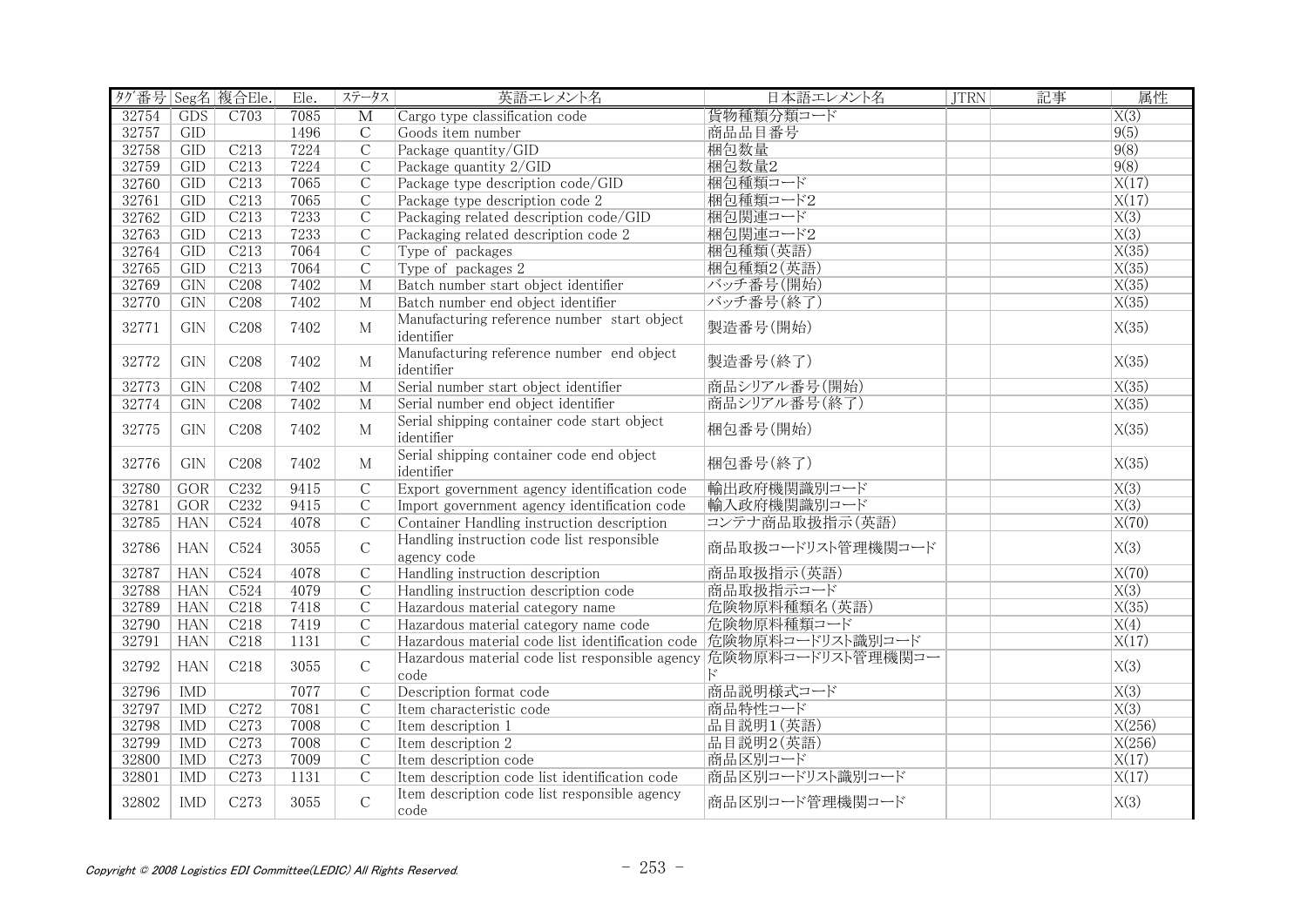| ﾀｸﾞ番号 | Seg名 | 複合Ele. | Ele. | ｽﾃｰﾀｽ | 英語エレメント名 | 日本語エレメント名 | JTRN | 記事 | 属性 |
|---|---|---|---|---|---|---|---|---|---|
| 32754 | GDS | C703 | 7085 | M | Cargo type classification code | 貨物種類分類コード | | | X(3) |
| 32757 | GID | | 1496 | C | Goods item number | 商品品目番号 | | | 9(5) |
| 32758 | GID | C213 | 7224 | C | Package quantity/GID | 梱包数量 | | | 9(8) |
| 32759 | GID | C213 | 7224 | C | Package quantity 2/GID | 梱包数量2 | | | 9(8) |
| 32760 | GID | C213 | 7065 | C | Package type description code/GID | 梱包種類コード | | | X(17) |
| 32761 | GID | C213 | 7065 | C | Package type description code 2 | 梱包種類コード2 | | | X(17) |
| 32762 | GID | C213 | 7233 | C | Packaging related description code/GID | 梱包関連コード | | | X(3) |
| 32763 | GID | C213 | 7233 | C | Packaging related description code 2 | 梱包関連コード2 | | | X(3) |
| 32764 | GID | C213 | 7064 | C | Type of packages | 梱包種類(英語) | | | X(35) |
| 32765 | GID | C213 | 7064 | C | Type of packages 2 | 梱包種類2(英語) | | | X(35) |
| 32769 | GIN | C208 | 7402 | M | Batch number start object identifier | バッチ番号(開始) | | | X(35) |
| 32770 | GIN | C208 | 7402 | M | Batch number end object identifier | バッチ番号(終了) | | | X(35) |
| 32771 | GIN | C208 | 7402 | M | Manufacturing reference number start object identifier | 製造番号(開始) | | | X(35) |
| 32772 | GIN | C208 | 7402 | M | Manufacturing reference number end object identifier | 製造番号(終了) | | | X(35) |
| 32773 | GIN | C208 | 7402 | M | Serial number start object identifier | 商品シリアル番号(開始) | | | X(35) |
| 32774 | GIN | C208 | 7402 | M | Serial number end object identifier | 商品シリアル番号(終了) | | | X(35) |
| 32775 | GIN | C208 | 7402 | M | Serial shipping container code start object identifier | 梱包番号(開始) | | | X(35) |
| 32776 | GIN | C208 | 7402 | M | Serial shipping container code end object identifier | 梱包番号(終了) | | | X(35) |
| 32780 | GOR | C232 | 9415 | C | Export government agency identification code | 輸出政府機関識別コード | | | X(3) |
| 32781 | GOR | C232 | 9415 | C | Import government agency identification code | 輸入政府機関識別コード | | | X(3) |
| 32785 | HAN | C524 | 4078 | C | Container Handling instruction description | コンテナ商品取扱指示(英語) | | | X(70) |
| 32786 | HAN | C524 | 3055 | C | Handling instruction code list responsible agency code | 商品取扱コードリスト管理機関コード | | | X(3) |
| 32787 | HAN | C524 | 4078 | C | Handling instruction description | 商品取扱指示(英語) | | | X(70) |
| 32788 | HAN | C524 | 4079 | C | Handling instruction description code | 商品取扱指示コード | | | X(3) |
| 32789 | HAN | C218 | 7418 | C | Hazardous material category name | 危険物原料種類名(英語) | | | X(35) |
| 32790 | HAN | C218 | 7419 | C | Hazardous material category name code | 危険物原料種類コード | | | X(4) |
| 32791 | HAN | C218 | 1131 | C | Hazardous material code list identification code | 危険物原料コードリスト識別コード | | | X(17) |
| 32792 | HAN | C218 | 3055 | C | Hazardous material code list responsible agency code | 危険物原料コードリスト管理機関コード | | | X(3) |
| 32796 | IMD | | 7077 | C | Description format code | 商品説明様式コード | | | X(3) |
| 32797 | IMD | C272 | 7081 | C | Item characteristic code | 商品特性コード | | | X(3) |
| 32798 | IMD | C273 | 7008 | C | Item description 1 | 品目説明1(英語) | | | X(256) |
| 32799 | IMD | C273 | 7008 | C | Item description 2 | 品目説明2(英語) | | | X(256) |
| 32800 | IMD | C273 | 7009 | C | Item description code | 商品区別コード | | | X(17) |
| 32801 | IMD | C273 | 1131 | C | Item description code list identification code | 商品区別コードリスト識別コード | | | X(17) |
| 32802 | IMD | C273 | 3055 | C | Item description code list responsible agency code | 商品区別コード管理機関コード | | | X(3) |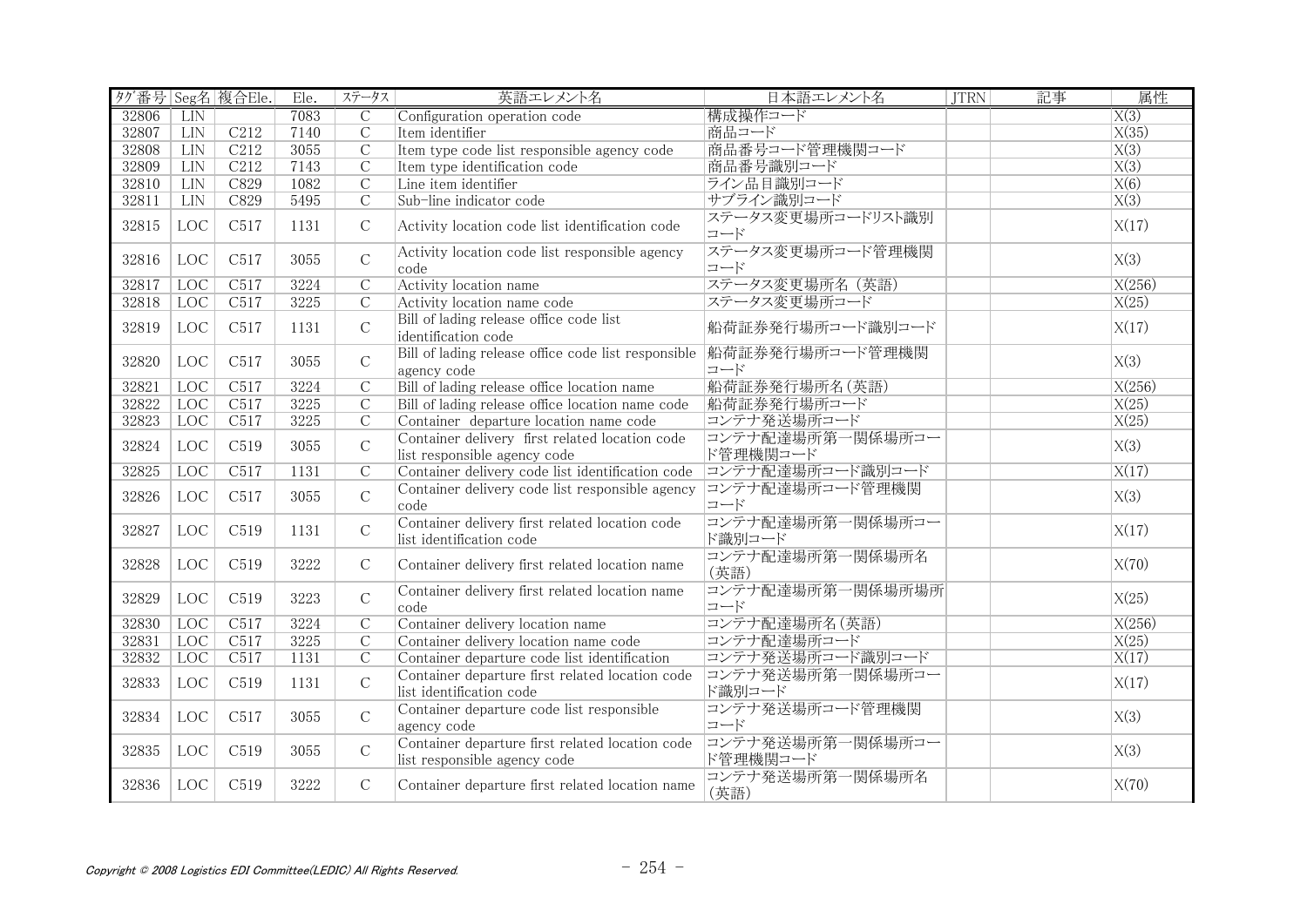| ﾀｸﾞ番号 | Seg名 | 複合Ele. | Ele. | ステータス | 英語エレメント名 | 日本語エレメント名 | JTRN | 記事 | 属性 |
|---|---|---|---|---|---|---|---|---|---|
| 32806 | LIN | | 7083 | C | Configuration operation code | 構成操作コード | | | X(3) |
| 32807 | LIN | C212 | 7140 | C | Item identifier | 商品コード | | | X(35) |
| 32808 | LIN | C212 | 3055 | C | Item type code list responsible agency code | 商品番号コード管理機関コード | | | X(3) |
| 32809 | LIN | C212 | 7143 | C | Item type identification code | 商品番号識別コード | | | X(3) |
| 32810 | LIN | C829 | 1082 | C | Line item identifier | ライン品目識別コード | | | X(6) |
| 32811 | LIN | C829 | 5495 | C | Sub-line indicator code | サブライン識別コード | | | X(3) |
| 32815 | LOC | C517 | 1131 | C | Activity location code list identification code | ステータス変更場所コードリスト識別コード | | | X(17) |
| 32816 | LOC | C517 | 3055 | C | Activity location code list responsible agency code | ステータス変更場所コード管理機関コード | | | X(3) |
| 32817 | LOC | C517 | 3224 | C | Activity location name | ステータス変更場所名（英語） | | | X(256) |
| 32818 | LOC | C517 | 3225 | C | Activity location name code | ステータス変更場所コード | | | X(25) |
| 32819 | LOC | C517 | 1131 | C | Bill of lading release office code list identification code | 船荷証券発行場所コード識別コード | | | X(17) |
| 32820 | LOC | C517 | 3055 | C | Bill of lading release office code list responsible agency code | 船荷証券発行場所コード管理機関コード | | | X(3) |
| 32821 | LOC | C517 | 3224 | C | Bill of lading release office location name | 船荷証券発行場所名(英語) | | | X(256) |
| 32822 | LOC | C517 | 3225 | C | Bill of lading release office location name code | 船荷証券発行場所コード | | | X(25) |
| 32823 | LOC | C517 | 3225 | C | Container departure location name code | コンテナ発送場所コード | | | X(25) |
| 32824 | LOC | C519 | 3055 | C | Container delivery first related location code list responsible agency code | コンテナ配達場所第一関係場所コード管理機関コード | | | X(3) |
| 32825 | LOC | C517 | 1131 | C | Container delivery code list identification code | コンテナ配達場所コード識別コード | | | X(17) |
| 32826 | LOC | C517 | 3055 | C | Container delivery code list responsible agency code | コンテナ配達場所コード管理機関コード | | | X(3) |
| 32827 | LOC | C519 | 1131 | C | Container delivery first related location code list identification code | コンテナ配達場所第一関係場所コード識別コード | | | X(17) |
| 32828 | LOC | C519 | 3222 | C | Container delivery first related location name | コンテナ配達場所第一関係場所名(英語) | | | X(70) |
| 32829 | LOC | C519 | 3223 | C | Container delivery first related location name code | コンテナ配達場所第一関係場所場所コード | | | X(25) |
| 32830 | LOC | C517 | 3224 | C | Container delivery location name | コンテナ配達場所名(英語) | | | X(256) |
| 32831 | LOC | C517 | 3225 | C | Container delivery location name code | コンテナ配達場所コード | | | X(25) |
| 32832 | LOC | C517 | 1131 | C | Container departure code list identification | コンテナ発送場所コード識別コード | | | X(17) |
| 32833 | LOC | C519 | 1131 | C | Container departure first related location code list identification code | コンテナ発送場所第一関係場所コード識別コード | | | X(17) |
| 32834 | LOC | C517 | 3055 | C | Container departure code list responsible agency code | コンテナ発送場所コード管理機関コード | | | X(3) |
| 32835 | LOC | C519 | 3055 | C | Container departure first related location code list responsible agency code | コンテナ発送場所第一関係場所コード管理機関コード | | | X(3) |
| 32836 | LOC | C519 | 3222 | C | Container departure first related location name | コンテナ発送場所第一関係場所名(英語) | | | X(70) |

*Copyright © 2008 Logistics EDI Committee(LEDIC) All Rights Reserved.*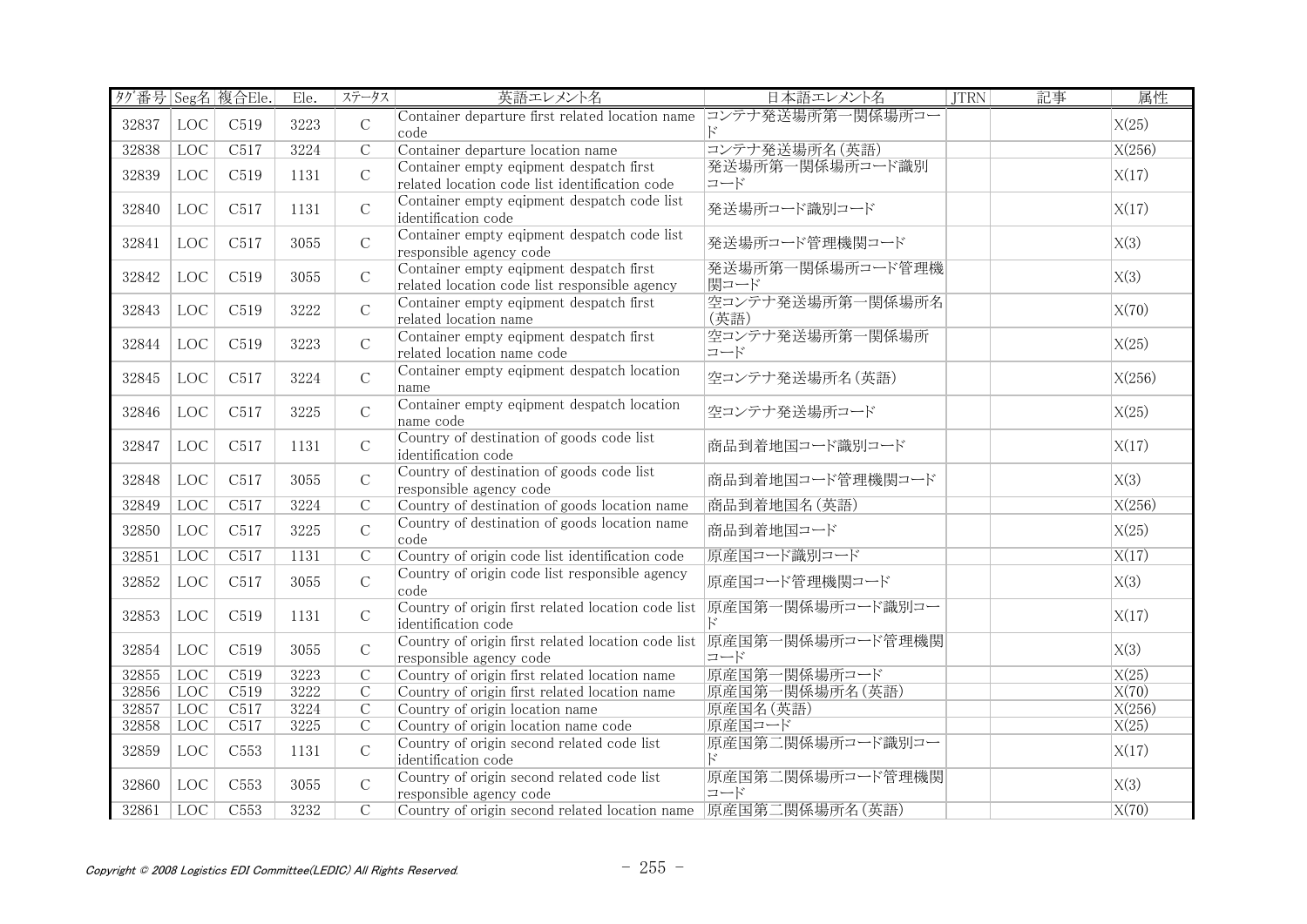| ﾀｸﾞ番号 | Seg名 | 複合Ele. | Ele. | ｽﾃｰﾀｽ | 英語エレメント名 | 日本語エレメント名 | JTRN | 記事 | 属性 |
|---|---|---|---|---|---|---|---|---|---|
| 32837 | LOC | C519 | 3223 | C | Container departure first related location name code | コンテナ発送場所第一関係場所コード | | | X(25) |
| 32838 | LOC | C517 | 3224 | C | Container departure location name | コンテナ発送場所名(英語) | | | X(256) |
| 32839 | LOC | C519 | 1131 | C | Container empty eqipment despatch first related location code list identification code | 発送場所第一関係場所コード識別コード | | | X(17) |
| 32840 | LOC | C517 | 1131 | C | Container empty eqipment despatch code list identification code | 発送場所コード識別コード | | | X(17) |
| 32841 | LOC | C517 | 3055 | C | Container empty eqipment despatch code list responsible agency code | 発送場所コード管理機関コード | | | X(3) |
| 32842 | LOC | C519 | 3055 | C | Container empty eqipment despatch first related location code list responsible agency | 発送場所第一関係場所コード管理機関コード | | | X(3) |
| 32843 | LOC | C519 | 3222 | C | Container empty eqipment despatch first related location name | 空コンテナ発送場所第一関係場所名(英語) | | | X(70) |
| 32844 | LOC | C519 | 3223 | C | Container empty eqipment despatch first related location name code | 空コンテナ発送場所第一関係場所コード | | | X(25) |
| 32845 | LOC | C517 | 3224 | C | Container empty eqipment despatch location name | 空コンテナ発送場所名(英語) | | | X(256) |
| 32846 | LOC | C517 | 3225 | C | Container empty eqipment despatch location name code | 空コンテナ発送場所コード | | | X(25) |
| 32847 | LOC | C517 | 1131 | C | Country of destination of goods code list identification code | 商品到着地国コード識別コード | | | X(17) |
| 32848 | LOC | C517 | 3055 | C | Country of destination of goods code list responsible agency code | 商品到着地国コード管理機関コード | | | X(3) |
| 32849 | LOC | C517 | 3224 | C | Country of destination of goods location name | 商品到着地国名(英語) | | | X(256) |
| 32850 | LOC | C517 | 3225 | C | Country of destination of goods location name code | 商品到着地国コード | | | X(25) |
| 32851 | LOC | C517 | 1131 | C | Country of origin code list identification code | 原産国コード識別コード | | | X(17) |
| 32852 | LOC | C517 | 3055 | C | Country of origin code list responsible agency code | 原産国コード管理機関コード | | | X(3) |
| 32853 | LOC | C519 | 1131 | C | Country of origin first related location code list identification code | 原産国第一関係場所コード識別コード | | | X(17) |
| 32854 | LOC | C519 | 3055 | C | Country of origin first related location code list responsible agency code | 原産国第一関係場所コード管理機関コード | | | X(3) |
| 32855 | LOC | C519 | 3223 | C | Country of origin first related location name | 原産国第一関係場所コード | | | X(25) |
| 32856 | LOC | C519 | 3222 | C | Country of origin first related location name | 原産国第一関係場所名(英語) | | | X(70) |
| 32857 | LOC | C517 | 3224 | C | Country of origin location name | 原産国名(英語) | | | X(256) |
| 32858 | LOC | C517 | 3225 | C | Country of origin location name code | 原産国コード | | | X(25) |
| 32859 | LOC | C553 | 1131 | C | Country of origin second related code list identification code | 原産国第二関係場所コード識別コード | | | X(17) |
| 32860 | LOC | C553 | 3055 | C | Country of origin second related code list responsible agency code | 原産国第二関係場所コード管理機関コード | | | X(3) |
| 32861 | LOC | C553 | 3232 | C | Country of origin second related location name | 原産国第二関係場所名(英語) | | | X(70) |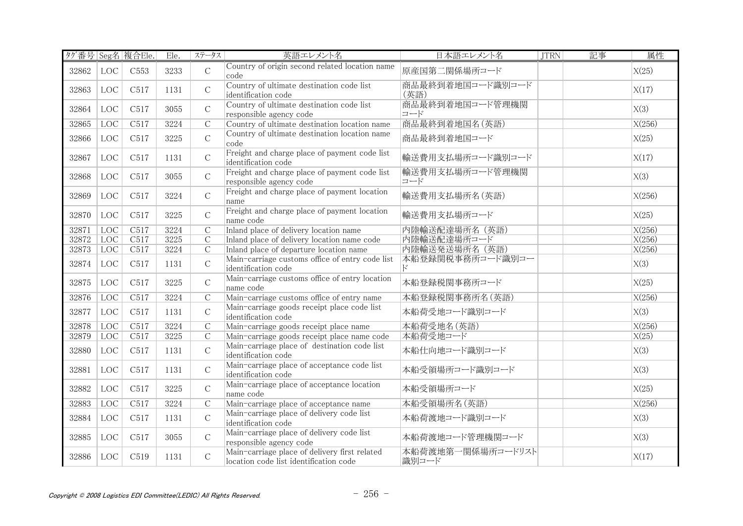| ﾀｸﾞ番号 | Seg名 | 複合Ele. | Ele. | ｽﾃｰﾀｽ | 英語エレメント名 | 日本語エレメント名 | JTRN | 記事 | 属性 |
|---|---|---|---|---|---|---|---|---|---|
| 32862 | LOC | C553 | 3233 | C | Country of origin second related location name code | 原産国第二関係場所コード | | | X(25) |
| 32863 | LOC | C517 | 1131 | C | Country of ultimate destination code list identification code | 商品最終到着地国コード識別コード(英語) | | | X(17) |
| 32864 | LOC | C517 | 3055 | C | Country of ultimate destination code list responsible agency code | 商品最終到着地国コード管理機関コード | | | X(3) |
| 32865 | LOC | C517 | 3224 | C | Country of ultimate destination location name | 商品最終到着地国名(英語) | | | X(256) |
| 32866 | LOC | C517 | 3225 | C | Country of ultimate destination location name code | 商品最終到着地国コード | | | X(25) |
| 32867 | LOC | C517 | 1131 | C | Freight and charge place of payment code list identification code | 輸送費用支払場所コード識別コード | | | X(17) |
| 32868 | LOC | C517 | 3055 | C | Freight and charge place of payment code list responsible agency code | 輸送費用支払場所コード管理機関コード | | | X(3) |
| 32869 | LOC | C517 | 3224 | C | Freight and charge place of payment location name | 輸送費用支払場所名(英語) | | | X(256) |
| 32870 | LOC | C517 | 3225 | C | Freight and charge place of payment location name code | 輸送費用支払場所コード | | | X(25) |
| 32871 | LOC | C517 | 3224 | C | Inland place of delivery location name | 内陸輸送配達場所名 (英語) | | | X(256) |
| 32872 | LOC | C517 | 3225 | C | Inland place of delivery location name code | 内陸輸送配達場所コード | | | X(256) |
| 32873 | LOC | C517 | 3224 | C | Inland place of departure location name | 内陸輸送発送場所名 (英語) | | | X(256) |
| 32874 | LOC | C517 | 1131 | C | Main-carriage customs office of entry code list identification code | 本船登録関税事務所コード識別コード | | | X(3) |
| 32875 | LOC | C517 | 3225 | C | Main-carriage customs office of entry location name code | 本船登録税関事務所コード | | | X(25) |
| 32876 | LOC | C517 | 3224 | C | Main-carriage customs office of entry name | 本船登録税関事務所名(英語) | | | X(256) |
| 32877 | LOC | C517 | 1131 | C | Main-carriage goods receipt place code list identification code | 本船荷受地コード識別コード | | | X(3) |
| 32878 | LOC | C517 | 3224 | C | Main-carriage goods receipt place name | 本船荷受地名(英語) | | | X(256) |
| 32879 | LOC | C517 | 3225 | C | Main-carriage goods receipt place name code | 本船荷受地コード | | | X(25) |
| 32880 | LOC | C517 | 1131 | C | Main-carriage place of  destination code list identification code | 本船仕向地コード識別コード | | | X(3) |
| 32881 | LOC | C517 | 1131 | C | Main-carriage place of acceptance code list identification code | 本船受領場所コード識別コード | | | X(3) |
| 32882 | LOC | C517 | 3225 | C | Main-carriage place of acceptance location name code | 本船受領場所コード | | | X(25) |
| 32883 | LOC | C517 | 3224 | C | Main-carriage place of acceptance name | 本船受領場所名(英語) | | | X(256) |
| 32884 | LOC | C517 | 1131 | C | Main-carriage place of delivery code list identification code | 本船荷渡地コード識別コード | | | X(3) |
| 32885 | LOC | C517 | 3055 | C | Main-carriage place of delivery code list responsible agency code | 本船荷渡地コード管理機関コード | | | X(3) |
| 32886 | LOC | C519 | 1131 | C | Main-carriage place of delivery first related location code list identification code | 本船荷渡地第一関係場所コードリスト識別コード | | | X(17) |

*Copyright © 2008 Logistics EDI Committee(LEDIC) All Rights Reserved.*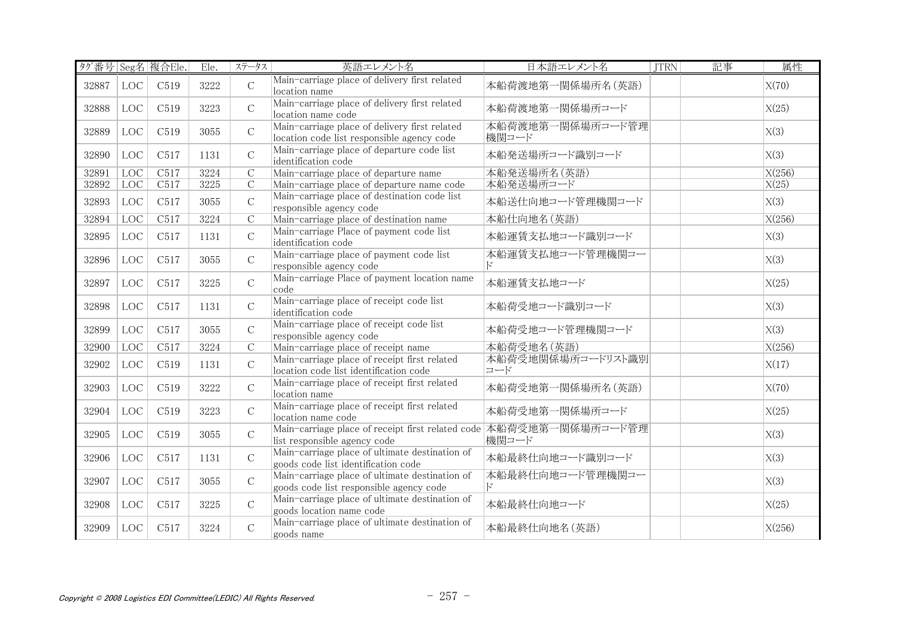| ﾀｸﾞ番号 | Seg名 | 複合Ele. | Ele. | ｽﾃｰﾀｽ | 英語エレメント名 | 日本語エレメント名 | JTRN | 記事 | 属性 |
|---|---|---|---|---|---|---|---|---|---|
| 32887 | LOC | C519 | 3222 | C | Main-carriage place of delivery first related location name | 本船荷渡地第一関係場所名(英語) | | | X(70) |
| 32888 | LOC | C519 | 3223 | C | Main-carriage place of delivery first related location name code | 本船荷渡地第一関係場所コード | | | X(25) |
| 32889 | LOC | C519 | 3055 | C | Main-carriage place of delivery first related location code list responsible agency code | 本船荷渡地第一関係場所コード管理機関コード | | | X(3) |
| 32890 | LOC | C517 | 1131 | C | Main-carriage place of departure code list identification code | 本船発送場所コード識別コード | | | X(3) |
| 32891 | LOC | C517 | 3224 | C | Main-carriage place of departure name | 本船発送場所名(英語) | | | X(256) |
| 32892 | LOC | C517 | 3225 | C | Main-carriage place of departure name code | 本船発送場所コード | | | X(25) |
| 32893 | LOC | C517 | 3055 | C | Main-carriage place of destination code list responsible agency code | 本船送仕向地コード管理機関コード | | | X(3) |
| 32894 | LOC | C517 | 3224 | C | Main-carriage place of destination name | 本船仕向地名(英語) | | | X(256) |
| 32895 | LOC | C517 | 1131 | C | Main-carriage Place of payment code list identification code | 本船運賃支払地コード識別コード | | | X(3) |
| 32896 | LOC | C517 | 3055 | C | Main-carriage place of payment code list responsible agency code | 本船運賃支払地コード管理機関コード | | | X(3) |
| 32897 | LOC | C517 | 3225 | C | Main-carriage Place of payment location name code | 本船運賃支払地コード | | | X(25) |
| 32898 | LOC | C517 | 1131 | C | Main-carriage place of receipt code list identification code | 本船荷受地コード識別コード | | | X(3) |
| 32899 | LOC | C517 | 3055 | C | Main-carriage place of receipt code list responsible agency code | 本船荷受地コード管理機関コード | | | X(3) |
| 32900 | LOC | C517 | 3224 | C | Main-carriage place of receipt name | 本船荷受地名(英語) | | | X(256) |
| 32902 | LOC | C519 | 1131 | C | Main-carriage place of receipt first related location code list identification code | 本船荷受地関係場所コードリスト識別コード | | | X(17) |
| 32903 | LOC | C519 | 3222 | C | Main-carriage place of receipt first related location name | 本船荷受地第一関係場所名(英語) | | | X(70) |
| 32904 | LOC | C519 | 3223 | C | Main-carriage place of receipt first related location name code | 本船荷受地第一関係場所コード | | | X(25) |
| 32905 | LOC | C519 | 3055 | C | Main-carriage place of receipt first related code list responsible agency code | 本船荷受地第一関係場所コード管理機関コード | | | X(3) |
| 32906 | LOC | C517 | 1131 | C | Main-carriage place of ultimate destination of goods code list identification code | 本船最終仕向地コード識別コード | | | X(3) |
| 32907 | LOC | C517 | 3055 | C | Main-carriage place of ultimate destination of goods code list responsible agency code | 本船最終仕向地コード管理機関コード | | | X(3) |
| 32908 | LOC | C517 | 3225 | C | Main-carriage place of ultimate destination of goods location name code | 本船最終仕向地コード | | | X(25) |
| 32909 | LOC | C517 | 3224 | C | Main-carriage place of ultimate destination of goods name | 本船最終仕向地名(英語) | | | X(256) |

*Copyright © 2008 Logistics EDI Committee(LEDIC) All Rights Reserved.*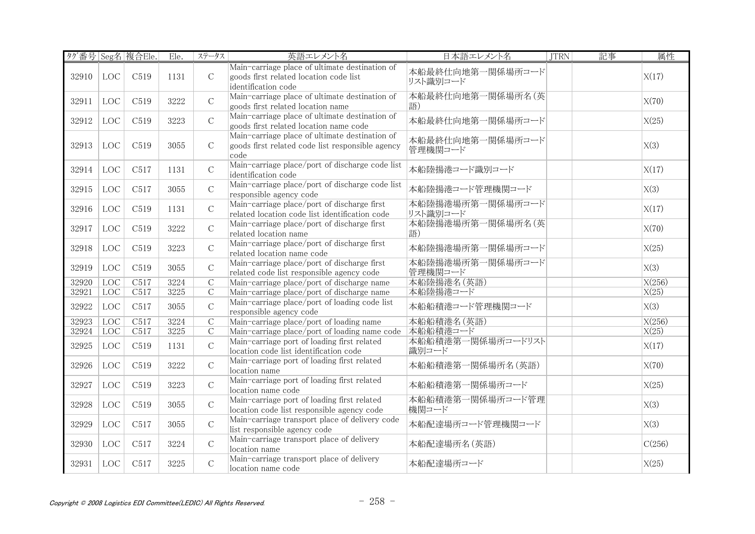| ﾀｸﾞ番号 | Seg名 | 複合Ele. | Ele. | ｽﾃｰﾀｽ | 英語エレメント名 | 日本語エレメント名 | JTRN | 記事 | 属性 |
|---|---|---|---|---|---|---|---|---|---|
| 32910 | LOC | C519 | 1131 | C | Main-carriage place of ultimate destination of goods first related location code list identification code | 本船最終仕向地第一関係場所コードリスト識別コード | | | X(17) |
| 32911 | LOC | C519 | 3222 | C | Main-carriage place of ultimate destination of goods first related location name | 本船最終仕向地第一関係場所名(英語) | | | X(70) |
| 32912 | LOC | C519 | 3223 | C | Main-carriage place of ultimate destination of goods first related location name code | 本船最終仕向地第一関係場所コード | | | X(25) |
| 32913 | LOC | C519 | 3055 | C | Main-carriage place of ultimate destination of goods first related code list responsible agency code | 本船最終仕向地第一関係場所コード管理機関コード | | | X(3) |
| 32914 | LOC | C517 | 1131 | C | Main-carriage place/port of discharge code list identification code | 本船陸揚港コード識別コード | | | X(17) |
| 32915 | LOC | C517 | 3055 | C | Main-carriage place/port of discharge code list responsible agency code | 本船陸揚港コード管理機関コード | | | X(3) |
| 32916 | LOC | C519 | 1131 | C | Main-carriage place/port of discharge first related location code list identification code | 本船陸揚港場所第一関係場所コードリスト識別コード | | | X(17) |
| 32917 | LOC | C519 | 3222 | C | Main-carriage place/port of discharge first related location name | 本船陸揚港場所第一関係場所名(英語) | | | X(70) |
| 32918 | LOC | C519 | 3223 | C | Main-carriage place/port of discharge first related location name code | 本船陸揚港場所第一関係場所コード | | | X(25) |
| 32919 | LOC | C519 | 3055 | C | Main-carriage place/port of discharge first related code list responsible agency code | 本船陸揚港場所第一関係場所コード管理機関コード | | | X(3) |
| 32920 | LOC | C517 | 3224 | C | Main-carriage place/port of discharge name | 本船陸揚港名(英語) | | | X(256) |
| 32921 | LOC | C517 | 3225 | C | Main-carriage place/port of discharge name | 本船陸揚港コード | | | X(25) |
| 32922 | LOC | C517 | 3055 | C | Main-carriage place/port of loading code list responsible agency code | 本船船積港コード管理機関コード | | | X(3) |
| 32923 | LOC | C517 | 3224 | C | Main-carriage place/port of loading name | 本船船積港名(英語) | | | X(256) |
| 32924 | LOC | C517 | 3225 | C | Main-carriage place/port of loading name code | 本船船積港コード | | | X(25) |
| 32925 | LOC | C519 | 1131 | C | Main-carriage port of loading first related location code list identification code | 本船船積港第一関係場所コードリスト識別コード | | | X(17) |
| 32926 | LOC | C519 | 3222 | C | Main-carriage port of loading first related location name | 本船船積港第一関係場所名(英語) | | | X(70) |
| 32927 | LOC | C519 | 3223 | C | Main-carriage port of loading first related location name code | 本船船積港第一関係場所コード | | | X(25) |
| 32928 | LOC | C519 | 3055 | C | Main-carriage port of loading first related location code list responsible agency code | 本船船積港第一関係場所コード管理機関コード | | | X(3) |
| 32929 | LOC | C517 | 3055 | C | Main-carriage transport place of delivery code list responsible agency code | 本船配達場所コード管理機関コード | | | X(3) |
| 32930 | LOC | C517 | 3224 | C | Main-carriage transport place of delivery location name | 本船配達場所名(英語) | | | C(256) |
| 32931 | LOC | C517 | 3225 | C | Main-carriage transport place of delivery location name code | 本船配達場所コード | | | X(25) |

*Copyright © 2008 Logistics EDI Committee(LEDIC) All Rights Reserved.*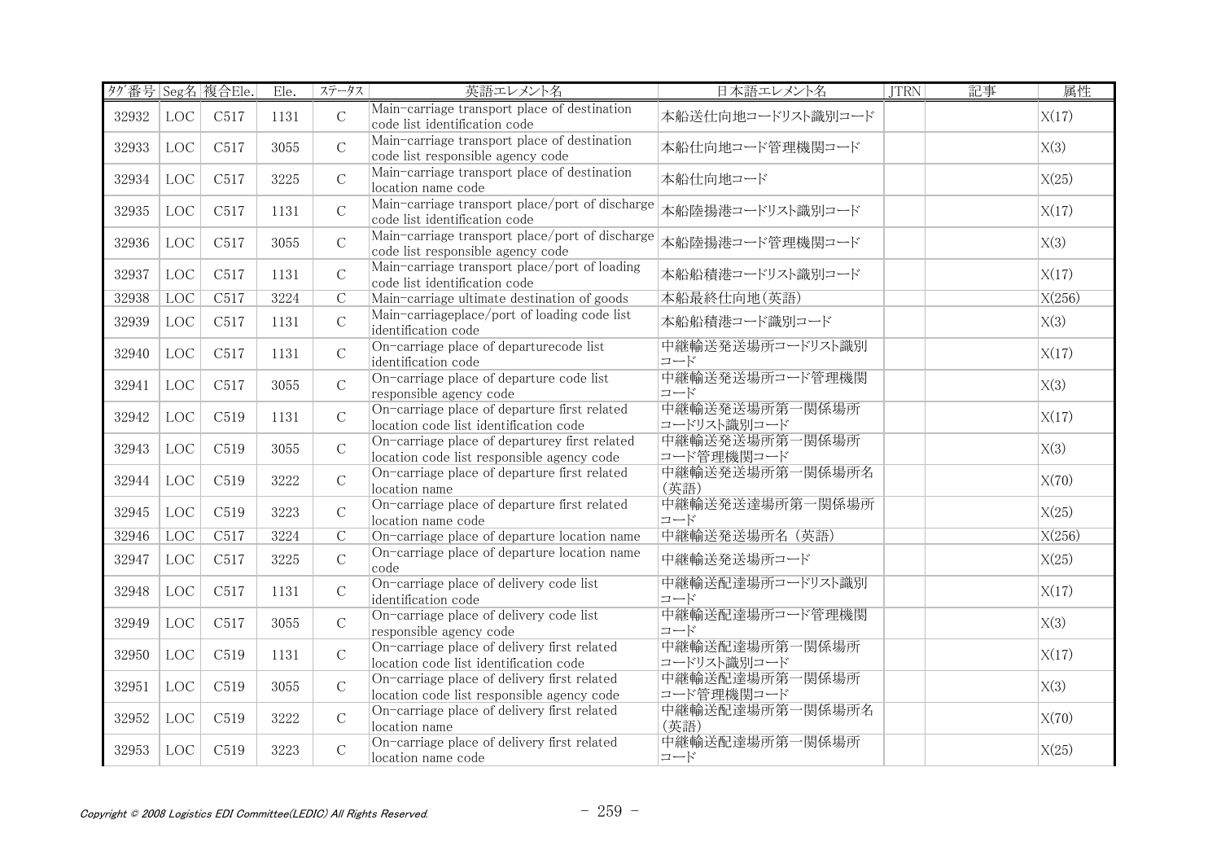| ﾀｸﾞ番号 | Seg名 | 複合Ele. | Ele. | ｽﾃｰﾀｽ | 英語エレメント名 | 日本語エレメント名 | JTRN | 記事 | 属性 |
|---|---|---|---|---|---|---|---|---|---|
| 32932 | LOC | C517 | 1131 | C | Main-carriage transport place of destination code list identification code | 本船送仕向地コードリスト識別コード | | | X(17) |
| 32933 | LOC | C517 | 3055 | C | Main-carriage transport place of destination code list responsible agency code | 本船仕向地コード管理機関コード | | | X(3) |
| 32934 | LOC | C517 | 3225 | C | Main-carriage transport place of destination location name code | 本船仕向地コード | | | X(25) |
| 32935 | LOC | C517 | 1131 | C | Main-carriage transport place/port of discharge code list identification code | 本船陸揚港コードリスト識別コード | | | X(17) |
| 32936 | LOC | C517 | 3055 | C | Main-carriage transport place/port of discharge code list responsible agency code | 本船陸揚港コード管理機関コード | | | X(3) |
| 32937 | LOC | C517 | 1131 | C | Main-carriage transport place/port of loading code list identification code | 本船船積港コードリスト識別コード | | | X(17) |
| 32938 | LOC | C517 | 3224 | C | Main-carriage ultimate destination of goods | 本船最終仕向地(英語) | | | X(256) |
| 32939 | LOC | C517 | 1131 | C | Main-carriageplace/port of loading code list identification code | 本船船積港コード識別コード | | | X(3) |
| 32940 | LOC | C517 | 1131 | C | On-carriage place of departurecode list identification code | 中継輸送発送場所コードリスト識別コード | | | X(17) |
| 32941 | LOC | C517 | 3055 | C | On-carriage place of departure code list responsible agency code | 中継輸送発送場所コード管理機関コード | | | X(3) |
| 32942 | LOC | C519 | 1131 | C | On-carriage place of departure first related location code list identification code | 中継輸送発送場所第一関係場所コードリスト識別コード | | | X(17) |
| 32943 | LOC | C519 | 3055 | C | On-carriage place of departurey first related location code list responsible agency code | 中継輸送発送場所第一関係場所コード管理機関コード | | | X(3) |
| 32944 | LOC | C519 | 3222 | C | On-carriage place of departure first related location name | 中継輸送発送場所第一関係場所名(英語) | | | X(70) |
| 32945 | LOC | C519 | 3223 | C | On-carriage place of departure first related location name code | 中継輸送発送達場所第一関係場所コード | | | X(25) |
| 32946 | LOC | C517 | 3224 | C | On-carriage place of departure location name | 中継輸送発送場所名（英語） | | | X(256) |
| 32947 | LOC | C517 | 3225 | C | On-carriage place of departure location name code | 中継輸送発送場所コード | | | X(25) |
| 32948 | LOC | C517 | 1131 | C | On-carriage place of delivery code list identification code | 中継輸送配達場所コードリスト識別コード | | | X(17) |
| 32949 | LOC | C517 | 3055 | C | On-carriage place of delivery code list responsible agency code | 中継輸送配達場所コード管理機関コード | | | X(3) |
| 32950 | LOC | C519 | 1131 | C | On-carriage place of delivery first related location code list identification code | 中継輸送配達場所第一関係場所コードリスト識別コード | | | X(17) |
| 32951 | LOC | C519 | 3055 | C | On-carriage place of delivery first related location code list responsible agency code | 中継輸送配達場所第一関係場所コード管理機関コード | | | X(3) |
| 32952 | LOC | C519 | 3222 | C | On-carriage place of delivery first related location name | 中継輸送配達場所第一関係場所名(英語) | | | X(70) |
| 32953 | LOC | C519 | 3223 | C | On-carriage place of delivery first related location name code | 中継輸送配達場所第一関係場所コード | | | X(25) |

Copyright © 2008 Logistics EDI Committee(LEDIC) All Rights Reserved.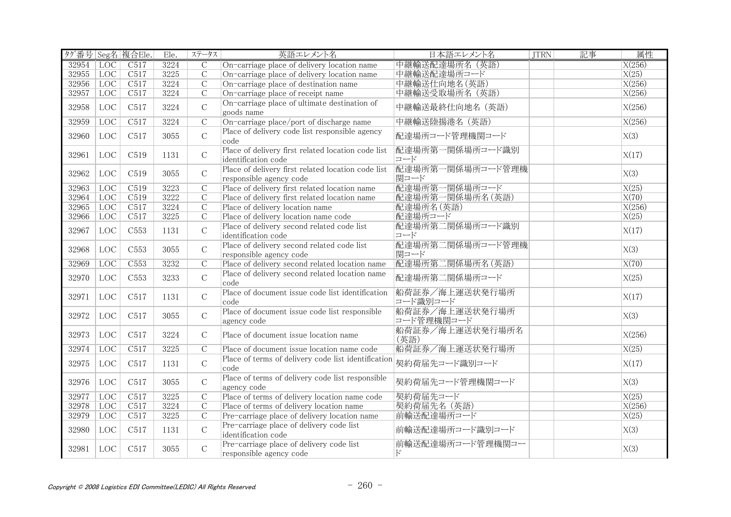| タグ番号 | Seg名 | 複合Ele. | Ele. | ステータス | 英語エレメント名 | 日本語エレメント名 | JTRN | 記事 | 属性 |
|---|---|---|---|---|---|---|---|---|---|
| 32954 | LOC | C517 | 3224 | C | On-carriage place of delivery location name | 中継輸送配達場所名（英語） | | | X(256) |
| 32955 | LOC | C517 | 3225 | C | On-carriage place of delivery location name | 中継輸送配達場所コード | | | X(25) |
| 32956 | LOC | C517 | 3224 | C | On-carriage place of destination name | 中継輸送仕向地名(英語) | | | X(256) |
| 32957 | LOC | C517 | 3224 | C | On-carriage place of receipt name | 中継輸送受取場所名（英語） | | | X(256) |
| 32958 | LOC | C517 | 3224 | C | On-carriage place of ultimate destination of goods name | 中継輸送最終仕向地名（英語） | | | X(256) |
| 32959 | LOC | C517 | 3224 | C | On-carriage place/port of discharge name | 中継輸送陸揚港名（英語） | | | X(256) |
| 32960 | LOC | C517 | 3055 | C | Place of delivery code list responsible agency code | 配達場所コード管理機関コード | | | X(3) |
| 32961 | LOC | C519 | 1131 | C | Place of delivery first related location code list identification code | 配達場所第一関係場所コード識別コード | | | X(17) |
| 32962 | LOC | C519 | 3055 | C | Place of delivery first related location code list responsible agency code | 配達場所第一関係場所コード管理機関コード | | | X(3) |
| 32963 | LOC | C519 | 3223 | C | Place of delivery first related location name | 配達場所第一関係場所コード | | | X(25) |
| 32964 | LOC | C519 | 3222 | C | Place of delivery first related location name | 配達場所第一関係場所名(英語) | | | X(70) |
| 32965 | LOC | C517 | 3224 | C | Place of delivery location name | 配達場所名(英語) | | | X(256) |
| 32966 | LOC | C517 | 3225 | C | Place of delivery location name code | 配達場所コード | | | X(25) |
| 32967 | LOC | C553 | 1131 | C | Place of delivery second related code list identification code | 配達場所第二関係場所コード識別コード | | | X(17) |
| 32968 | LOC | C553 | 3055 | C | Place of delivery second related code list responsible agency code | 配達場所第二関係場所コード管理機関コード | | | X(3) |
| 32969 | LOC | C553 | 3232 | C | Place of delivery second related location name | 配達場所第二関係場所名(英語) | | | X(70) |
| 32970 | LOC | C553 | 3233 | C | Place of delivery second related location name code | 配達場所第二関係場所コード | | | X(25) |
| 32971 | LOC | C517 | 1131 | C | Place of document issue code list identification code | 船荷証券／海上運送状発行場所コード識別コード | | | X(17) |
| 32972 | LOC | C517 | 3055 | C | Place of document issue code list responsible agency code | 船荷証券／海上運送状発行場所コード管理機関コード | | | X(3) |
| 32973 | LOC | C517 | 3224 | C | Place of document issue location name | 船荷証券／海上運送状発行場所名(英語) | | | X(256) |
| 32974 | LOC | C517 | 3225 | C | Place of document issue location name code | 船荷証券／海上運送状発行場所 | | | X(25) |
| 32975 | LOC | C517 | 1131 | C | Place of terms of delivery code list identification code | 契約荷届先コード識別コード | | | X(17) |
| 32976 | LOC | C517 | 3055 | C | Place of terms of delivery code list responsible agency code | 契約荷届先コード管理機関コード | | | X(3) |
| 32977 | LOC | C517 | 3225 | C | Place of terms of delivery location name code | 契約荷届先コード | | | X(25) |
| 32978 | LOC | C517 | 3224 | C | Place of terms of delivery location name | 契約荷届先名（英語） | | | X(256) |
| 32979 | LOC | C517 | 3225 | C | Pre-carriage place of delivery location name | 前輸送配達場所コード | | | X(25) |
| 32980 | LOC | C517 | 1131 | C | Pre-carriage place of delivery code list identification code | 前輸送配達場所コード識別コード | | | X(3) |
| 32981 | LOC | C517 | 3055 | C | Pre-carriage place of delivery code list responsible agency code | 前輸送配達場所コード管理機関コード | | | X(3) |

Copyright © 2008 Logistics EDI Committee(LEDIC) All Rights Reserved.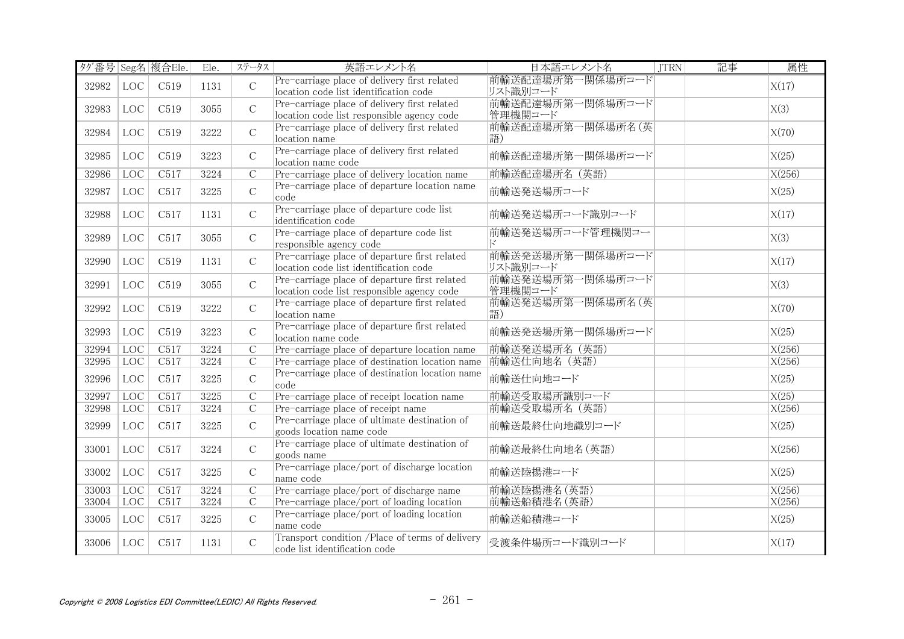| タグ番号 | Seg名 | 複合Ele. | Ele. | ステータス | 英語エレメント名 | 日本語エレメント名 | JTRN | 記事 | 属性 |
|---|---|---|---|---|---|---|---|---|---|
| 32982 | LOC | C519 | 1131 | C | Pre-carriage place of delivery first related location code list identification code | 前輸送配達場所第一関係場所コードリスト識別コード | | | X(17) |
| 32983 | LOC | C519 | 3055 | C | Pre-carriage place of delivery first related location code list responsible agency code | 前輸送配達場所第一関係場所コード管理機関コード | | | X(3) |
| 32984 | LOC | C519 | 3222 | C | Pre-carriage place of delivery first related location name | 前輸送配達場所第一関係場所名(英語) | | | X(70) |
| 32985 | LOC | C519 | 3223 | C | Pre-carriage place of delivery first related location name code | 前輸送配達場所第一関係場所コード | | | X(25) |
| 32986 | LOC | C517 | 3224 | C | Pre-carriage place of delivery location name | 前輸送配達場所名 (英語) | | | X(256) |
| 32987 | LOC | C517 | 3225 | C | Pre-carriage place of departure location name code | 前輸送発送場所コード | | | X(25) |
| 32988 | LOC | C517 | 1131 | C | Pre-carriage place of departure code list identification code | 前輸送発送場所コード識別コード | | | X(17) |
| 32989 | LOC | C517 | 3055 | C | Pre-carriage place of departure code list responsible agency code | 前輸送発送場所コード管理機関コード | | | X(3) |
| 32990 | LOC | C519 | 1131 | C | Pre-carriage place of departure first related location code list identification code | 前輸送発送場所第一関係場所コードリスト識別コード | | | X(17) |
| 32991 | LOC | C519 | 3055 | C | Pre-carriage place of departure first related location code list responsible agency code | 前輸送発送場所第一関係場所コード管理機関コード | | | X(3) |
| 32992 | LOC | C519 | 3222 | C | Pre-carriage place of departure first related location name | 前輸送発送場所第一関係場所名(英語) | | | X(70) |
| 32993 | LOC | C519 | 3223 | C | Pre-carriage place of departure first related location name code | 前輸送発送場所第一関係場所コード | | | X(25) |
| 32994 | LOC | C517 | 3224 | C | Pre-carriage place of departure location name | 前輸送発送場所名 (英語) | | | X(256) |
| 32995 | LOC | C517 | 3224 | C | Pre-carriage place of destination location name | 前輸送仕向地名 (英語) | | | X(256) |
| 32996 | LOC | C517 | 3225 | C | Pre-carriage place of destination location name code | 前輸送仕向地コード | | | X(25) |
| 32997 | LOC | C517 | 3225 | C | Pre-carriage place of receipt location name | 前輸送受取場所識別コード | | | X(25) |
| 32998 | LOC | C517 | 3224 | C | Pre-carriage place of receipt name | 前輸送受取場所名 (英語) | | | X(256) |
| 32999 | LOC | C517 | 3225 | C | Pre-carriage place of ultimate destination of goods location name code | 前輸送最終仕向地識別コード | | | X(25) |
| 33001 | LOC | C517 | 3224 | C | Pre-carriage place of ultimate destination of goods name | 前輸送最終仕向地名(英語) | | | X(256) |
| 33002 | LOC | C517 | 3225 | C | Pre-carriage place/port of discharge location name code | 前輸送陸揚港コード | | | X(25) |
| 33003 | LOC | C517 | 3224 | C | Pre-carriage place/port of discharge name | 前輸送陸揚港名(英語) | | | X(256) |
| 33004 | LOC | C517 | 3224 | C | Pre-carriage place/port of loading location | 前輸送船積港名(英語) | | | X(256) |
| 33005 | LOC | C517 | 3225 | C | Pre-carriage place/port of loading location name code | 前輸送船積港コード | | | X(25) |
| 33006 | LOC | C517 | 1131 | C | Transport condition /Place of terms of delivery code list identification code | 受渡条件場所コード識別コード | | | X(17) |

Copyright © 2008 Logistics EDI Committee(LEDIC) All Rights Reserved.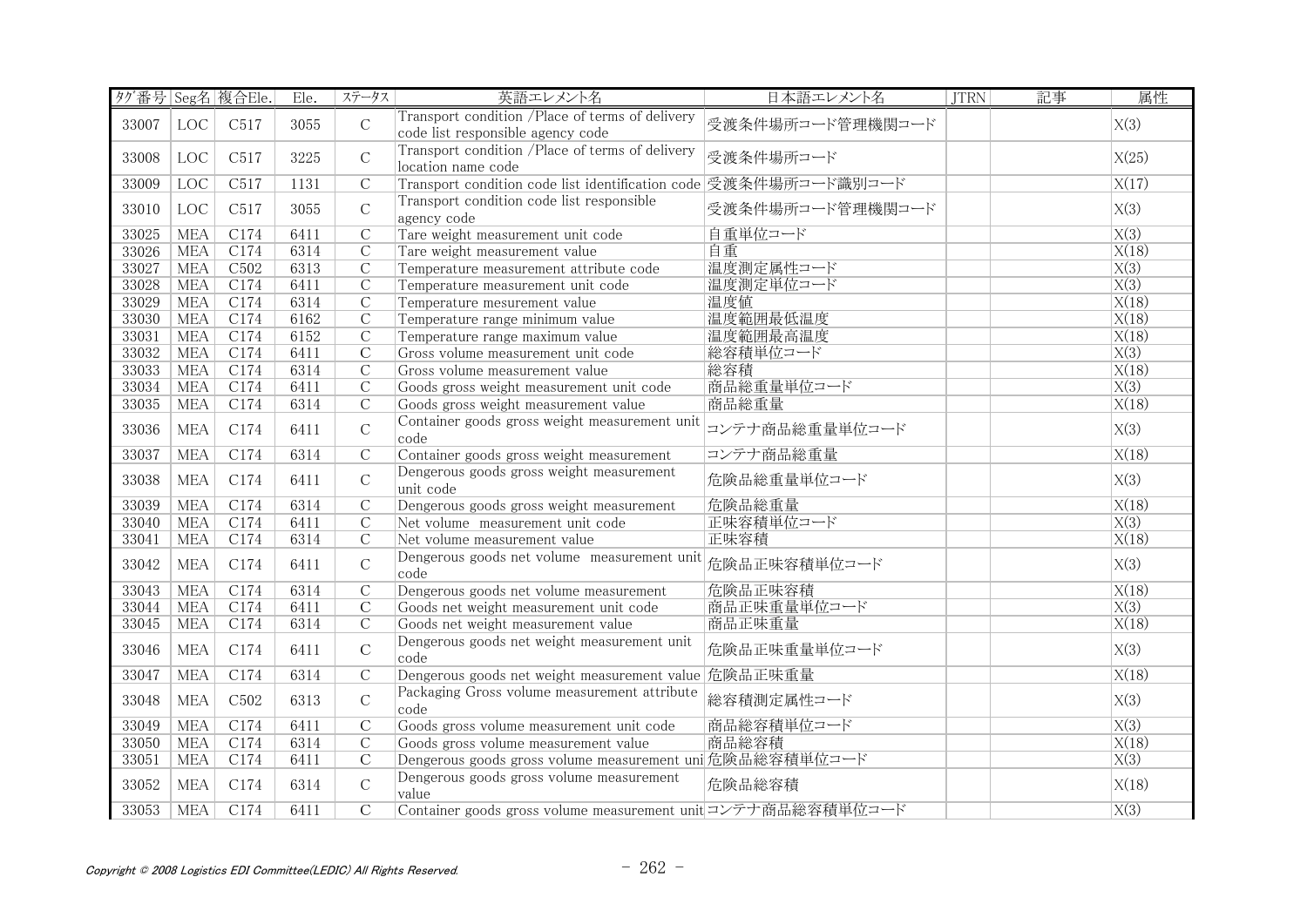| ﾀｸﾞ番号 | Seg名 | 複合Ele. | Ele. | ｽﾃｰﾀｽ | 英語エレメント名 | 日本語エレメント名 | JTRN | 記事 | 属性 |
|---|---|---|---|---|---|---|---|---|---|
| 33007 | LOC | C517 | 3055 | C | Transport condition /Place of terms of delivery code list responsible agency code | 受渡条件場所コード管理機関コード | | | X(3) |
| 33008 | LOC | C517 | 3225 | C | Transport condition /Place of terms of delivery location name code | 受渡条件場所コード | | | X(25) |
| 33009 | LOC | C517 | 1131 | C | Transport condition code list identification code | 受渡条件場所コード識別コード | | | X(17) |
| 33010 | LOC | C517 | 3055 | C | Transport condition code list responsible agency code | 受渡条件場所コード管理機関コード | | | X(3) |
| 33025 | MEA | C174 | 6411 | C | Tare weight measurement unit code | 自重単位コード | | | X(3) |
| 33026 | MEA | C174 | 6314 | C | Tare weight measurement value | 自重 | | | X(18) |
| 33027 | MEA | C502 | 6313 | C | Temperature measurement attribute code | 温度測定属性コード | | | X(3) |
| 33028 | MEA | C174 | 6411 | C | Temperature measurement unit code | 温度測定単位コード | | | X(3) |
| 33029 | MEA | C174 | 6314 | C | Temperature mesurement value | 温度値 | | | X(18) |
| 33030 | MEA | C174 | 6162 | C | Temperature range minimum value | 温度範囲最低温度 | | | X(18) |
| 33031 | MEA | C174 | 6152 | C | Temperature range maximum value | 温度範囲最高温度 | | | X(18) |
| 33032 | MEA | C174 | 6411 | C | Gross volume measurement unit code | 総容積単位コード | | | X(3) |
| 33033 | MEA | C174 | 6314 | C | Gross volume measurement value | 総容積 | | | X(18) |
| 33034 | MEA | C174 | 6411 | C | Goods gross weight measurement unit code | 商品総重量単位コード | | | X(3) |
| 33035 | MEA | C174 | 6314 | C | Goods gross weight measurement value | 商品総重量 | | | X(18) |
| 33036 | MEA | C174 | 6411 | C | Container goods gross weight measurement unit code | コンテナ商品総重量単位コード | | | X(3) |
| 33037 | MEA | C174 | 6314 | C | Container goods gross weight measurement | コンテナ商品総重量 | | | X(18) |
| 33038 | MEA | C174 | 6411 | C | Dengerous goods gross weight measurement unit code | 危険品総重量単位コード | | | X(3) |
| 33039 | MEA | C174 | 6314 | C | Dengerous goods gross weight measurement | 危険品総重量 | | | X(18) |
| 33040 | MEA | C174 | 6411 | C | Net volume measurement unit code | 正味容積単位コード | | | X(3) |
| 33041 | MEA | C174 | 6314 | C | Net volume measurement value | 正味容積 | | | X(18) |
| 33042 | MEA | C174 | 6411 | C | Dengerous goods net volume measurement unit code | 危険品正味容積単位コード | | | X(3) |
| 33043 | MEA | C174 | 6314 | C | Dengerous goods net volume measurement | 危険品正味容積 | | | X(18) |
| 33044 | MEA | C174 | 6411 | C | Goods net weight measurement unit code | 商品正味重量単位コード | | | X(3) |
| 33045 | MEA | C174 | 6314 | C | Goods net weight measurement value | 商品正味重量 | | | X(18) |
| 33046 | MEA | C174 | 6411 | C | Dengerous goods net weight measurement unit code | 危険品正味重量単位コード | | | X(3) |
| 33047 | MEA | C174 | 6314 | C | Dengerous goods net weight measurement value | 危険品正味重量 | | | X(18) |
| 33048 | MEA | C502 | 6313 | C | Packaging Gross volume measurement attribute code | 総容積測定属性コード | | | X(3) |
| 33049 | MEA | C174 | 6411 | C | Goods gross volume measurement unit code | 商品総容積単位コード | | | X(3) |
| 33050 | MEA | C174 | 6314 | C | Goods gross volume measurement value | 商品総容積 | | | X(18) |
| 33051 | MEA | C174 | 6411 | C | Dengerous goods gross volume measurement uni | 危険品総容積単位コード | | | X(3) |
| 33052 | MEA | C174 | 6314 | C | Dengerous goods gross volume measurement value | 危険品総容積 | | | X(18) |
| 33053 | MEA | C174 | 6411 | C | Container goods gross volume measurement unit | コンテナ商品総容積単位コード | | | X(3) |

*Copyright © 2008 Logistics EDI Committee(LEDIC) All Rights Reserved.*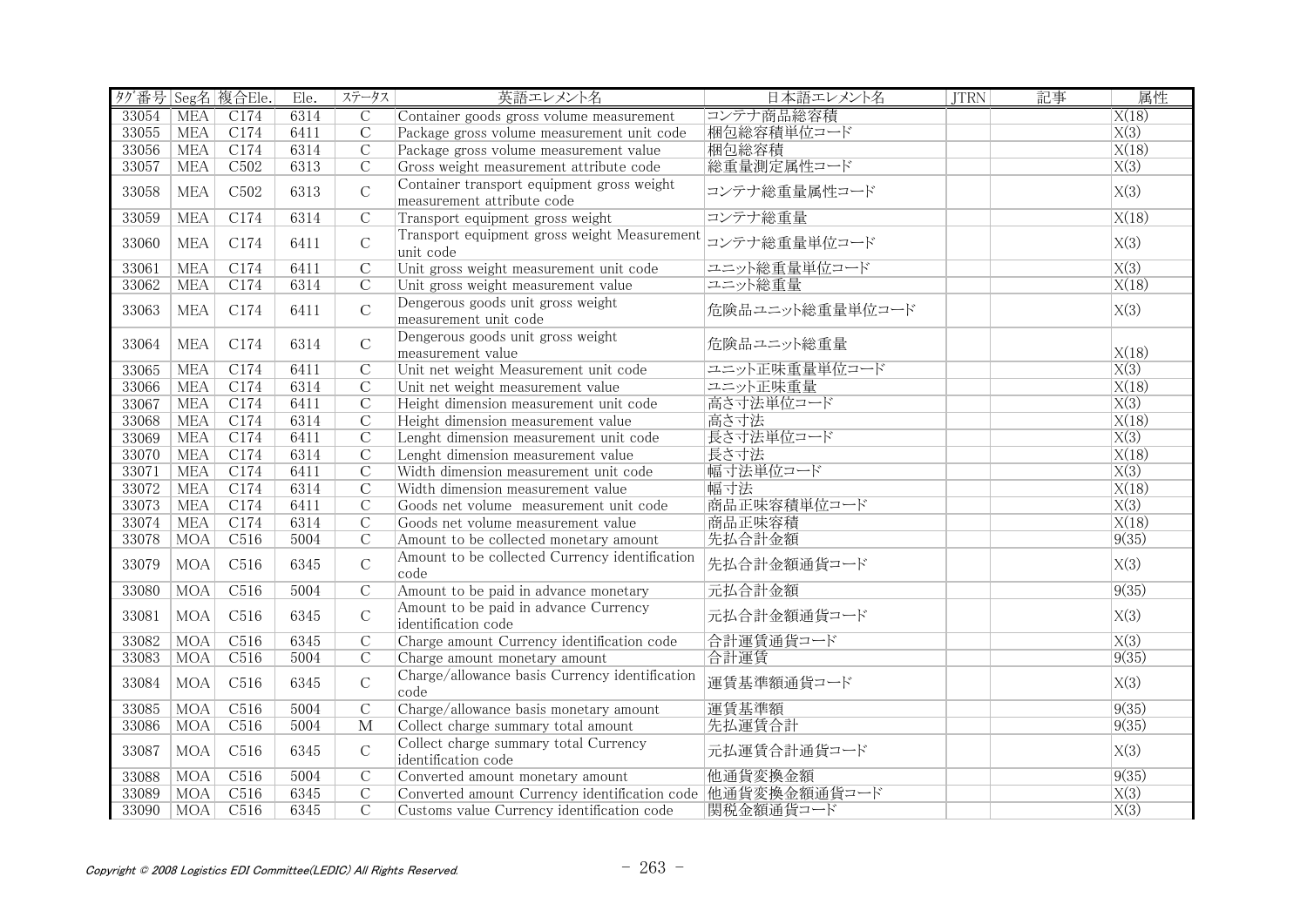| ﾀｸﾞ番号 | Seg名 | 複合Ele. | Ele. | ステータス | 英語エレメント名 | 日本語エレメント名 | JTRN | 記事 | 属性 |
|---|---|---|---|---|---|---|---|---|---|
| 33054 | MEA | C174 | 6314 | C | Container goods gross volume measurement | コンテナ商品総容積 | | | X(18) |
| 33055 | MEA | C174 | 6411 | C | Package gross volume measurement unit code | 梱包総容積単位コード | | | X(3) |
| 33056 | MEA | C174 | 6314 | C | Package gross volume measurement value | 梱包総容積 | | | X(18) |
| 33057 | MEA | C502 | 6313 | C | Gross weight measurement attribute code | 総重量測定属性コード | | | X(3) |
| 33058 | MEA | C502 | 6313 | C | Container transport equipment gross weight measurement attribute code | コンテナ総重量属性コード | | | X(3) |
| 33059 | MEA | C174 | 6314 | C | Transport equipment gross weight | コンテナ総重量 | | | X(18) |
| 33060 | MEA | C174 | 6411 | C | Transport equipment gross weight Measurement unit code | コンテナ総重量単位コード | | | X(3) |
| 33061 | MEA | C174 | 6411 | C | Unit gross weight measurement unit code | ユニット総重量単位コード | | | X(3) |
| 33062 | MEA | C174 | 6314 | C | Unit gross weight measurement value | ユニット総重量 | | | X(18) |
| 33063 | MEA | C174 | 6411 | C | Dengerous goods unit gross weight measurement unit code | 危険品ユニット総重量単位コード | | | X(3) |
| 33064 | MEA | C174 | 6314 | C | Dengerous goods unit gross weight measurement value | 危険品ユニット総重量 | | | X(18) |
| 33065 | MEA | C174 | 6411 | C | Unit net weight Measurement unit code | ユニット正味重量単位コード | | | X(3) |
| 33066 | MEA | C174 | 6314 | C | Unit net weight measurement value | ユニット正味重量 | | | X(18) |
| 33067 | MEA | C174 | 6411 | C | Height dimension measurement unit code | 高さ寸法単位コード | | | X(3) |
| 33068 | MEA | C174 | 6314 | C | Height dimension measurement value | 高さ寸法 | | | X(18) |
| 33069 | MEA | C174 | 6411 | C | Lenght dimension measurement unit code | 長さ寸法単位コード | | | X(3) |
| 33070 | MEA | C174 | 6314 | C | Lenght dimension measurement value | 長さ寸法 | | | X(18) |
| 33071 | MEA | C174 | 6411 | C | Width dimension measurement unit code | 幅寸法単位コード | | | X(3) |
| 33072 | MEA | C174 | 6314 | C | Width dimension measurement value | 幅寸法 | | | X(18) |
| 33073 | MEA | C174 | 6411 | C | Goods net volume measurement unit code | 商品正味容積単位コード | | | X(3) |
| 33074 | MEA | C174 | 6314 | C | Goods net volume measurement value | 商品正味容積 | | | X(18) |
| 33078 | MOA | C516 | 5004 | C | Amount to be collected monetary amount | 先払合計金額 | | | 9(35) |
| 33079 | MOA | C516 | 6345 | C | Amount to be collected Currency identification code | 先払合計金額通貨コード | | | X(3) |
| 33080 | MOA | C516 | 5004 | C | Amount to be paid in advance monetary | 元払合計金額 | | | 9(35) |
| 33081 | MOA | C516 | 6345 | C | Amount to be paid in advance Currency identification code | 元払合計金額通貨コード | | | X(3) |
| 33082 | MOA | C516 | 6345 | C | Charge amount Currency identification code | 合計運賃通貨コード | | | X(3) |
| 33083 | MOA | C516 | 5004 | C | Charge amount monetary amount | 合計運賃 | | | 9(35) |
| 33084 | MOA | C516 | 6345 | C | Charge/allowance basis Currency identification code | 運賃基準額通貨コード | | | X(3) |
| 33085 | MOA | C516 | 5004 | C | Charge/allowance basis monetary amount | 運賃基準額 | | | 9(35) |
| 33086 | MOA | C516 | 5004 | M | Collect charge summary total amount | 先払運賃合計 | | | 9(35) |
| 33087 | MOA | C516 | 6345 | C | Collect charge summary total Currency identification code | 元払運賃合計通貨コード | | | X(3) |
| 33088 | MOA | C516 | 5004 | C | Converted amount monetary amount | 他通貨変換金額 | | | 9(35) |
| 33089 | MOA | C516 | 6345 | C | Converted amount Currency identification code | 他通貨変換金額通貨コード | | | X(3) |
| 33090 | MOA | C516 | 6345 | C | Customs value Currency identification code | 関税金額通貨コード | | | X(3) |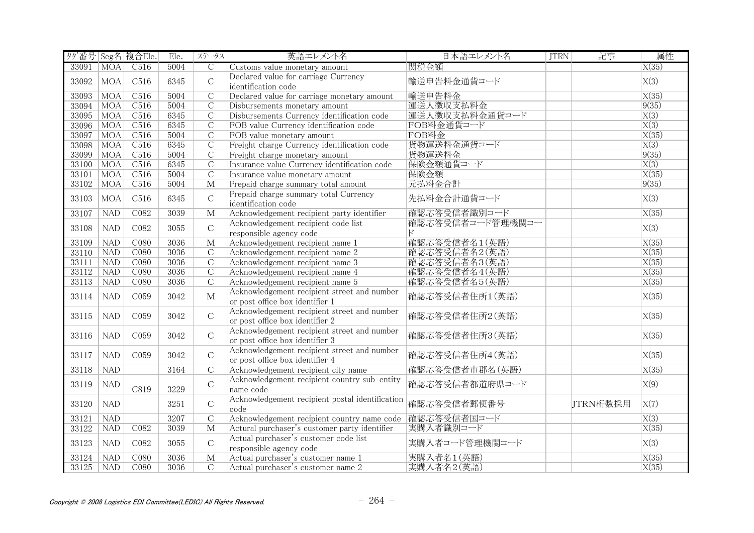| タグ番号 | Seg名 | 複合Ele. | Ele. | ステータス | 英語エレメント名 | 日本語エレメント名 | JTRN | 記事 | 属性 |
|---|---|---|---|---|---|---|---|---|---|
| 33091 | MOA | C516 | 5004 | C | Customs value monetary amount | 関税金額 | | | X(35) |
| 33092 | MOA | C516 | 6345 | C | Declared value for carriage Currency identification code | 輸送申告料金通貨コード | | | X(3) |
| 33093 | MOA | C516 | 5004 | C | Declared value for carriage monetary amount | 輸送申告料金 | | | X(35) |
| 33094 | MOA | C516 | 5004 | C | Disbursements monetary amount | 運送人徴収支払料金 | | | 9(35) |
| 33095 | MOA | C516 | 6345 | C | Disbursements Currency identification code | 運送人徴収支払料金通貨コード | | | X(3) |
| 33096 | MOA | C516 | 6345 | C | FOB value Currency identification code | FOB料金通貨コード | | | X(3) |
| 33097 | MOA | C516 | 5004 | C | FOB value monetary amount | FOB料金 | | | X(35) |
| 33098 | MOA | C516 | 6345 | C | Freight charge Currency identification code | 貨物運送料金通貨コード | | | X(3) |
| 33099 | MOA | C516 | 5004 | C | Freight charge monetary amount | 貨物運送料金 | | | 9(35) |
| 33100 | MOA | C516 | 6345 | C | Insurance value Currency identification code | 保険金額通貨コード | | | X(3) |
| 33101 | MOA | C516 | 5004 | C | Insurance value monetary amount | 保険金額 | | | X(35) |
| 33102 | MOA | C516 | 5004 | M | Prepaid charge summary total amount | 元払料金合計 | | | 9(35) |
| 33103 | MOA | C516 | 6345 | C | Prepaid charge summary total Currency identification code | 先払料金合計通貨コード | | | X(3) |
| 33107 | NAD | C082 | 3039 | M | Acknowledgement recipient party identifier | 確認応答受信者識別コード | | | X(35) |
| 33108 | NAD | C082 | 3055 | C | Acknowledgement recipient code list responsible agency code | 確認応答受信者コード管理機関コード | | | X(3) |
| 33109 | NAD | C080 | 3036 | M | Acknowledgement recipient name 1 | 確認応答受信者名1(英語) | | | X(35) |
| 33110 | NAD | C080 | 3036 | C | Acknowledgement recipient name 2 | 確認応答受信者名2(英語) | | | X(35) |
| 33111 | NAD | C080 | 3036 | C | Acknowledgement recipient name 3 | 確認応答受信者名3(英語) | | | X(35) |
| 33112 | NAD | C080 | 3036 | C | Acknowledgement recipient name 4 | 確認応答受信者名4(英語) | | | X(35) |
| 33113 | NAD | C080 | 3036 | C | Acknowledgement recipient name 5 | 確認応答受信者名5(英語) | | | X(35) |
| 33114 | NAD | C059 | 3042 | M | Acknowledgement recipient street and number or post office box identifier 1 | 確認応答受信者住所1(英語) | | | X(35) |
| 33115 | NAD | C059 | 3042 | C | Acknowledgement recipient street and number or post office box identifier 2 | 確認応答受信者住所2(英語) | | | X(35) |
| 33116 | NAD | C059 | 3042 | C | Acknowledgement recipient street and number or post office box identifier 3 | 確認応答受信者住所3(英語) | | | X(35) |
| 33117 | NAD | C059 | 3042 | C | Acknowledgement recipient street and number or post office box identifier 4 | 確認応答受信者住所4(英語) | | | X(35) |
| 33118 | NAD | | 3164 | C | Acknowledgement recipient city name | 確認応答受信者市郡名(英語) | | | X(35) |
| 33119 | NAD | C819 | 3229 | C | Acknowledgement recipient country sub-entity name code | 確認応答受信者都道府県コード | | | X(9) |
| 33120 | NAD | | 3251 | C | Acknowledgement recipient postal identification code | 確認応答受信者郵便番号 | | JTRN桁数採用 | X(7) |
| 33121 | NAD | | 3207 | C | Acknowledgement recipient country name code | 確認応答受信者国コード | | | X(3) |
| 33122 | NAD | C082 | 3039 | M | Actural purchaser's customer party identifier | 実購入者識別コード | | | X(35) |
| 33123 | NAD | C082 | 3055 | C | Actual purchaser's customer code list responsible agency code | 実購入者コード管理機関コード | | | X(3) |
| 33124 | NAD | C080 | 3036 | M | Actual purchaser's customer name 1 | 実購入者名1(英語) | | | X(35) |
| 33125 | NAD | C080 | 3036 | C | Actual purchaser's customer name 2 | 実購入者名2(英語) | | | X(35) |

Copyright © 2008 Logistics EDI Committee(LEDIC) All Rights Reserved.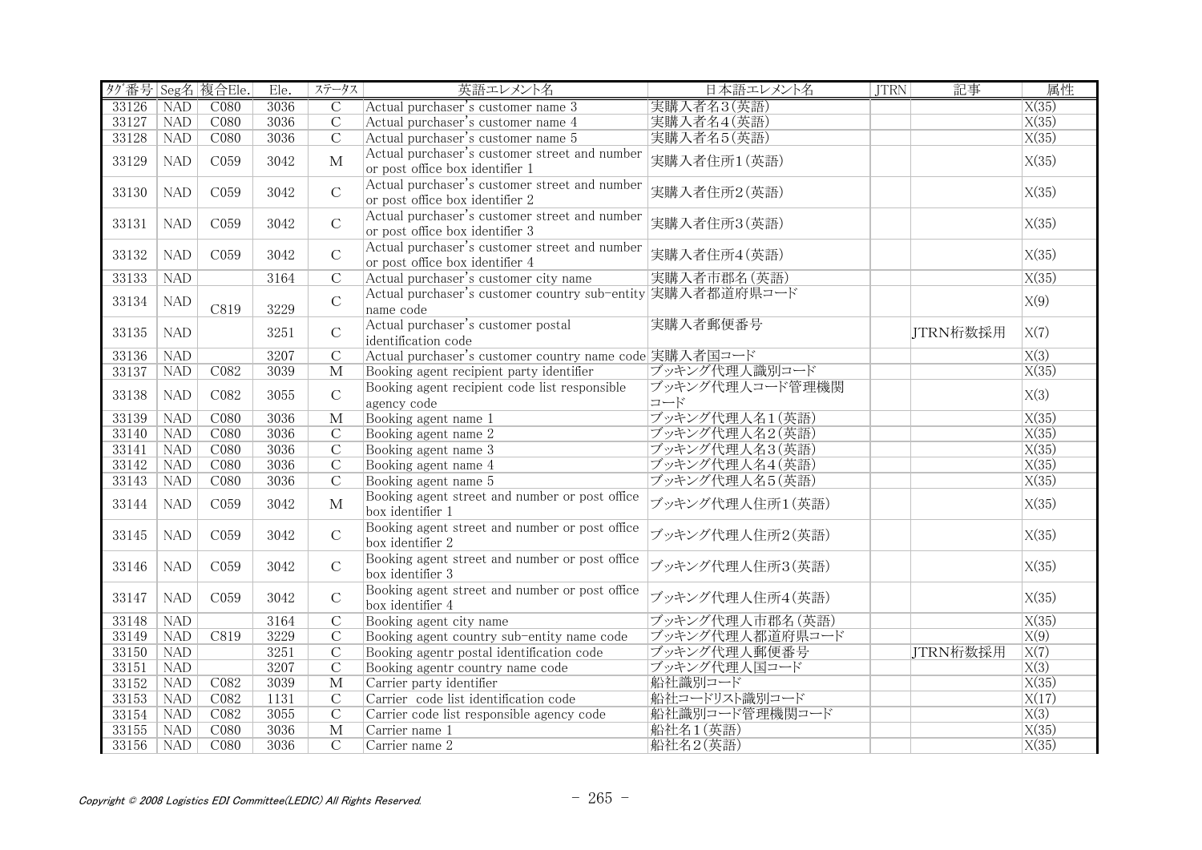| ﾀｸﾞ番号 | Seg名 | 複合Ele. | Ele. | ｽﾃｰﾀｽ | 英語エレメント名 | 日本語エレメント名 | JTRN | 記事 | 属性 |
|---|---|---|---|---|---|---|---|---|---|
| 33126 | NAD | C080 | 3036 | C | Actual purchaser's customer name 3 | 実購入者名3(英語) | | | X(35) |
| 33127 | NAD | C080 | 3036 | C | Actual purchaser's customer name 4 | 実購入者名4(英語) | | | X(35) |
| 33128 | NAD | C080 | 3036 | C | Actual purchaser's customer name 5 | 実購入者名5(英語) | | | X(35) |
| 33129 | NAD | C059 | 3042 | M | Actual purchaser's customer street and number or post office box identifier 1 | 実購入者住所1(英語) | | | X(35) |
| 33130 | NAD | C059 | 3042 | C | Actual purchaser's customer street and number or post office box identifier 2 | 実購入者住所2(英語) | | | X(35) |
| 33131 | NAD | C059 | 3042 | C | Actual purchaser's customer street and number or post office box identifier 3 | 実購入者住所3(英語) | | | X(35) |
| 33132 | NAD | C059 | 3042 | C | Actual purchaser's customer street and number or post office box identifier 4 | 実購入者住所4(英語) | | | X(35) |
| 33133 | NAD | | 3164 | C | Actual purchaser's customer city name | 実購入者市郡名(英語) | | | X(35) |
| 33134 | NAD | C819 | 3229 | C | Actual purchaser's customer country sub-entity name code | 実購入者都道府県コード | | | X(9) |
| 33135 | NAD | | 3251 | C | Actual purchaser's customer postal identification code | 実購入者郵便番号 | | JTRN桁数採用 | X(7) |
| 33136 | NAD | | 3207 | C | Actual purchaser's customer country name code | 実購入者国コード | | | X(3) |
| 33137 | NAD | C082 | 3039 | M | Booking agent recipient party identifier | ブッキング代理人識別コード | | | X(35) |
| 33138 | NAD | C082 | 3055 | C | Booking agent recipient code list responsible agency code | ブッキング代理人コード管理機関コード | | | X(3) |
| 33139 | NAD | C080 | 3036 | M | Booking agent name 1 | ブッキング代理人名1(英語) | | | X(35) |
| 33140 | NAD | C080 | 3036 | C | Booking agent name 2 | ブッキング代理人名2(英語) | | | X(35) |
| 33141 | NAD | C080 | 3036 | C | Booking agent name 3 | ブッキング代理人名3(英語) | | | X(35) |
| 33142 | NAD | C080 | 3036 | C | Booking agent name 4 | ブッキング代理人名4(英語) | | | X(35) |
| 33143 | NAD | C080 | 3036 | C | Booking agent name 5 | ブッキング代理人名5(英語) | | | X(35) |
| 33144 | NAD | C059 | 3042 | M | Booking agent street and number or post office box identifier 1 | ブッキング代理人住所1(英語) | | | X(35) |
| 33145 | NAD | C059 | 3042 | C | Booking agent street and number or post office box identifier 2 | ブッキング代理人住所2(英語) | | | X(35) |
| 33146 | NAD | C059 | 3042 | C | Booking agent street and number or post office box identifier 3 | ブッキング代理人住所3(英語) | | | X(35) |
| 33147 | NAD | C059 | 3042 | C | Booking agent street and number or post office box identifier 4 | ブッキング代理人住所4(英語) | | | X(35) |
| 33148 | NAD | | 3164 | C | Booking agent city name | ブッキング代理人市郡名(英語) | | | X(35) |
| 33149 | NAD | C819 | 3229 | C | Booking agent country sub-entity name code | ブッキング代理人都道府県コード | | | X(9) |
| 33150 | NAD | | 3251 | C | Booking agentr postal identification code | ブッキング代理人郵便番号 | | JTRN桁数採用 | X(7) |
| 33151 | NAD | | 3207 | C | Booking agentr country name code | ブッキング代理人国コード | | | X(3) |
| 33152 | NAD | C082 | 3039 | M | Carrier party identifier | 船社識別コード | | | X(35) |
| 33153 | NAD | C082 | 1131 | C | Carrier code list identification code | 船社コードリスト識別コード | | | X(17) |
| 33154 | NAD | C082 | 3055 | C | Carrier code list responsible agency code | 船社識別コード管理機関コード | | | X(3) |
| 33155 | NAD | C080 | 3036 | M | Carrier name 1 | 船社名1(英語) | | | X(35) |
| 33156 | NAD | C080 | 3036 | C | Carrier name 2 | 船社名2(英語) | | | X(35) |

*Copyright © 2008 Logistics EDI Committee(LEDIC) All Rights Reserved.*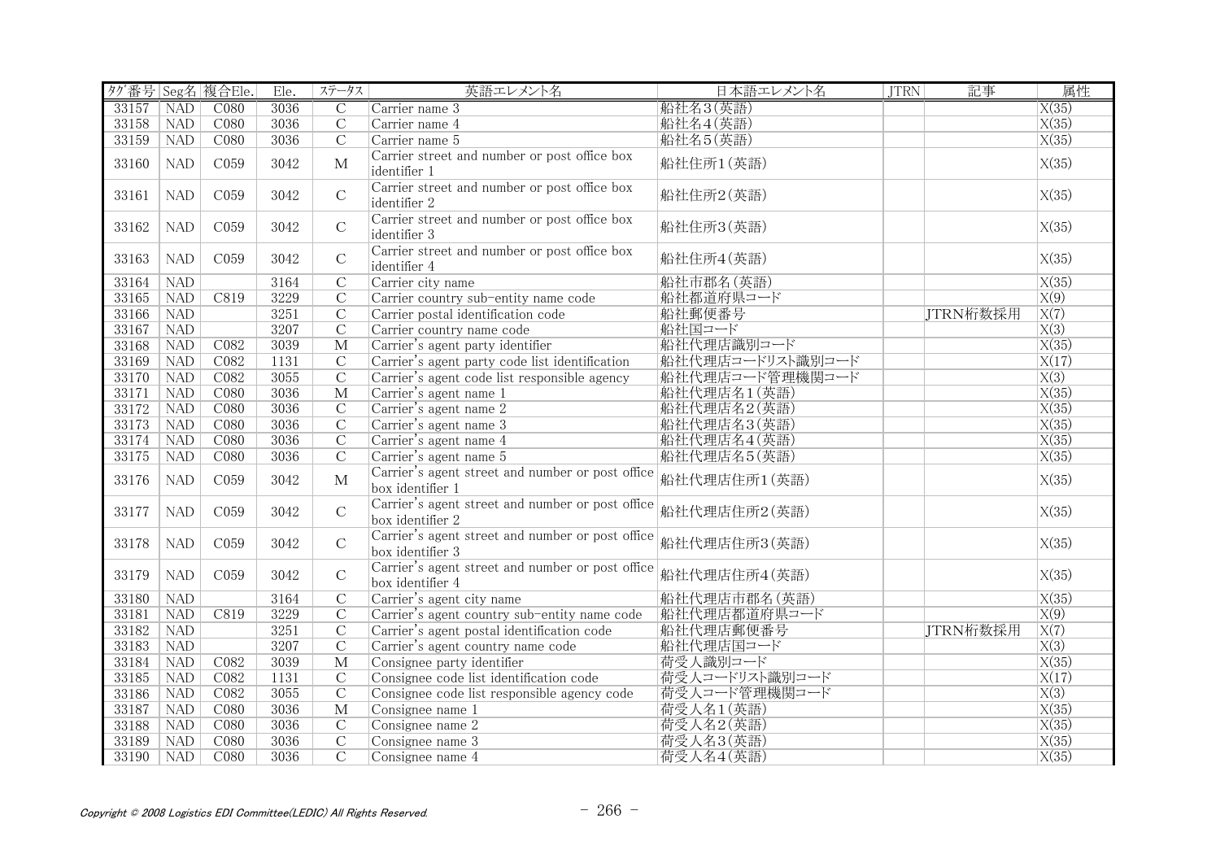| ﾀｸﾞ番号 | Seg名 | 複合Ele. | Ele. | ｽﾃｰﾀｽ | 英語エレメント名 | 日本語エレメント名 | JTRN | 記事 | 属性 |
|---|---|---|---|---|---|---|---|---|---|
| 33157 | NAD | C080 | 3036 | C | Carrier name 3 | 船社名3(英語) | | | X(35) |
| 33158 | NAD | C080 | 3036 | C | Carrier name 4 | 船社名4(英語) | | | X(35) |
| 33159 | NAD | C080 | 3036 | C | Carrier name 5 | 船社名5(英語) | | | X(35) |
| 33160 | NAD | C059 | 3042 | M | Carrier street and number or post office box identifier 1 | 船社住所1(英語) | | | X(35) |
| 33161 | NAD | C059 | 3042 | C | Carrier street and number or post office box identifier 2 | 船社住所2(英語) | | | X(35) |
| 33162 | NAD | C059 | 3042 | C | Carrier street and number or post office box identifier 3 | 船社住所3(英語) | | | X(35) |
| 33163 | NAD | C059 | 3042 | C | Carrier street and number or post office box identifier 4 | 船社住所4(英語) | | | X(35) |
| 33164 | NAD | | 3164 | C | Carrier city name | 船社市郡名(英語) | | | X(35) |
| 33165 | NAD | C819 | 3229 | C | Carrier country sub-entity name code | 船社都道府県コード | | | X(9) |
| 33166 | NAD | | 3251 | C | Carrier postal identification code | 船社郵便番号 | | JTRN桁数採用 | X(7) |
| 33167 | NAD | | 3207 | C | Carrier country name code | 船社国コード | | | X(3) |
| 33168 | NAD | C082 | 3039 | M | Carrier's agent party identifier | 船社代理店識別コード | | | X(35) |
| 33169 | NAD | C082 | 1131 | C | Carrier's agent party code list identification | 船社代理店コードリスト識別コード | | | X(17) |
| 33170 | NAD | C082 | 3055 | C | Carrier's agent code list responsible agency | 船社代理店コード管理機関コード | | | X(3) |
| 33171 | NAD | C080 | 3036 | M | Carrier's agent name 1 | 船社代理店名1(英語) | | | X(35) |
| 33172 | NAD | C080 | 3036 | C | Carrier's agent name 2 | 船社代理店名2(英語) | | | X(35) |
| 33173 | NAD | C080 | 3036 | C | Carrier's agent name 3 | 船社代理店名3(英語) | | | X(35) |
| 33174 | NAD | C080 | 3036 | C | Carrier's agent name 4 | 船社代理店名4(英語) | | | X(35) |
| 33175 | NAD | C080 | 3036 | C | Carrier's agent name 5 | 船社代理店名5(英語) | | | X(35) |
| 33176 | NAD | C059 | 3042 | M | Carrier's agent street and number or post office box identifier 1 | 船社代理店住所1(英語) | | | X(35) |
| 33177 | NAD | C059 | 3042 | C | Carrier's agent street and number or post office box identifier 2 | 船社代理店住所2(英語) | | | X(35) |
| 33178 | NAD | C059 | 3042 | C | Carrier's agent street and number or post office box identifier 3 | 船社代理店住所3(英語) | | | X(35) |
| 33179 | NAD | C059 | 3042 | C | Carrier's agent street and number or post office box identifier 4 | 船社代理店住所4(英語) | | | X(35) |
| 33180 | NAD | | 3164 | C | Carrier's agent city name | 船社代理店市郡名(英語) | | | X(35) |
| 33181 | NAD | C819 | 3229 | C | Carrier's agent country sub-entity name code | 船社代理店都道府県コード | | | X(9) |
| 33182 | NAD | | 3251 | C | Carrier's agent postal identification code | 船社代理店郵便番号 | | JTRN桁数採用 | X(7) |
| 33183 | NAD | | 3207 | C | Carrier's agent country name code | 船社代理店国コード | | | X(3) |
| 33184 | NAD | C082 | 3039 | M | Consignee party identifier | 荷受人識別コード | | | X(35) |
| 33185 | NAD | C082 | 1131 | C | Consignee code list identification code | 荷受人コードリスト識別コード | | | X(17) |
| 33186 | NAD | C082 | 3055 | C | Consignee code list responsible agency code | 荷受人コード管理機関コード | | | X(3) |
| 33187 | NAD | C080 | 3036 | M | Consignee name 1 | 荷受人名1(英語) | | | X(35) |
| 33188 | NAD | C080 | 3036 | C | Consignee name 2 | 荷受人名2(英語) | | | X(35) |
| 33189 | NAD | C080 | 3036 | C | Consignee name 3 | 荷受人名3(英語) | | | X(35) |
| 33190 | NAD | C080 | 3036 | C | Consignee name 4 | 荷受人名4(英語) | | | X(35) |

*Copyright © 2008 Logistics EDI Committee(LEDIC) All Rights Reserved.*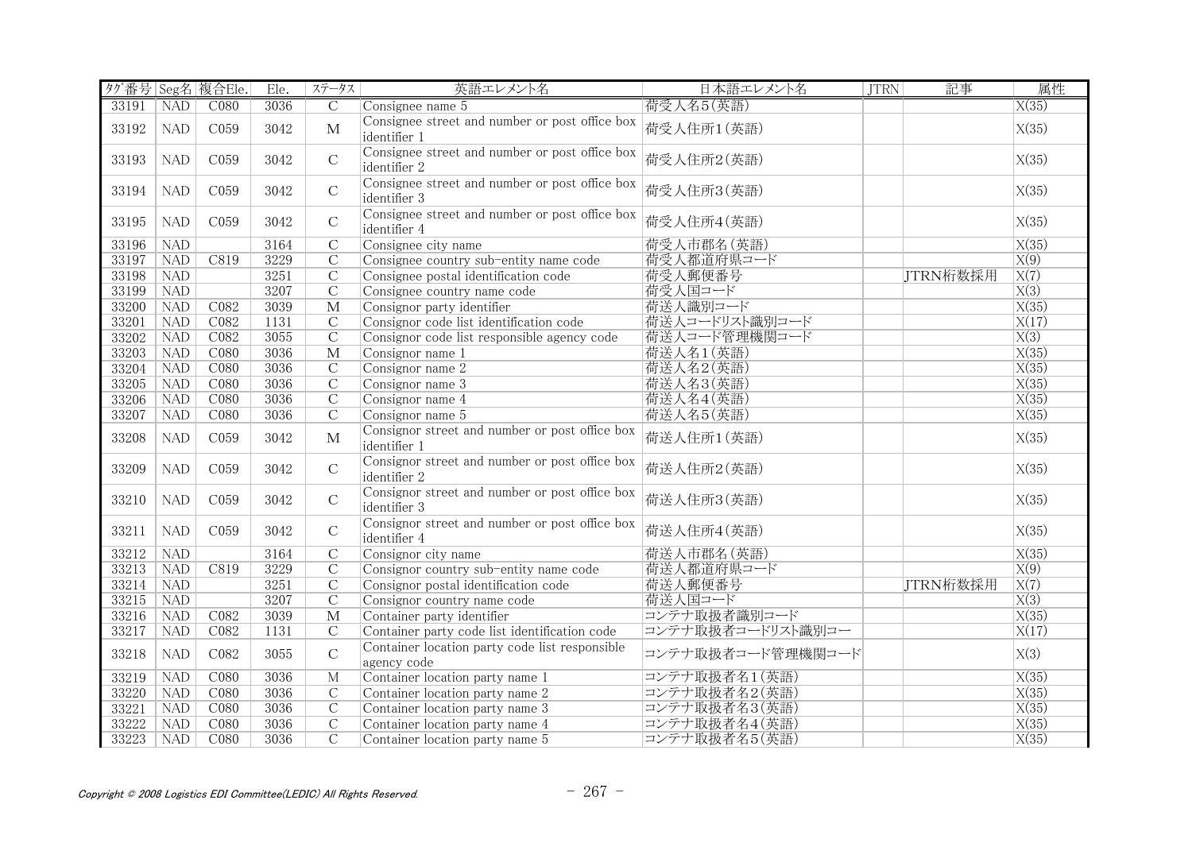| ﾀｸﾞ番号 | Seg名 | 複合Ele. | Ele. | ｽﾃｰﾀｽ | 英語エレメント名 | 日本語エレメント名 | JTRN | 記事 | 属性 |
|---|---|---|---|---|---|---|---|---|---|
| 33191 | NAD | C080 | 3036 | C | Consignee name 5 | 荷受人名5(英語) | | | X(35) |
| 33192 | NAD | C059 | 3042 | M | Consignee street and number or post office box identifier 1 | 荷受人住所1(英語) | | | X(35) |
| 33193 | NAD | C059 | 3042 | C | Consignee street and number or post office box identifier 2 | 荷受人住所2(英語) | | | X(35) |
| 33194 | NAD | C059 | 3042 | C | Consignee street and number or post office box identifier 3 | 荷受人住所3(英語) | | | X(35) |
| 33195 | NAD | C059 | 3042 | C | Consignee street and number or post office box identifier 4 | 荷受人住所4(英語) | | | X(35) |
| 33196 | NAD | | 3164 | C | Consignee city name | 荷受人市郡名(英語) | | | X(35) |
| 33197 | NAD | C819 | 3229 | C | Consignee country sub-entity name code | 荷受人都道府県コード | | | X(9) |
| 33198 | NAD | | 3251 | C | Consignee postal identification code | 荷受人郵便番号 | | JTRN桁数採用 | X(7) |
| 33199 | NAD | | 3207 | C | Consignee country name code | 荷受人国コード | | | X(3) |
| 33200 | NAD | C082 | 3039 | M | Consignor party identifier | 荷送人識別コード | | | X(35) |
| 33201 | NAD | C082 | 1131 | C | Consignor code list identification code | 荷送人コードリスト識別コード | | | X(17) |
| 33202 | NAD | C082 | 3055 | C | Consignor code list responsible agency code | 荷送人コード管理機関コード | | | X(3) |
| 33203 | NAD | C080 | 3036 | M | Consignor name 1 | 荷送人名1(英語) | | | X(35) |
| 33204 | NAD | C080 | 3036 | C | Consignor name 2 | 荷送人名2(英語) | | | X(35) |
| 33205 | NAD | C080 | 3036 | C | Consignor name 3 | 荷送人名3(英語) | | | X(35) |
| 33206 | NAD | C080 | 3036 | C | Consignor name 4 | 荷送人名4(英語) | | | X(35) |
| 33207 | NAD | C080 | 3036 | C | Consignor name 5 | 荷送人名5(英語) | | | X(35) |
| 33208 | NAD | C059 | 3042 | M | Consignor street and number or post office box identifier 1 | 荷送人住所1(英語) | | | X(35) |
| 33209 | NAD | C059 | 3042 | C | Consignor street and number or post office box identifier 2 | 荷送人住所2(英語) | | | X(35) |
| 33210 | NAD | C059 | 3042 | C | Consignor street and number or post office box identifier 3 | 荷送人住所3(英語) | | | X(35) |
| 33211 | NAD | C059 | 3042 | C | Consignor street and number or post office box identifier 4 | 荷送人住所4(英語) | | | X(35) |
| 33212 | NAD | | 3164 | C | Consignor city name | 荷送人市郡名(英語) | | | X(35) |
| 33213 | NAD | C819 | 3229 | C | Consignor country sub-entity name code | 荷送人都道府県コード | | | X(9) |
| 33214 | NAD | | 3251 | C | Consignor postal identification code | 荷送人郵便番号 | | JTRN桁数採用 | X(7) |
| 33215 | NAD | | 3207 | C | Consignor country name code | 荷送人国コード | | | X(3) |
| 33216 | NAD | C082 | 3039 | M | Container party identifier | コンテナ取扱者識別コード | | | X(35) |
| 33217 | NAD | C082 | 1131 | C | Container party code list identification code | コンテナ取扱者コードリスト識別コー | | | X(17) |
| 33218 | NAD | C082 | 3055 | C | Container location party code list responsible agency code | コンテナ取扱者コード管理機関コード | | | X(3) |
| 33219 | NAD | C080 | 3036 | M | Container location party name 1 | コンテナ取扱者名1(英語) | | | X(35) |
| 33220 | NAD | C080 | 3036 | C | Container location party name 2 | コンテナ取扱者名2(英語) | | | X(35) |
| 33221 | NAD | C080 | 3036 | C | Container location party name 3 | コンテナ取扱者名3(英語) | | | X(35) |
| 33222 | NAD | C080 | 3036 | C | Container location party name 4 | コンテナ取扱者名4(英語) | | | X(35) |
| 33223 | NAD | C080 | 3036 | C | Container location party name 5 | コンテナ取扱者名5(英語) | | | X(35) |

*Copyright © 2008 Logistics EDI Committee(LEDIC) All Rights Reserved.*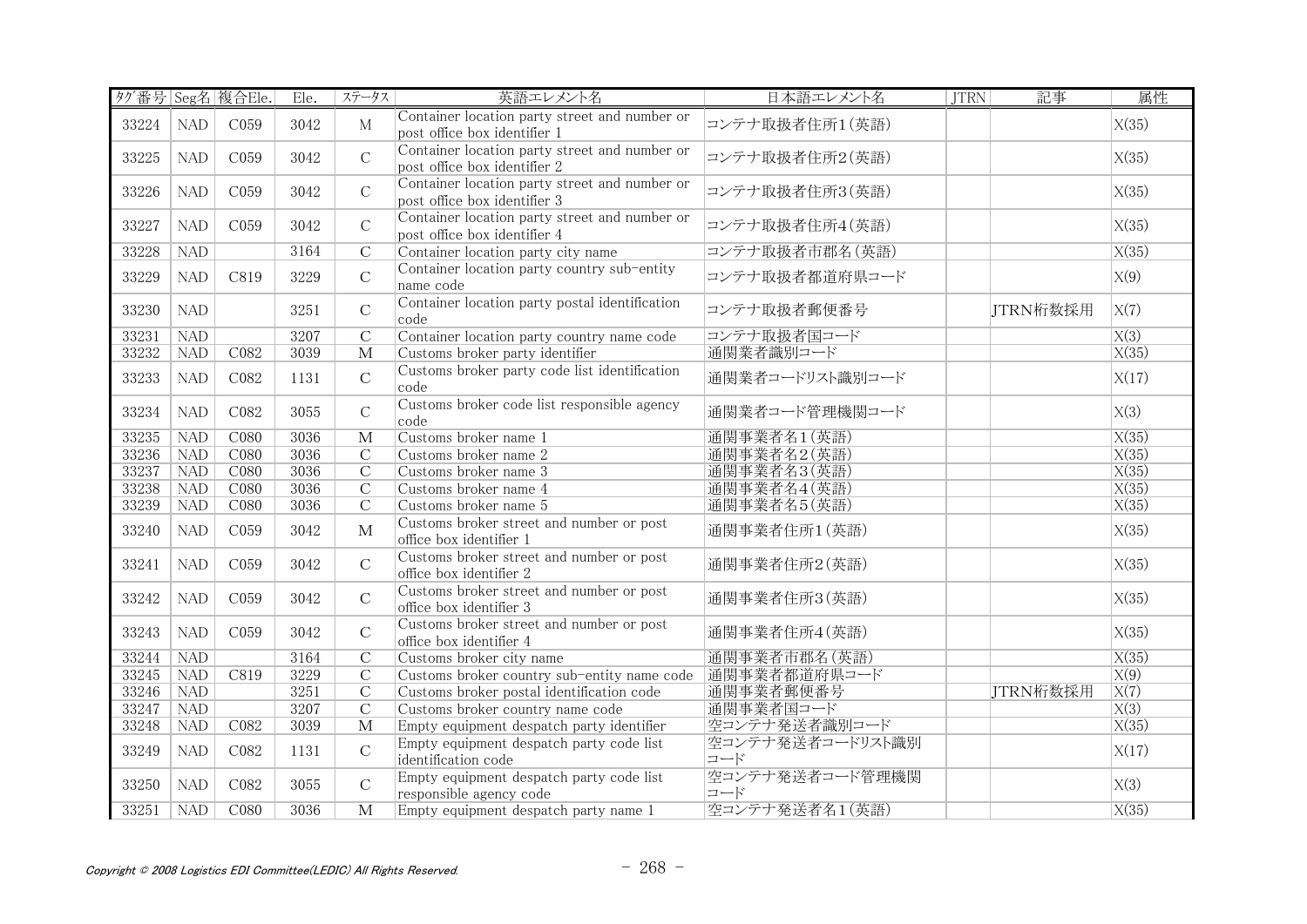| ﾀｸﾞ番号 | Seg名 | 複合Ele. | Ele. | ｽﾃｰﾀｽ | 英語エレメント名 | 日本語エレメント名 | JTRN | 記事 | 属性 |
|---|---|---|---|---|---|---|---|---|---|
| 33224 | NAD | C059 | 3042 | M | Container location party street and number or post office box identifier 1 | コンテナ取扱者住所1(英語) | | | X(35) |
| 33225 | NAD | C059 | 3042 | C | Container location party street and number or post office box identifier 2 | コンテナ取扱者住所2(英語) | | | X(35) |
| 33226 | NAD | C059 | 3042 | C | Container location party street and number or post office box identifier 3 | コンテナ取扱者住所3(英語) | | | X(35) |
| 33227 | NAD | C059 | 3042 | C | Container location party street and number or post office box identifier 4 | コンテナ取扱者住所4(英語) | | | X(35) |
| 33228 | NAD | | 3164 | C | Container location party city name | コンテナ取扱者市郡名(英語) | | | X(35) |
| 33229 | NAD | C819 | 3229 | C | Container location party country sub-entity name code | コンテナ取扱者都道府県コード | | | X(9) |
| 33230 | NAD | | 3251 | C | Container location party postal identification code | コンテナ取扱者郵便番号 | | JTRN桁数採用 | X(7) |
| 33231 | NAD | | 3207 | C | Container location party country name code | コンテナ取扱者国コード | | | X(3) |
| 33232 | NAD | C082 | 3039 | M | Customs broker party identifier | 通関業者識別コード | | | X(35) |
| 33233 | NAD | C082 | 1131 | C | Customs broker party code list identification code | 通関業者コードリスト識別コード | | | X(17) |
| 33234 | NAD | C082 | 3055 | C | Customs broker code list responsible agency code | 通関業者コード管理機関コード | | | X(3) |
| 33235 | NAD | C080 | 3036 | M | Customs broker name 1 | 通関事業者名1(英語) | | | X(35) |
| 33236 | NAD | C080 | 3036 | C | Customs broker name 2 | 通関事業者名2(英語) | | | X(35) |
| 33237 | NAD | C080 | 3036 | C | Customs broker name 3 | 通関事業者名3(英語) | | | X(35) |
| 33238 | NAD | C080 | 3036 | C | Customs broker name 4 | 通関事業者名4(英語) | | | X(35) |
| 33239 | NAD | C080 | 3036 | C | Customs broker name 5 | 通関事業者名5(英語) | | | X(35) |
| 33240 | NAD | C059 | 3042 | M | Customs broker street and number or post office box identifier 1 | 通関事業者住所1(英語) | | | X(35) |
| 33241 | NAD | C059 | 3042 | C | Customs broker street and number or post office box identifier 2 | 通関事業者住所2(英語) | | | X(35) |
| 33242 | NAD | C059 | 3042 | C | Customs broker street and number or post office box identifier 3 | 通関事業者住所3(英語) | | | X(35) |
| 33243 | NAD | C059 | 3042 | C | Customs broker street and number or post office box identifier 4 | 通関事業者住所4(英語) | | | X(35) |
| 33244 | NAD | | 3164 | C | Customs broker city name | 通関事業者市郡名(英語) | | | X(35) |
| 33245 | NAD | C819 | 3229 | C | Customs broker country sub-entity name code | 通関事業者都道府県コード | | | X(9) |
| 33246 | NAD | | 3251 | C | Customs broker postal identification code | 通関事業者郵便番号 | | JTRN桁数採用 | X(7) |
| 33247 | NAD | | 3207 | C | Customs broker country name code | 通関事業者国コード | | | X(3) |
| 33248 | NAD | C082 | 3039 | M | Empty equipment despatch party identifier | 空コンテナ発送者識別コード | | | X(35) |
| 33249 | NAD | C082 | 1131 | C | Empty equipment despatch party code list identification code | 空コンテナ発送者コードリスト識別コード | | | X(17) |
| 33250 | NAD | C082 | 3055 | C | Empty equipment despatch party code list responsible agency code | 空コンテナ発送者コード管理機関コード | | | X(3) |
| 33251 | NAD | C080 | 3036 | M | Empty equipment despatch party name 1 | 空コンテナ発送者名1(英語) | | | X(35) |

*Copyright © 2008 Logistics EDI Committee(LEDIC) All Rights Reserved.*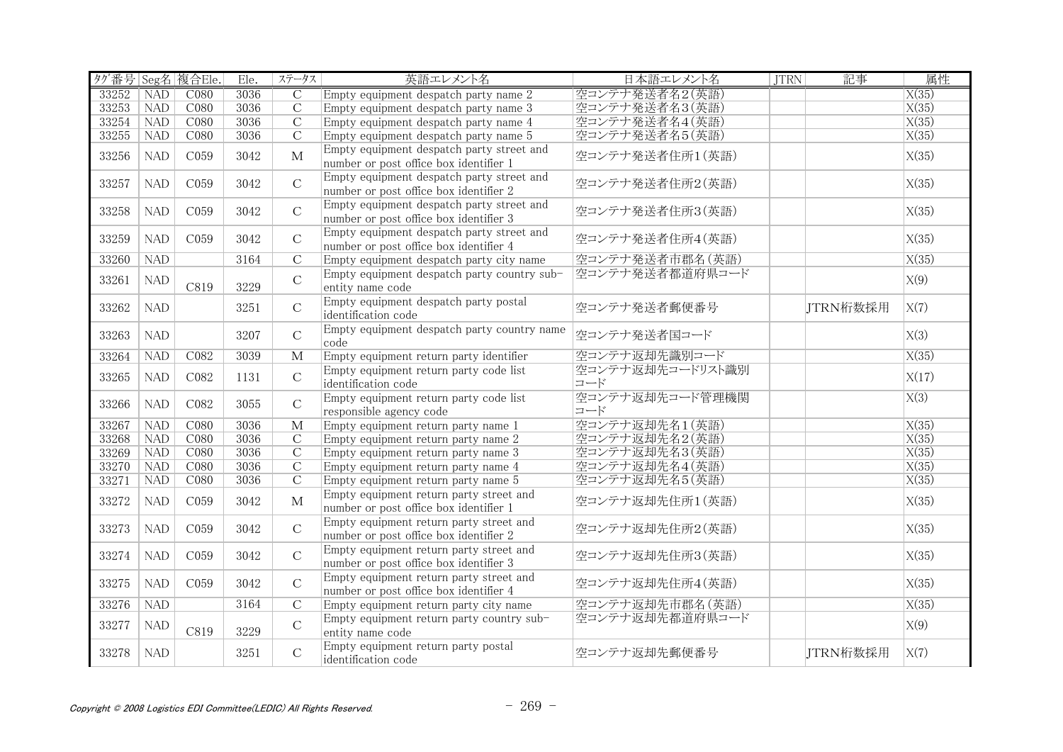| タグ番号 | Seg名 | 複合Ele. | Ele. | ステータス | 英語エレメント名 | 日本語エレメント名 | JTRN | 記事 | 属性 |
|---|---|---|---|---|---|---|---|---|---|
| 33252 | NAD | C080 | 3036 | C | Empty equipment despatch party name 2 | 空コンテナ発送者名2(英語) | | | X(35) |
| 33253 | NAD | C080 | 3036 | C | Empty equipment despatch party name 3 | 空コンテナ発送者名3(英語) | | | X(35) |
| 33254 | NAD | C080 | 3036 | C | Empty equipment despatch party name 4 | 空コンテナ発送者名4(英語) | | | X(35) |
| 33255 | NAD | C080 | 3036 | C | Empty equipment despatch party name 5 | 空コンテナ発送者名5(英語) | | | X(35) |
| 33256 | NAD | C059 | 3042 | M | Empty equipment despatch party street and number or post office box identifier 1 | 空コンテナ発送者住所1(英語) | | | X(35) |
| 33257 | NAD | C059 | 3042 | C | Empty equipment despatch party street and number or post office box identifier 2 | 空コンテナ発送者住所2(英語) | | | X(35) |
| 33258 | NAD | C059 | 3042 | C | Empty equipment despatch party street and number or post office box identifier 3 | 空コンテナ発送者住所3(英語) | | | X(35) |
| 33259 | NAD | C059 | 3042 | C | Empty equipment despatch party street and number or post office box identifier 4 | 空コンテナ発送者住所4(英語) | | | X(35) |
| 33260 | NAD | | 3164 | C | Empty equipment despatch party city name | 空コンテナ発送者市郡名(英語) | | | X(35) |
| 33261 | NAD | C819 | 3229 | C | Empty equipment despatch party country sub-entity name code | 空コンテナ発送者都道府県コード | | | X(9) |
| 33262 | NAD | | 3251 | C | Empty equipment despatch party postal identification code | 空コンテナ発送者郵便番号 | | JTRN桁数採用 | X(7) |
| 33263 | NAD | | 3207 | C | Empty equipment despatch party country name code | 空コンテナ発送者国コード | | | X(3) |
| 33264 | NAD | C082 | 3039 | M | Empty equipment return party identifier | 空コンテナ返却先識別コード | | | X(35) |
| 33265 | NAD | C082 | 1131 | C | Empty equipment return party code list identification code | 空コンテナ返却先コードリスト識別コード | | | X(17) |
| 33266 | NAD | C082 | 3055 | C | Empty equipment return party code list responsible agency code | 空コンテナ返却先コード管理機関コード | | | X(3) |
| 33267 | NAD | C080 | 3036 | M | Empty equipment return party name 1 | 空コンテナ返却先名1(英語) | | | X(35) |
| 33268 | NAD | C080 | 3036 | C | Empty equipment return party name 2 | 空コンテナ返却先名2(英語) | | | X(35) |
| 33269 | NAD | C080 | 3036 | C | Empty equipment return party name 3 | 空コンテナ返却先名3(英語) | | | X(35) |
| 33270 | NAD | C080 | 3036 | C | Empty equipment return party name 4 | 空コンテナ返却先名4(英語) | | | X(35) |
| 33271 | NAD | C080 | 3036 | C | Empty equipment return party name 5 | 空コンテナ返却先名5(英語) | | | X(35) |
| 33272 | NAD | C059 | 3042 | M | Empty equipment return party street and number or post office box identifier 1 | 空コンテナ返却先住所1(英語) | | | X(35) |
| 33273 | NAD | C059 | 3042 | C | Empty equipment return party street and number or post office box identifier 2 | 空コンテナ返却先住所2(英語) | | | X(35) |
| 33274 | NAD | C059 | 3042 | C | Empty equipment return party street and number or post office box identifier 3 | 空コンテナ返却先住所3(英語) | | | X(35) |
| 33275 | NAD | C059 | 3042 | C | Empty equipment return party street and number or post office box identifier 4 | 空コンテナ返却先住所4(英語) | | | X(35) |
| 33276 | NAD | | 3164 | C | Empty equipment return party city name | 空コンテナ返却先市郡名(英語) | | | X(35) |
| 33277 | NAD | C819 | 3229 | C | Empty equipment return party country sub-entity name code | 空コンテナ返却先都道府県コード | | | X(9) |
| 33278 | NAD | | 3251 | C | Empty equipment return party postal identification code | 空コンテナ返却先郵便番号 | | JTRN桁数採用 | X(7) |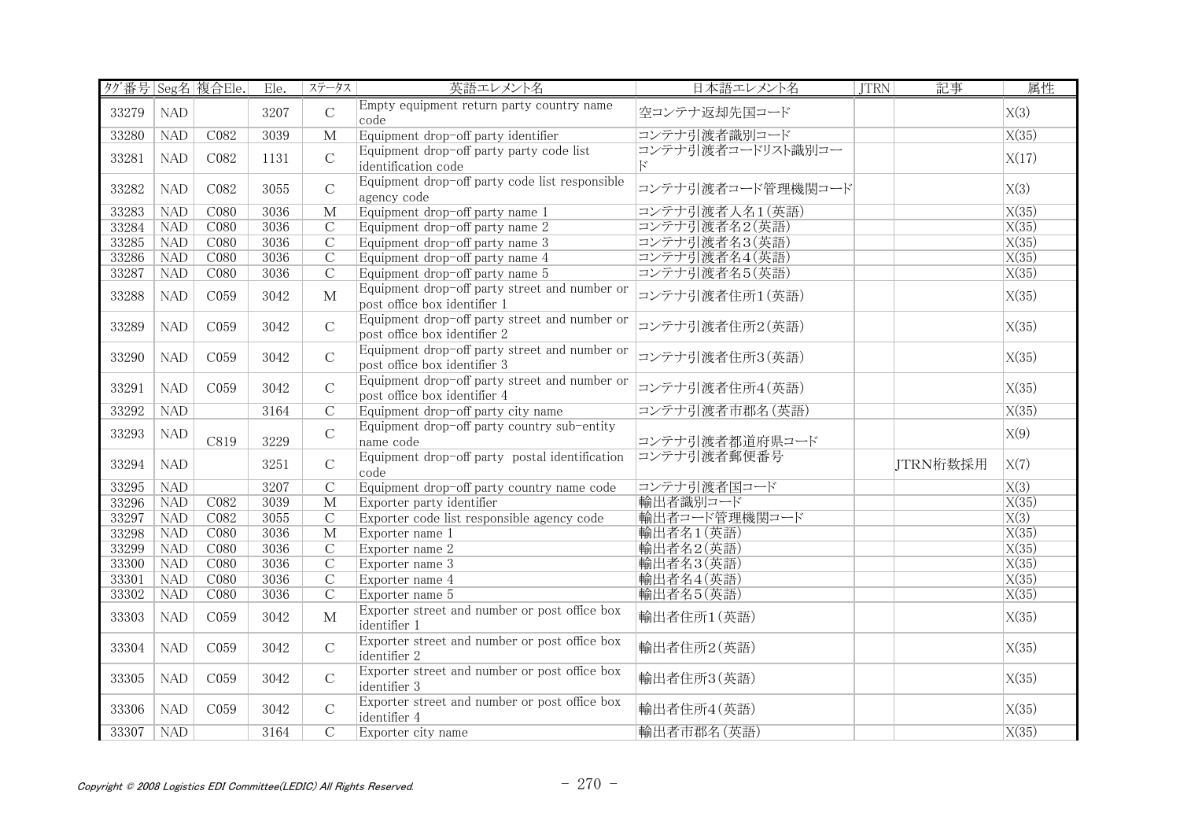| ﾀｸﾞ番号 | Seg名 | 複合Ele. | Ele. | ｽﾃｰﾀｽ | 英語エレメント名 | 日本語エレメント名 | JTRN | 記事 | 属性 |
|---|---|---|---|---|---|---|---|---|---|
| 33279 | NAD | | 3207 | C | Empty equipment return party country name code | 空コンテナ返却先国コード | | | X(3) |
| 33280 | NAD | C082 | 3039 | M | Equipment drop-off party identifier | コンテナ引渡者識別コード | | | X(35) |
| 33281 | NAD | C082 | 1131 | C | Equipment drop-off party party code list identification code | コンテナ引渡者コードリスト識別コード | | | X(17) |
| 33282 | NAD | C082 | 3055 | C | Equipment drop-off party code list responsible agency code | コンテナ引渡者コード管理機関コード | | | X(3) |
| 33283 | NAD | C080 | 3036 | M | Equipment drop-off party name 1 | コンテナ引渡者人名1(英語) | | | X(35) |
| 33284 | NAD | C080 | 3036 | C | Equipment drop-off party name 2 | コンテナ引渡者名2(英語) | | | X(35) |
| 33285 | NAD | C080 | 3036 | C | Equipment drop-off party name 3 | コンテナ引渡者名3(英語) | | | X(35) |
| 33286 | NAD | C080 | 3036 | C | Equipment drop-off party name 4 | コンテナ引渡者名4(英語) | | | X(35) |
| 33287 | NAD | C080 | 3036 | C | Equipment drop-off party name 5 | コンテナ引渡者名5(英語) | | | X(35) |
| 33288 | NAD | C059 | 3042 | M | Equipment drop-off party street and number or post office box identifier 1 | コンテナ引渡者住所1(英語) | | | X(35) |
| 33289 | NAD | C059 | 3042 | C | Equipment drop-off party street and number or post office box identifier 2 | コンテナ引渡者住所2(英語) | | | X(35) |
| 33290 | NAD | C059 | 3042 | C | Equipment drop-off party street and number or post office box identifier 3 | コンテナ引渡者住所3(英語) | | | X(35) |
| 33291 | NAD | C059 | 3042 | C | Equipment drop-off party street and number or post office box identifier 4 | コンテナ引渡者住所4(英語) | | | X(35) |
| 33292 | NAD | | 3164 | C | Equipment drop-off party city name | コンテナ引渡者市郡名(英語) | | | X(35) |
| 33293 | NAD | C819 | 3229 | C | Equipment drop-off party country sub-entity name code | コンテナ引渡者都道府県コード | | | X(9) |
| 33294 | NAD | | 3251 | C | Equipment drop-off party postal identification code | コンテナ引渡者郵便番号 | | JTRN桁数採用 | X(7) |
| 33295 | NAD | | 3207 | C | Equipment drop-off party country name code | コンテナ引渡者国コード | | | X(3) |
| 33296 | NAD | C082 | 3039 | M | Exporter party identifier | 輸出者識別コード | | | X(35) |
| 33297 | NAD | C082 | 3055 | C | Exporter code list responsible agency code | 輸出者コード管理機関コード | | | X(3) |
| 33298 | NAD | C080 | 3036 | M | Exporter name 1 | 輸出者名1(英語) | | | X(35) |
| 33299 | NAD | C080 | 3036 | C | Exporter name 2 | 輸出者名2(英語) | | | X(35) |
| 33300 | NAD | C080 | 3036 | C | Exporter name 3 | 輸出者名3(英語) | | | X(35) |
| 33301 | NAD | C080 | 3036 | C | Exporter name 4 | 輸出者名4(英語) | | | X(35) |
| 33302 | NAD | C080 | 3036 | C | Exporter name 5 | 輸出者名5(英語) | | | X(35) |
| 33303 | NAD | C059 | 3042 | M | Exporter street and number or post office box identifier 1 | 輸出者住所1(英語) | | | X(35) |
| 33304 | NAD | C059 | 3042 | C | Exporter street and number or post office box identifier 2 | 輸出者住所2(英語) | | | X(35) |
| 33305 | NAD | C059 | 3042 | C | Exporter street and number or post office box identifier 3 | 輸出者住所3(英語) | | | X(35) |
| 33306 | NAD | C059 | 3042 | C | Exporter street and number or post office box identifier 4 | 輸出者住所4(英語) | | | X(35) |
| 33307 | NAD | | 3164 | C | Exporter city name | 輸出者市郡名(英語) | | | X(35) |

Copyright © 2008 Logistics EDI Committee(LEDIC) All Rights Reserved.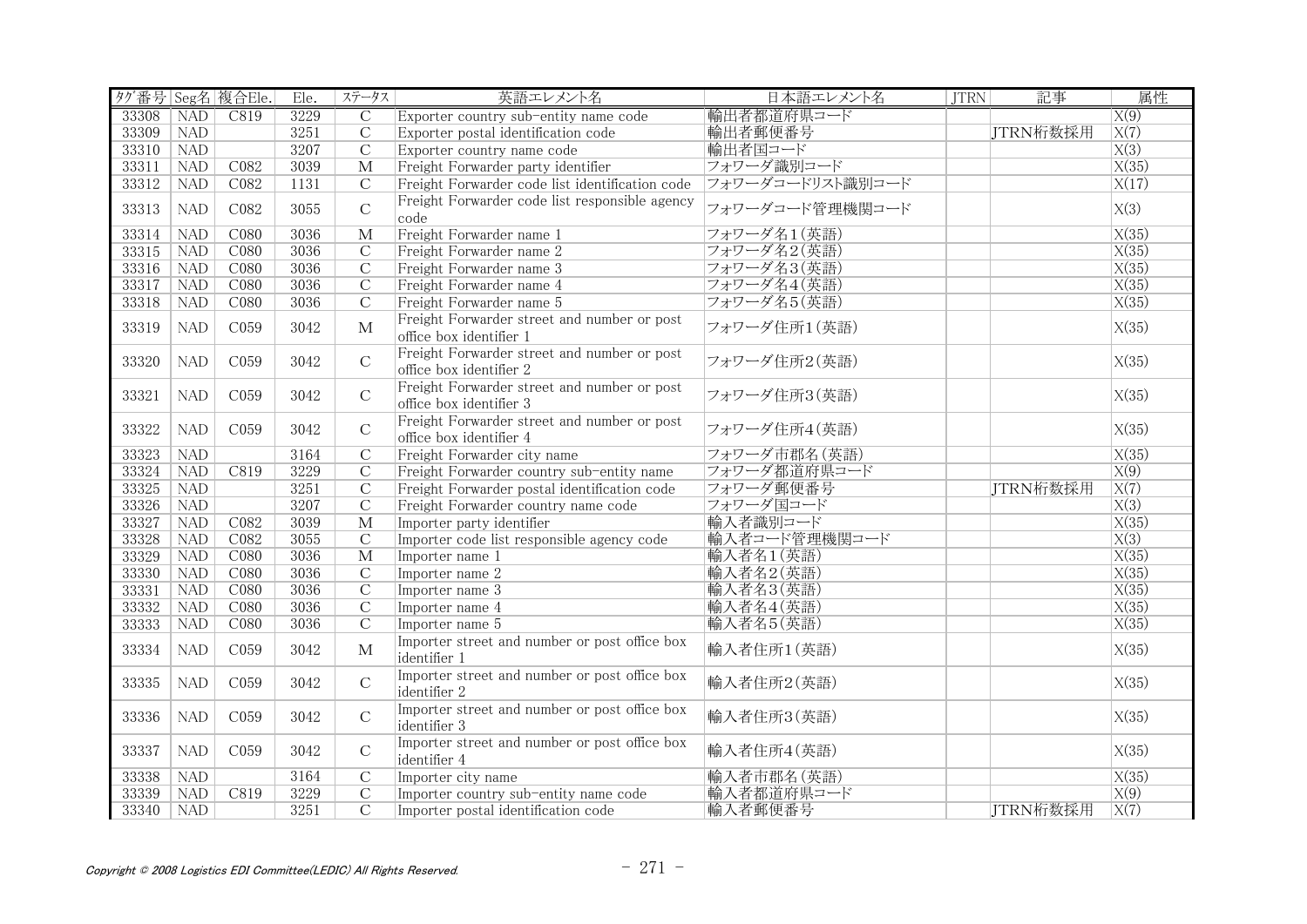| タグ番号 | Seg名 | 複合Ele. | Ele. | ステータス | 英語エレメント名 | 日本語エレメント名 | JTRN | 記事 | 属性 |
|---|---|---|---|---|---|---|---|---|---|
| 33308 | NAD | C819 | 3229 | C | Exporter country sub-entity name code | 輸出者都道府県コード | | | X(9) |
| 33309 | NAD | | 3251 | C | Exporter postal identification code | 輸出者郵便番号 | | JTRN桁数採用 | X(7) |
| 33310 | NAD | | 3207 | C | Exporter country name code | 輸出者国コード | | | X(3) |
| 33311 | NAD | C082 | 3039 | M | Freight Forwarder party identifier | フォワーダ識別コード | | | X(35) |
| 33312 | NAD | C082 | 1131 | C | Freight Forwarder code list identification code | フォワーダコードリスト識別コード | | | X(17) |
| 33313 | NAD | C082 | 3055 | C | Freight Forwarder code list responsible agency code | フォワーダコード管理機関コード | | | X(3) |
| 33314 | NAD | C080 | 3036 | M | Freight Forwarder name 1 | フォワーダ名1(英語) | | | X(35) |
| 33315 | NAD | C080 | 3036 | C | Freight Forwarder name 2 | フォワーダ名2(英語) | | | X(35) |
| 33316 | NAD | C080 | 3036 | C | Freight Forwarder name 3 | フォワーダ名3(英語) | | | X(35) |
| 33317 | NAD | C080 | 3036 | C | Freight Forwarder name 4 | フォワーダ名4(英語) | | | X(35) |
| 33318 | NAD | C080 | 3036 | C | Freight Forwarder name 5 | フォワーダ名5(英語) | | | X(35) |
| 33319 | NAD | C059 | 3042 | M | Freight Forwarder street and number or post office box identifier 1 | フォワーダ住所1(英語) | | | X(35) |
| 33320 | NAD | C059 | 3042 | C | Freight Forwarder street and number or post office box identifier 2 | フォワーダ住所2(英語) | | | X(35) |
| 33321 | NAD | C059 | 3042 | C | Freight Forwarder street and number or post office box identifier 3 | フォワーダ住所3(英語) | | | X(35) |
| 33322 | NAD | C059 | 3042 | C | Freight Forwarder street and number or post office box identifier 4 | フォワーダ住所4(英語) | | | X(35) |
| 33323 | NAD | | 3164 | C | Freight Forwarder city name | フォワーダ市郡名(英語) | | | X(35) |
| 33324 | NAD | C819 | 3229 | C | Freight Forwarder country sub-entity name | フォワーダ都道府県コード | | | X(9) |
| 33325 | NAD | | 3251 | C | Freight Forwarder postal identification code | フォワーダ郵便番号 | | JTRN桁数採用 | X(7) |
| 33326 | NAD | | 3207 | C | Freight Forwarder country name code | フォワーダ国コード | | | X(3) |
| 33327 | NAD | C082 | 3039 | M | Importer party identifier | 輸入者識別コード | | | X(35) |
| 33328 | NAD | C082 | 3055 | C | Importer code list responsible agency code | 輸入者コード管理機関コード | | | X(3) |
| 33329 | NAD | C080 | 3036 | M | Importer name 1 | 輸入者名1(英語) | | | X(35) |
| 33330 | NAD | C080 | 3036 | C | Importer name 2 | 輸入者名2(英語) | | | X(35) |
| 33331 | NAD | C080 | 3036 | C | Importer name 3 | 輸入者名3(英語) | | | X(35) |
| 33332 | NAD | C080 | 3036 | C | Importer name 4 | 輸入者名4(英語) | | | X(35) |
| 33333 | NAD | C080 | 3036 | C | Importer name 5 | 輸入者名5(英語) | | | X(35) |
| 33334 | NAD | C059 | 3042 | M | Importer street and number or post office box identifier 1 | 輸入者住所1(英語) | | | X(35) |
| 33335 | NAD | C059 | 3042 | C | Importer street and number or post office box identifier 2 | 輸入者住所2(英語) | | | X(35) |
| 33336 | NAD | C059 | 3042 | C | Importer street and number or post office box identifier 3 | 輸入者住所3(英語) | | | X(35) |
| 33337 | NAD | C059 | 3042 | C | Importer street and number or post office box identifier 4 | 輸入者住所4(英語) | | | X(35) |
| 33338 | NAD | | 3164 | C | Importer city name | 輸入者市郡名(英語) | | | X(35) |
| 33339 | NAD | C819 | 3229 | C | Importer country sub-entity name code | 輸入者都道府県コード | | | X(9) |
| 33340 | NAD | | 3251 | C | Importer postal identification code | 輸入者郵便番号 | | JTRN桁数採用 | X(7) |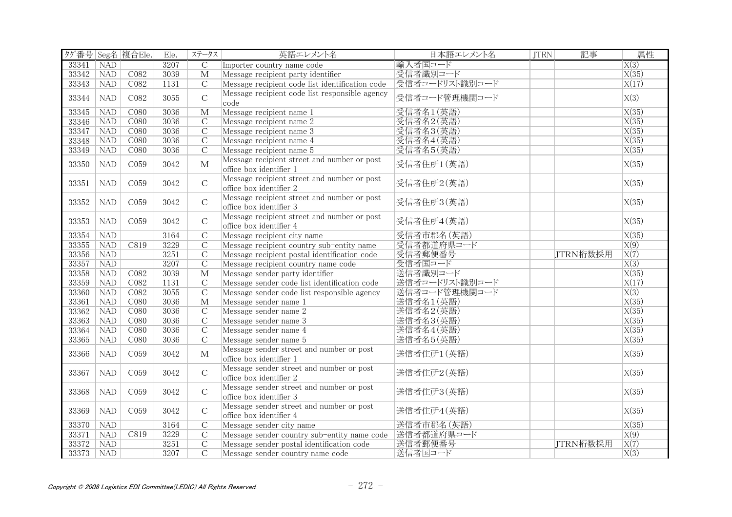| タグ番号 | Seg名 | 複合Ele. | Ele. | ステータス | 英語エレメント名 | 日本語エレメント名 | JTRN | 記事 | 属性 |
|---|---|---|---|---|---|---|---|---|---|
| 33341 | NAD | | 3207 | C | Importer country name code | 輸入者国コード | | | X(3) |
| 33342 | NAD | C082 | 3039 | M | Message recipient party identifier | 受信者識別コード | | | X(35) |
| 33343 | NAD | C082 | 1131 | C | Message recipient code list identification code | 受信者コードリスト識別コード | | | X(17) |
| 33344 | NAD | C082 | 3055 | C | Message recipient code list responsible agency code | 受信者コード管理機関コード | | | X(3) |
| 33345 | NAD | C080 | 3036 | M | Message recipient name 1 | 受信者名1(英語) | | | X(35) |
| 33346 | NAD | C080 | 3036 | C | Message recipient name 2 | 受信者名2(英語) | | | X(35) |
| 33347 | NAD | C080 | 3036 | C | Message recipient name 3 | 受信者名3(英語) | | | X(35) |
| 33348 | NAD | C080 | 3036 | C | Message recipient name 4 | 受信者名4(英語) | | | X(35) |
| 33349 | NAD | C080 | 3036 | C | Message recipient name 5 | 受信者名5(英語) | | | X(35) |
| 33350 | NAD | C059 | 3042 | M | Message recipient street and number or post office box identifier 1 | 受信者住所1(英語) | | | X(35) |
| 33351 | NAD | C059 | 3042 | C | Message recipient street and number or post office box identifier 2 | 受信者住所2(英語) | | | X(35) |
| 33352 | NAD | C059 | 3042 | C | Message recipient street and number or post office box identifier 3 | 受信者住所3(英語) | | | X(35) |
| 33353 | NAD | C059 | 3042 | C | Message recipient street and number or post office box identifier 4 | 受信者住所4(英語) | | | X(35) |
| 33354 | NAD | | 3164 | C | Message recipient city name | 受信者市郡名(英語) | | | X(35) |
| 33355 | NAD | C819 | 3229 | C | Message recipient country sub-entity name | 受信者都道府県コード | | | X(9) |
| 33356 | NAD | | 3251 | C | Message recipient postal identification code | 受信者郵便番号 | | JTRN桁数採用 | X(7) |
| 33357 | NAD | | 3207 | C | Message recipient country name code | 受信者国コード | | | X(3) |
| 33358 | NAD | C082 | 3039 | M | Message sender party identifier | 送信者識別コード | | | X(35) |
| 33359 | NAD | C082 | 1131 | C | Message sender code list identification code | 送信者コードリスト識別コード | | | X(17) |
| 33360 | NAD | C082 | 3055 | C | Message sender code list responsible agency | 送信者コード管理機関コード | | | X(3) |
| 33361 | NAD | C080 | 3036 | M | Message sender name 1 | 送信者名1(英語) | | | X(35) |
| 33362 | NAD | C080 | 3036 | C | Message sender name 2 | 送信者名2(英語) | | | X(35) |
| 33363 | NAD | C080 | 3036 | C | Message sender name 3 | 送信者名3(英語) | | | X(35) |
| 33364 | NAD | C080 | 3036 | C | Message sender name 4 | 送信者名4(英語) | | | X(35) |
| 33365 | NAD | C080 | 3036 | C | Message sender name 5 | 送信者名5(英語) | | | X(35) |
| 33366 | NAD | C059 | 3042 | M | Message sender street and number or post office box identifier 1 | 送信者住所1(英語) | | | X(35) |
| 33367 | NAD | C059 | 3042 | C | Message sender street and number or post office box identifier 2 | 送信者住所2(英語) | | | X(35) |
| 33368 | NAD | C059 | 3042 | C | Message sender street and number or post office box identifier 3 | 送信者住所3(英語) | | | X(35) |
| 33369 | NAD | C059 | 3042 | C | Message sender street and number or post office box identifier 4 | 送信者住所4(英語) | | | X(35) |
| 33370 | NAD | | 3164 | C | Message sender city name | 送信者市郡名(英語) | | | X(35) |
| 33371 | NAD | C819 | 3229 | C | Message sender country sub-entity name code | 送信者都道府県コード | | | X(9) |
| 33372 | NAD | | 3251 | C | Message sender postal identification code | 送信者郵便番号 | | JTRN桁数採用 | X(7) |
| 33373 | NAD | | 3207 | C | Message sender country name code | 送信者国コード | | | X(3) |

*Copyright © 2008 Logistics EDI Committee(LEDIC) All Rights Reserved.*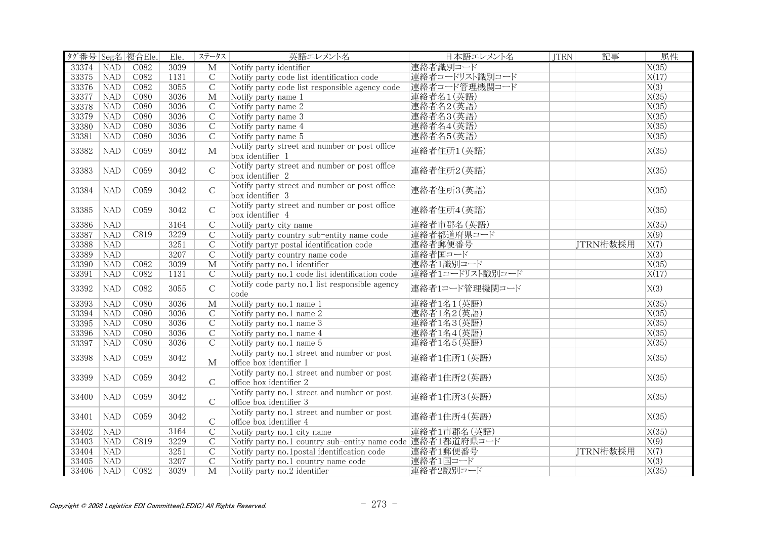| ﾀｸﾞ番号 | Seg名 | 複合Ele. | Ele. | ステータス | 英語エレメント名 | 日本語エレメント名 | JTRN | 記事 | 属性 |
|---|---|---|---|---|---|---|---|---|---|
| 33374 | NAD | C082 | 3039 | M | Notify party identifier | 連絡者識別コード | | | X(35) |
| 33375 | NAD | C082 | 1131 | C | Notify party code list identification code | 連絡者コードリスト識別コード | | | X(17) |
| 33376 | NAD | C082 | 3055 | C | Notify party code list responsible agency code | 連絡者コード管理機関コード | | | X(3) |
| 33377 | NAD | C080 | 3036 | M | Notify party name 1 | 連絡者名1(英語) | | | X(35) |
| 33378 | NAD | C080 | 3036 | C | Notify party name 2 | 連絡者名2(英語) | | | X(35) |
| 33379 | NAD | C080 | 3036 | C | Notify party name 3 | 連絡者名3(英語) | | | X(35) |
| 33380 | NAD | C080 | 3036 | C | Notify party name 4 | 連絡者名4(英語) | | | X(35) |
| 33381 | NAD | C080 | 3036 | C | Notify party name 5 | 連絡者名5(英語) | | | X(35) |
| 33382 | NAD | C059 | 3042 | M | Notify party street and number or post office box identifier 1 | 連絡者住所1(英語) | | | X(35) |
| 33383 | NAD | C059 | 3042 | C | Notify party street and number or post office box identifier 2 | 連絡者住所2(英語) | | | X(35) |
| 33384 | NAD | C059 | 3042 | C | Notify party street and number or post office box identifier 3 | 連絡者住所3(英語) | | | X(35) |
| 33385 | NAD | C059 | 3042 | C | Notify party street and number or post office box identifier 4 | 連絡者住所4(英語) | | | X(35) |
| 33386 | NAD | | 3164 | C | Notify party city name | 連絡者市郡名(英語) | | | X(35) |
| 33387 | NAD | C819 | 3229 | C | Notify party country sub-entity name code | 連絡者都道府県コード | | | X(9) |
| 33388 | NAD | | 3251 | C | Notify partyr postal identification code | 連絡者郵便番号 | | JTRN桁数採用 | X(7) |
| 33389 | NAD | | 3207 | C | Notify party country name code | 連絡者国コード | | | X(3) |
| 33390 | NAD | C082 | 3039 | M | Notify party no.1 identifier | 連絡者1識別コード | | | X(35) |
| 33391 | NAD | C082 | 1131 | C | Notify party no.1 code list identification code | 連絡者1コードリスト識別コード | | | X(17) |
| 33392 | NAD | C082 | 3055 | C | Notify code party no.1 list responsible agency code | 連絡者1コード管理機関コード | | | X(3) |
| 33393 | NAD | C080 | 3036 | M | Notify party no.1 name 1 | 連絡者1名1(英語) | | | X(35) |
| 33394 | NAD | C080 | 3036 | C | Notify party no.1 name 2 | 連絡者1名2(英語) | | | X(35) |
| 33395 | NAD | C080 | 3036 | C | Notify party no.1 name 3 | 連絡者1名3(英語) | | | X(35) |
| 33396 | NAD | C080 | 3036 | C | Notify party no.1 name 4 | 連絡者1名4(英語) | | | X(35) |
| 33397 | NAD | C080 | 3036 | C | Notify party no.1 name 5 | 連絡者1名5(英語) | | | X(35) |
| 33398 | NAD | C059 | 3042 | M | Notify party no.1 street and number or post office box identifier 1 | 連絡者1住所1(英語) | | | X(35) |
| 33399 | NAD | C059 | 3042 | C | Notify party no.1 street and number or post office box identifier 2 | 連絡者1住所2(英語) | | | X(35) |
| 33400 | NAD | C059 | 3042 | C | Notify party no.1 street and number or post office box identifier 3 | 連絡者1住所3(英語) | | | X(35) |
| 33401 | NAD | C059 | 3042 | C | Notify party no.1 street and number or post office box identifier 4 | 連絡者1住所4(英語) | | | X(35) |
| 33402 | NAD | | 3164 | C | Notify party no.1 city name | 連絡者1市郡名(英語) | | | X(35) |
| 33403 | NAD | C819 | 3229 | C | Notify party no.1 country sub-entity name code | 連絡者1都道府県コード | | | X(9) |
| 33404 | NAD | | 3251 | C | Notify party no.1postal identification code | 連絡者1郵便番号 | | JTRN桁数採用 | X(7) |
| 33405 | NAD | | 3207 | C | Notify party no.1 country name code | 連絡者1国コード | | | X(3) |
| 33406 | NAD | C082 | 3039 | M | Notify party no.2 identifier | 連絡者2識別コード | | | X(35) |

Copyright © 2008 Logistics EDI Committee(LEDIC) All Rights Reserved.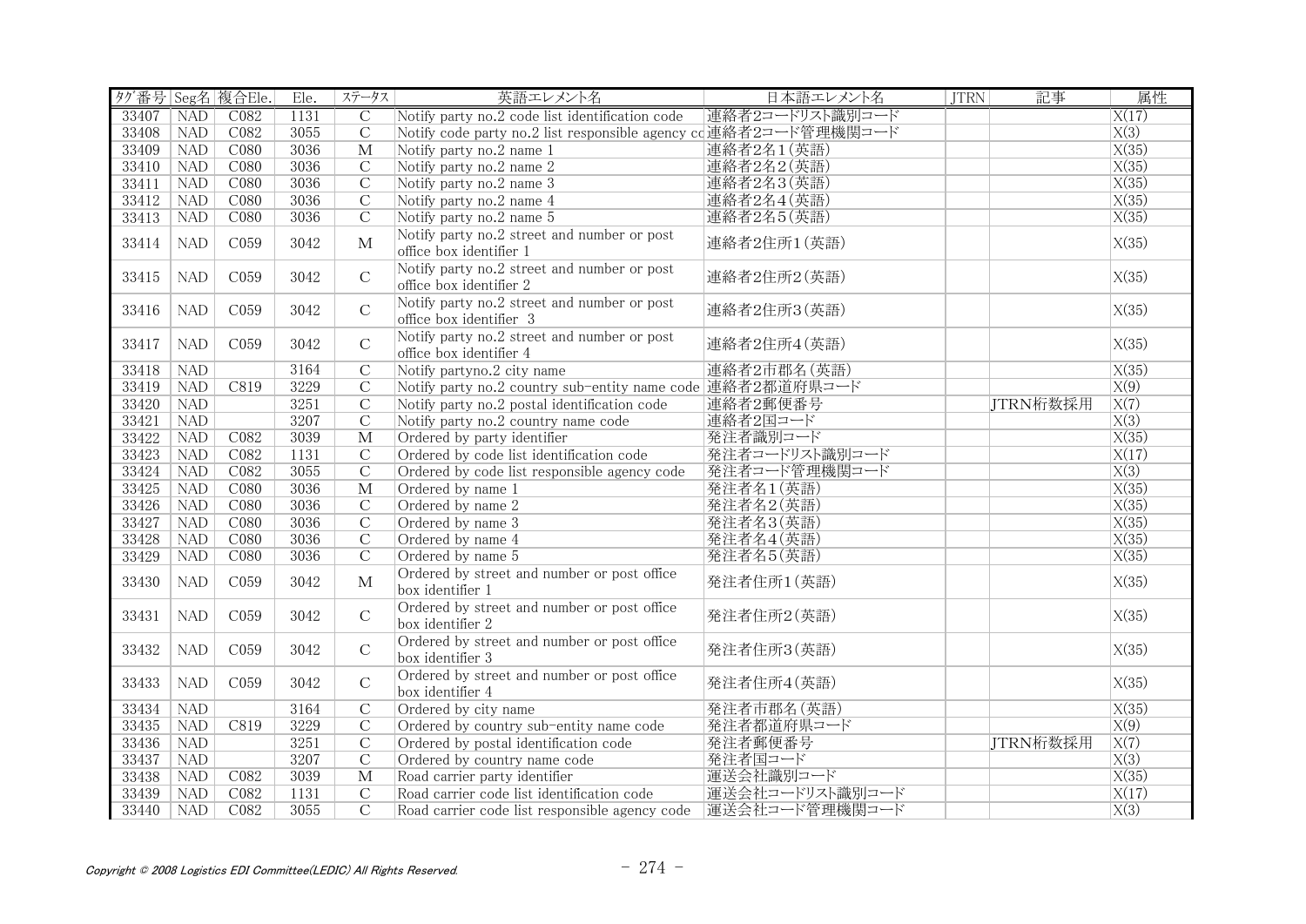| ﾀｸﾞ番号 | Seg名 | 複合Ele. | Ele. | ｽﾃｰﾀｽ | 英語エレメント名 | 日本語エレメント名 | JTRN | 記事 | 属性 |
|---|---|---|---|---|---|---|---|---|---|
| 33407 | NAD | C082 | 1131 | C | Notify party no.2 code list identification code | 連絡者2コードリスト識別コード | | | X(17) |
| 33408 | NAD | C082 | 3055 | C | Notify code party no.2 list responsible agency co | 連絡者2コード管理機関コード | | | X(3) |
| 33409 | NAD | C080 | 3036 | M | Notify party no.2 name 1 | 連絡者2名1(英語) | | | X(35) |
| 33410 | NAD | C080 | 3036 | C | Notify party no.2 name 2 | 連絡者2名2(英語) | | | X(35) |
| 33411 | NAD | C080 | 3036 | C | Notify party no.2 name 3 | 連絡者2名3(英語) | | | X(35) |
| 33412 | NAD | C080 | 3036 | C | Notify party no.2 name 4 | 連絡者2名4(英語) | | | X(35) |
| 33413 | NAD | C080 | 3036 | C | Notify party no.2 name 5 | 連絡者2名5(英語) | | | X(35) |
| 33414 | NAD | C059 | 3042 | M | Notify party no.2 street and number or post office box identifier 1 | 連絡者2住所1(英語) | | | X(35) |
| 33415 | NAD | C059 | 3042 | C | Notify party no.2 street and number or post office box identifier 2 | 連絡者2住所2(英語) | | | X(35) |
| 33416 | NAD | C059 | 3042 | C | Notify party no.2 street and number or post office box identifier 3 | 連絡者2住所3(英語) | | | X(35) |
| 33417 | NAD | C059 | 3042 | C | Notify party no.2 street and number or post office box identifier 4 | 連絡者2住所4(英語) | | | X(35) |
| 33418 | NAD | | 3164 | C | Notify partyno.2 city name | 連絡者2市郡名(英語) | | | X(35) |
| 33419 | NAD | C819 | 3229 | C | Notify party no.2 country sub-entity name code | 連絡者2都道府県コード | | | X(9) |
| 33420 | NAD | | 3251 | C | Notify party no.2 postal identification code | 連絡者2郵便番号 | | JTRN桁数採用 | X(7) |
| 33421 | NAD | | 3207 | C | Notify party no.2 country name code | 連絡者2国コード | | | X(3) |
| 33422 | NAD | C082 | 3039 | M | Ordered by party identifier | 発注者識別コード | | | X(35) |
| 33423 | NAD | C082 | 1131 | C | Ordered by code list identification code | 発注者コードリスト識別コード | | | X(17) |
| 33424 | NAD | C082 | 3055 | C | Ordered by code list responsible agency code | 発注者コード管理機関コード | | | X(3) |
| 33425 | NAD | C080 | 3036 | M | Ordered by name 1 | 発注者名1(英語) | | | X(35) |
| 33426 | NAD | C080 | 3036 | C | Ordered by name 2 | 発注者名2(英語) | | | X(35) |
| 33427 | NAD | C080 | 3036 | C | Ordered by name 3 | 発注者名3(英語) | | | X(35) |
| 33428 | NAD | C080 | 3036 | C | Ordered by name 4 | 発注者名4(英語) | | | X(35) |
| 33429 | NAD | C080 | 3036 | C | Ordered by name 5 | 発注者名5(英語) | | | X(35) |
| 33430 | NAD | C059 | 3042 | M | Ordered by street and number or post office box identifier 1 | 発注者住所1(英語) | | | X(35) |
| 33431 | NAD | C059 | 3042 | C | Ordered by street and number or post office box identifier 2 | 発注者住所2(英語) | | | X(35) |
| 33432 | NAD | C059 | 3042 | C | Ordered by street and number or post office box identifier 3 | 発注者住所3(英語) | | | X(35) |
| 33433 | NAD | C059 | 3042 | C | Ordered by street and number or post office box identifier 4 | 発注者住所4(英語) | | | X(35) |
| 33434 | NAD | | 3164 | C | Ordered by city name | 発注者市郡名(英語) | | | X(35) |
| 33435 | NAD | C819 | 3229 | C | Ordered by country sub-entity name code | 発注者都道府県コード | | | X(9) |
| 33436 | NAD | | 3251 | C | Ordered by postal identification code | 発注者郵便番号 | | JTRN桁数採用 | X(7) |
| 33437 | NAD | | 3207 | C | Ordered by country name code | 発注者国コード | | | X(3) |
| 33438 | NAD | C082 | 3039 | M | Road carrier party identifier | 運送会社識別コード | | | X(35) |
| 33439 | NAD | C082 | 1131 | C | Road carrier code list identification code | 運送会社コードリスト識別コード | | | X(17) |
| 33440 | NAD | C082 | 3055 | C | Road carrier code list responsible agency code | 運送会社コード管理機関コード | | | X(3) |

*Copyright © 2008 Logistics EDI Committee(LEDIC) All Rights Reserved.*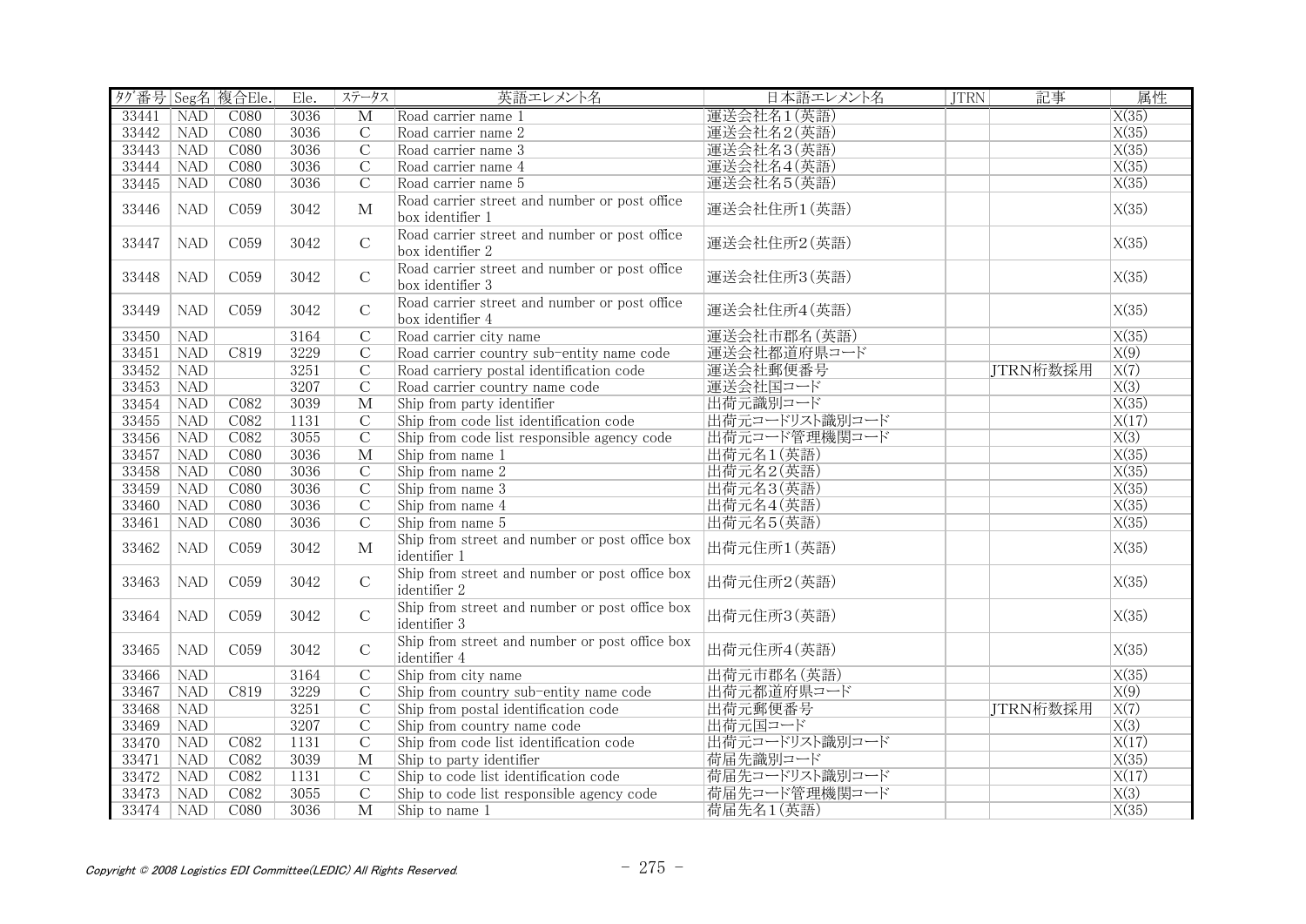| ﾀｸﾞ番号 | Seg名 | 複合Ele. | Ele. | ステータス | 英語エレメント名 | 日本語エレメント名 | JTRN | 記事 | 属性 |
|---|---|---|---|---|---|---|---|---|---|
| 33441 | NAD | C080 | 3036 | M | Road carrier name 1 | 運送会社名1(英語) | | | X(35) |
| 33442 | NAD | C080 | 3036 | C | Road carrier name 2 | 運送会社名2(英語) | | | X(35) |
| 33443 | NAD | C080 | 3036 | C | Road carrier name 3 | 運送会社名3(英語) | | | X(35) |
| 33444 | NAD | C080 | 3036 | C | Road carrier name 4 | 運送会社名4(英語) | | | X(35) |
| 33445 | NAD | C080 | 3036 | C | Road carrier name 5 | 運送会社名5(英語) | | | X(35) |
| 33446 | NAD | C059 | 3042 | M | Road carrier street and number or post office box identifier 1 | 運送会社住所1(英語) | | | X(35) |
| 33447 | NAD | C059 | 3042 | C | Road carrier street and number or post office box identifier 2 | 運送会社住所2(英語) | | | X(35) |
| 33448 | NAD | C059 | 3042 | C | Road carrier street and number or post office box identifier 3 | 運送会社住所3(英語) | | | X(35) |
| 33449 | NAD | C059 | 3042 | C | Road carrier street and number or post office box identifier 4 | 運送会社住所4(英語) | | | X(35) |
| 33450 | NAD | | 3164 | C | Road carrier city name | 運送会社市郡名(英語) | | | X(35) |
| 33451 | NAD | C819 | 3229 | C | Road carrier country sub-entity name code | 運送会社都道府県コード | | | X(9) |
| 33452 | NAD | | 3251 | C | Road carriery postal identification code | 運送会社郵便番号 | | JTRN桁数採用 | X(7) |
| 33453 | NAD | | 3207 | C | Road carrier country name code | 運送会社国コード | | | X(3) |
| 33454 | NAD | C082 | 3039 | M | Ship from party identifier | 出荷元識別コード | | | X(35) |
| 33455 | NAD | C082 | 1131 | C | Ship from code list identification code | 出荷元コードリスト識別コード | | | X(17) |
| 33456 | NAD | C082 | 3055 | C | Ship from code list responsible agency code | 出荷元コード管理機関コード | | | X(3) |
| 33457 | NAD | C080 | 3036 | M | Ship from name 1 | 出荷元名1(英語) | | | X(35) |
| 33458 | NAD | C080 | 3036 | C | Ship from name 2 | 出荷元名2(英語) | | | X(35) |
| 33459 | NAD | C080 | 3036 | C | Ship from name 3 | 出荷元名3(英語) | | | X(35) |
| 33460 | NAD | C080 | 3036 | C | Ship from name 4 | 出荷元名4(英語) | | | X(35) |
| 33461 | NAD | C080 | 3036 | C | Ship from name 5 | 出荷元名5(英語) | | | X(35) |
| 33462 | NAD | C059 | 3042 | M | Ship from street and number or post office box identifier 1 | 出荷元住所1(英語) | | | X(35) |
| 33463 | NAD | C059 | 3042 | C | Ship from street and number or post office box identifier 2 | 出荷元住所2(英語) | | | X(35) |
| 33464 | NAD | C059 | 3042 | C | Ship from street and number or post office box identifier 3 | 出荷元住所3(英語) | | | X(35) |
| 33465 | NAD | C059 | 3042 | C | Ship from street and number or post office box identifier 4 | 出荷元住所4(英語) | | | X(35) |
| 33466 | NAD | | 3164 | C | Ship from city name | 出荷元市郡名(英語) | | | X(35) |
| 33467 | NAD | C819 | 3229 | C | Ship from country sub-entity name code | 出荷元都道府県コード | | | X(9) |
| 33468 | NAD | | 3251 | C | Ship from postal identification code | 出荷元郵便番号 | | JTRN桁数採用 | X(7) |
| 33469 | NAD | | 3207 | C | Ship from country name code | 出荷元国コード | | | X(3) |
| 33470 | NAD | C082 | 1131 | C | Ship from code list identification code | 出荷元コードリスト識別コード | | | X(17) |
| 33471 | NAD | C082 | 3039 | M | Ship to party identifier | 荷届先識別コード | | | X(35) |
| 33472 | NAD | C082 | 1131 | C | Ship to code list identification code | 荷届先コードリスト識別コード | | | X(17) |
| 33473 | NAD | C082 | 3055 | C | Ship to code list responsible agency code | 荷届先コード管理機関コード | | | X(3) |
| 33474 | NAD | C080 | 3036 | M | Ship to name 1 | 荷届先名1(英語) | | | X(35) |

Copyright © 2008 Logistics EDI Committee(LEDIC) All Rights Reserved.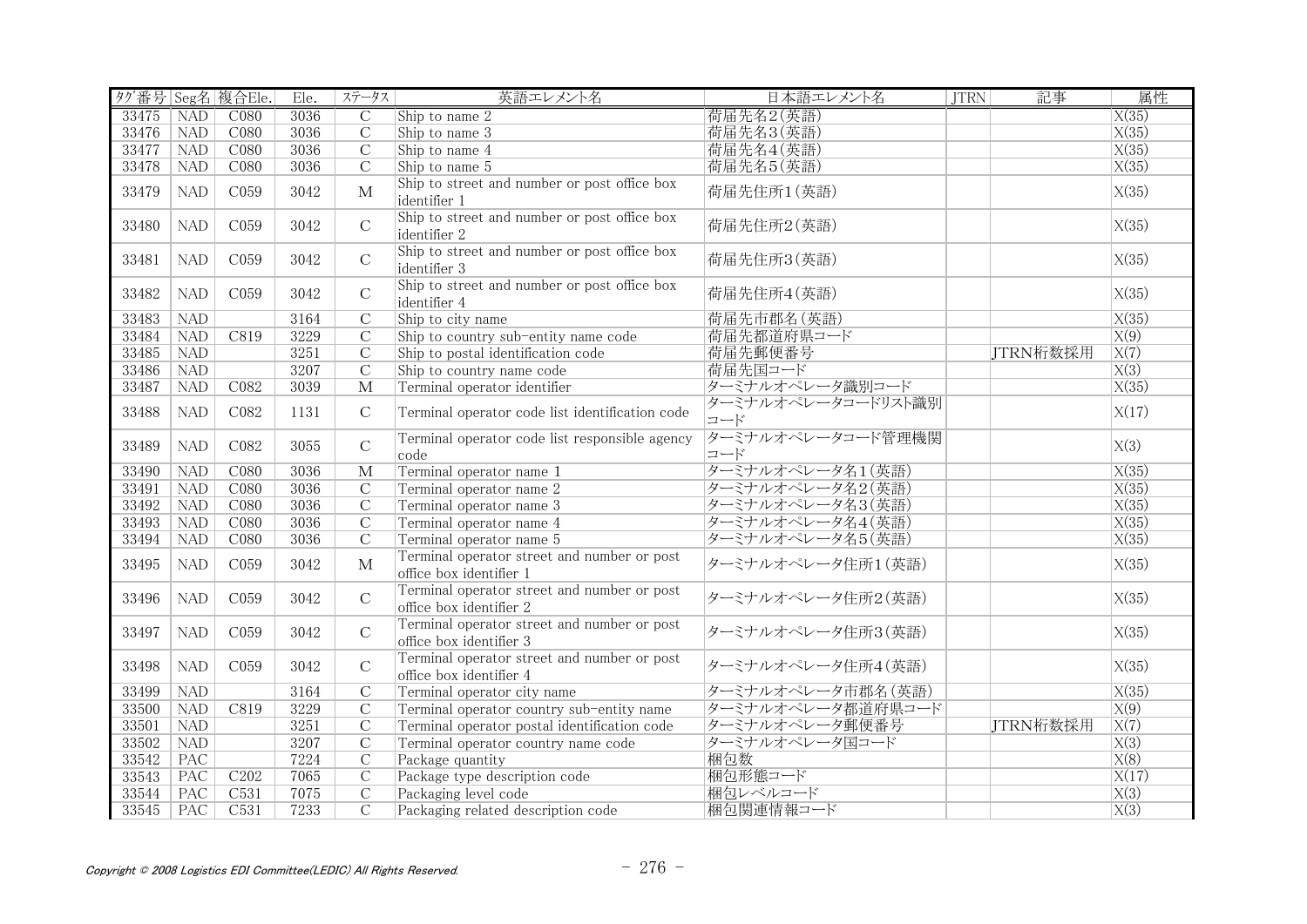| ﾀｸﾞ番号 | Seg名 | 複合Ele. | Ele. | ｽﾃｰﾀｽ | 英語エレメント名 | 日本語エレメント名 | JTRN | 記事 | 属性 |
|---|---|---|---|---|---|---|---|---|---|
| 33475 | NAD | C080 | 3036 | C | Ship to name 2 | 荷届先名2(英語) | | | X(35) |
| 33476 | NAD | C080 | 3036 | C | Ship to name 3 | 荷届先名3(英語) | | | X(35) |
| 33477 | NAD | C080 | 3036 | C | Ship to name 4 | 荷届先名4(英語) | | | X(35) |
| 33478 | NAD | C080 | 3036 | C | Ship to name 5 | 荷届先名5(英語) | | | X(35) |
| 33479 | NAD | C059 | 3042 | M | Ship to street and number or post office box identifier 1 | 荷届先住所1(英語) | | | X(35) |
| 33480 | NAD | C059 | 3042 | C | Ship to street and number or post office box identifier 2 | 荷届先住所2(英語) | | | X(35) |
| 33481 | NAD | C059 | 3042 | C | Ship to street and number or post office box identifier 3 | 荷届先住所3(英語) | | | X(35) |
| 33482 | NAD | C059 | 3042 | C | Ship to street and number or post office box identifier 4 | 荷届先住所4(英語) | | | X(35) |
| 33483 | NAD | | 3164 | C | Ship to city name | 荷届先市郡名(英語) | | | X(35) |
| 33484 | NAD | C819 | 3229 | C | Ship to country sub-entity name code | 荷届先都道府県コード | | | X(9) |
| 33485 | NAD | | 3251 | C | Ship to postal identification code | 荷届先郵便番号 | | JTRN桁数採用 | X(7) |
| 33486 | NAD | | 3207 | C | Ship to country name code | 荷届先国コード | | | X(3) |
| 33487 | NAD | C082 | 3039 | M | Terminal operator identifier | ターミナルオペレータ識別コード | | | X(35) |
| 33488 | NAD | C082 | 1131 | C | Terminal operator code list identification code | ターミナルオペレータコードリスト識別コード | | | X(17) |
| 33489 | NAD | C082 | 3055 | C | Terminal operator code list responsible agency code | ターミナルオペレータコード管理機関コード | | | X(3) |
| 33490 | NAD | C080 | 3036 | M | Terminal operator name 1 | ターミナルオペレータ名1(英語) | | | X(35) |
| 33491 | NAD | C080 | 3036 | C | Terminal operator name 2 | ターミナルオペレータ名2(英語) | | | X(35) |
| 33492 | NAD | C080 | 3036 | C | Terminal operator name 3 | ターミナルオペレータ名3(英語) | | | X(35) |
| 33493 | NAD | C080 | 3036 | C | Terminal operator name 4 | ターミナルオペレータ名4(英語) | | | X(35) |
| 33494 | NAD | C080 | 3036 | C | Terminal operator name 5 | ターミナルオペレータ名5(英語) | | | X(35) |
| 33495 | NAD | C059 | 3042 | M | Terminal operator street and number or post office box identifier 1 | ターミナルオペレータ住所1(英語) | | | X(35) |
| 33496 | NAD | C059 | 3042 | C | Terminal operator street and number or post office box identifier 2 | ターミナルオペレータ住所2(英語) | | | X(35) |
| 33497 | NAD | C059 | 3042 | C | Terminal operator street and number or post office box identifier 3 | ターミナルオペレータ住所3(英語) | | | X(35) |
| 33498 | NAD | C059 | 3042 | C | Terminal operator street and number or post office box identifier 4 | ターミナルオペレータ住所4(英語) | | | X(35) |
| 33499 | NAD | | 3164 | C | Terminal operator city name | ターミナルオペレータ市郡名(英語) | | | X(35) |
| 33500 | NAD | C819 | 3229 | C | Terminal operator country sub-entity name | ターミナルオペレータ都道府県コード | | | X(9) |
| 33501 | NAD | | 3251 | C | Terminal operator postal identification code | ターミナルオペレータ郵便番号 | | JTRN桁数採用 | X(7) |
| 33502 | NAD | | 3207 | C | Terminal operator country name code | ターミナルオペレータ国コード | | | X(3) |
| 33542 | PAC | | 7224 | C | Package quantity | 梱包数 | | | X(8) |
| 33543 | PAC | C202 | 7065 | C | Package type description code | 梱包形態コード | | | X(17) |
| 33544 | PAC | C531 | 7075 | C | Packaging level code | 梱包レベルコード | | | X(3) |
| 33545 | PAC | C531 | 7233 | C | Packaging related description code | 梱包関連情報コード | | | X(3) |

*Copyright © 2008 Logistics EDI Committee(LEDIC) All Rights Reserved.*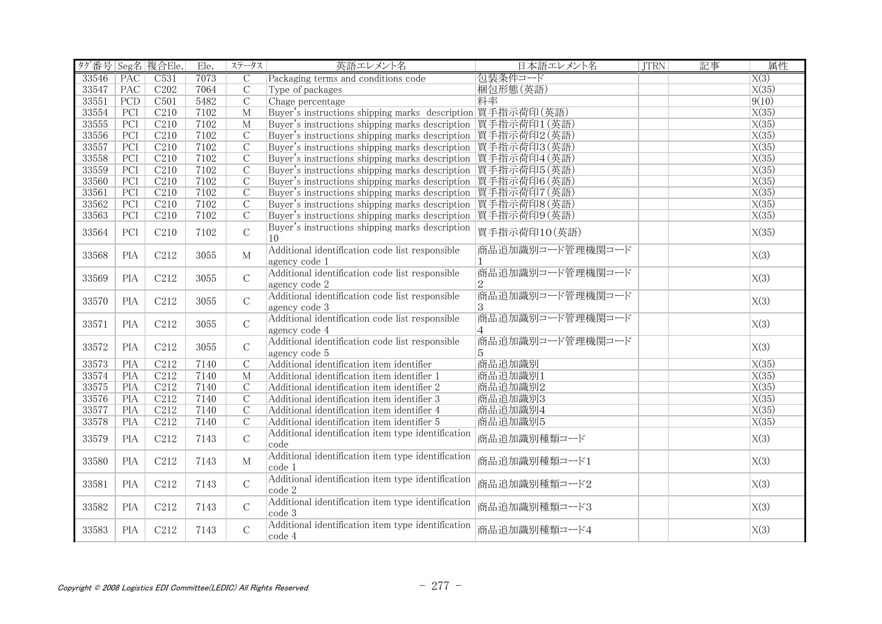| ﾀｸﾞ番号 | Seg名 | 複合Ele. | Ele. | ｽﾃｰﾀｽ | 英語エレメント名 | 日本語エレメント名 | JTRN | 記事 | 属性 |
|---|---|---|---|---|---|---|---|---|---|
| 33546 | PAC | C531 | 7073 | C | Packaging terms and conditions code | 包装条件コード | | | X(3) |
| 33547 | PAC | C202 | 7064 | C | Type of packages | 梱包形態(英語) | | | X(35) |
| 33551 | PCD | C501 | 5482 | C | Chage percentage | 料率 | | | 9(10) |
| 33554 | PCI | C210 | 7102 | M | Buyer's instructions shipping marks description | 買手指示荷印(英語) | | | X(35) |
| 33555 | PCI | C210 | 7102 | M | Buyer's instructions shipping marks description | 買手指示荷印1(英語) | | | X(35) |
| 33556 | PCI | C210 | 7102 | C | Buyer's instructions shipping marks description | 買手指示荷印2(英語) | | | X(35) |
| 33557 | PCI | C210 | 7102 | C | Buyer's instructions shipping marks description | 買手指示荷印3(英語) | | | X(35) |
| 33558 | PCI | C210 | 7102 | C | Buyer's instructions shipping marks description | 買手指示荷印4(英語) | | | X(35) |
| 33559 | PCI | C210 | 7102 | C | Buyer's instructions shipping marks description | 買手指示荷印5(英語) | | | X(35) |
| 33560 | PCI | C210 | 7102 | C | Buyer's instructions shipping marks description | 買手指示荷印6(英語) | | | X(35) |
| 33561 | PCI | C210 | 7102 | C | Buyer's instructions shipping marks description | 買手指示荷印7(英語) | | | X(35) |
| 33562 | PCI | C210 | 7102 | C | Buyer's instructions shipping marks description | 買手指示荷印8(英語) | | | X(35) |
| 33563 | PCI | C210 | 7102 | C | Buyer's instructions shipping marks description | 買手指示荷印9(英語) | | | X(35) |
| 33564 | PCI | C210 | 7102 | C | Buyer's instructions shipping marks description 10 | 買手指示荷印10(英語) | | | X(35) |
| 33568 | PIA | C212 | 3055 | M | Additional identification code list responsible agency code 1 | 商品追加識別コード管理機関コード1 | | | X(3) |
| 33569 | PIA | C212 | 3055 | C | Additional identification code list responsible agency code 2 | 商品追加識別コード管理機関コード2 | | | X(3) |
| 33570 | PIA | C212 | 3055 | C | Additional identification code list responsible agency code 3 | 商品追加識別コード管理機関コード3 | | | X(3) |
| 33571 | PIA | C212 | 3055 | C | Additional identification code list responsible agency code 4 | 商品追加識別コード管理機関コード4 | | | X(3) |
| 33572 | PIA | C212 | 3055 | C | Additional identification code list responsible agency code 5 | 商品追加識別コード管理機関コード5 | | | X(3) |
| 33573 | PIA | C212 | 7140 | C | Additional identification item identifier | 商品追加識別 | | | X(35) |
| 33574 | PIA | C212 | 7140 | M | Additional identification item identifier 1 | 商品追加識別1 | | | X(35) |
| 33575 | PIA | C212 | 7140 | C | Additional identification item identifier 2 | 商品追加識別2 | | | X(35) |
| 33576 | PIA | C212 | 7140 | C | Additional identification item identifier 3 | 商品追加識別3 | | | X(35) |
| 33577 | PIA | C212 | 7140 | C | Additional identification item identifier 4 | 商品追加識別4 | | | X(35) |
| 33578 | PIA | C212 | 7140 | C | Additional identification item identifier 5 | 商品追加識別5 | | | X(35) |
| 33579 | PIA | C212 | 7143 | C | Additional identification item type identification code | 商品追加識別種類コード | | | X(3) |
| 33580 | PIA | C212 | 7143 | M | Additional identification item type identification code 1 | 商品追加識別種類コード1 | | | X(3) |
| 33581 | PIA | C212 | 7143 | C | Additional identification item type identification code 2 | 商品追加識別種類コード2 | | | X(3) |
| 33582 | PIA | C212 | 7143 | C | Additional identification item type identification code 3 | 商品追加識別種類コード3 | | | X(3) |
| 33583 | PIA | C212 | 7143 | C | Additional identification item type identification code 4 | 商品追加識別種類コード4 | | | X(3) |

Copyright © 2008 Logistics EDI Committee(LEDIC) All Rights Reserved.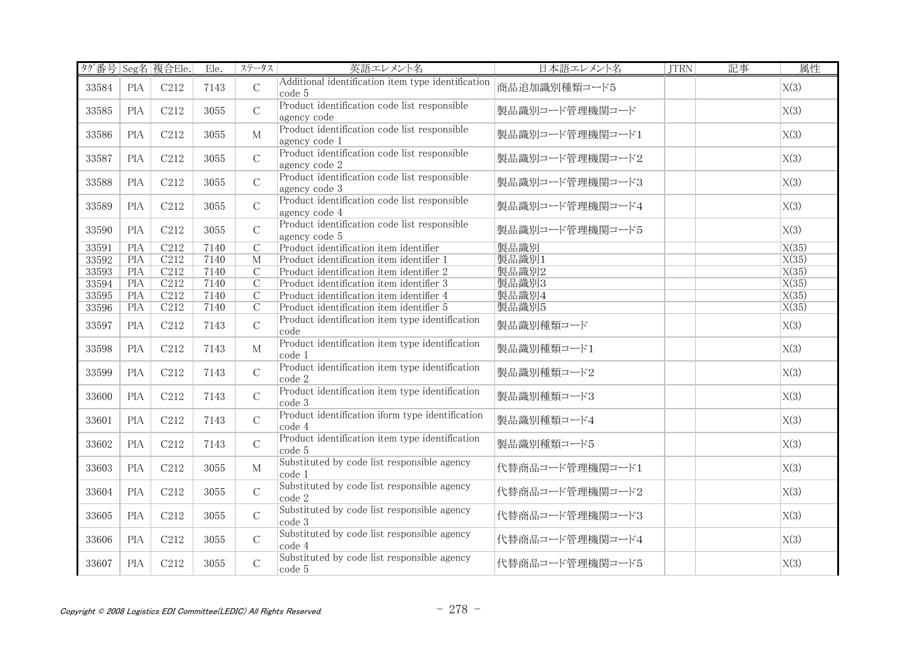| ﾀｸﾞ番号 | Seg名 | 複合Ele. | Ele. | ｽﾃｰﾀｽ | 英語エレメント名 | 日本語エレメント名 | JTRN | 記事 | 属性 |
|---|---|---|---|---|---|---|---|---|---|
| 33584 | PIA | C212 | 7143 | C | Additional identification item type identification code 5 | 商品追加識別種類コード5 | | | X(3) |
| 33585 | PIA | C212 | 3055 | C | Product identification code list responsible agency code | 製品識別コード管理機関コード | | | X(3) |
| 33586 | PIA | C212 | 3055 | M | Product identification code list responsible agency code 1 | 製品識別コード管理機関コード1 | | | X(3) |
| 33587 | PIA | C212 | 3055 | C | Product identification code list responsible agency code 2 | 製品識別コード管理機関コード2 | | | X(3) |
| 33588 | PIA | C212 | 3055 | C | Product identification code list responsible agency code 3 | 製品識別コード管理機関コード3 | | | X(3) |
| 33589 | PIA | C212 | 3055 | C | Product identification code list responsible agency code 4 | 製品識別コード管理機関コード4 | | | X(3) |
| 33590 | PIA | C212 | 3055 | C | Product identification code list responsible agency code 5 | 製品識別コード管理機関コード5 | | | X(3) |
| 33591 | PIA | C212 | 7140 | C | Product identification item identifier | 製品識別 | | | X(35) |
| 33592 | PIA | C212 | 7140 | M | Product identification item identifier 1 | 製品識別1 | | | X(35) |
| 33593 | PIA | C212 | 7140 | C | Product identification item identifier 2 | 製品識別2 | | | X(35) |
| 33594 | PIA | C212 | 7140 | C | Product identification item identifier 3 | 製品識別3 | | | X(35) |
| 33595 | PIA | C212 | 7140 | C | Product identification item identifier 4 | 製品識別4 | | | X(35) |
| 33596 | PIA | C212 | 7140 | C | Product identification item identifier 5 | 製品識別5 | | | X(35) |
| 33597 | PIA | C212 | 7143 | C | Product identification item type identification code | 製品識別種類コード | | | X(3) |
| 33598 | PIA | C212 | 7143 | M | Product identification item type identification code 1 | 製品識別種類コード1 | | | X(3) |
| 33599 | PIA | C212 | 7143 | C | Product identification item type identification code 2 | 製品識別種類コード2 | | | X(3) |
| 33600 | PIA | C212 | 7143 | C | Product identification item type identification code 3 | 製品識別種類コード3 | | | X(3) |
| 33601 | PIA | C212 | 7143 | C | Product identification iform type identification code 4 | 製品識別種類コード4 | | | X(3) |
| 33602 | PIA | C212 | 7143 | C | Product identification item type identification code 5 | 製品識別種類コード5 | | | X(3) |
| 33603 | PIA | C212 | 3055 | M | Substituted by code list responsible agency code 1 | 代替商品コード管理機関コード1 | | | X(3) |
| 33604 | PIA | C212 | 3055 | C | Substituted by code list responsible agency code 2 | 代替商品コード管理機関コード2 | | | X(3) |
| 33605 | PIA | C212 | 3055 | C | Substituted by code list responsible agency code 3 | 代替商品コード管理機関コード3 | | | X(3) |
| 33606 | PIA | C212 | 3055 | C | Substituted by code list responsible agency code 4 | 代替商品コード管理機関コード4 | | | X(3) |
| 33607 | PIA | C212 | 3055 | C | Substituted by code list responsible agency code 5 | 代替商品コード管理機関コード5 | | | X(3) |

*Copyright © 2008 Logistics EDI Committee(LEDIC) All Rights Reserved.*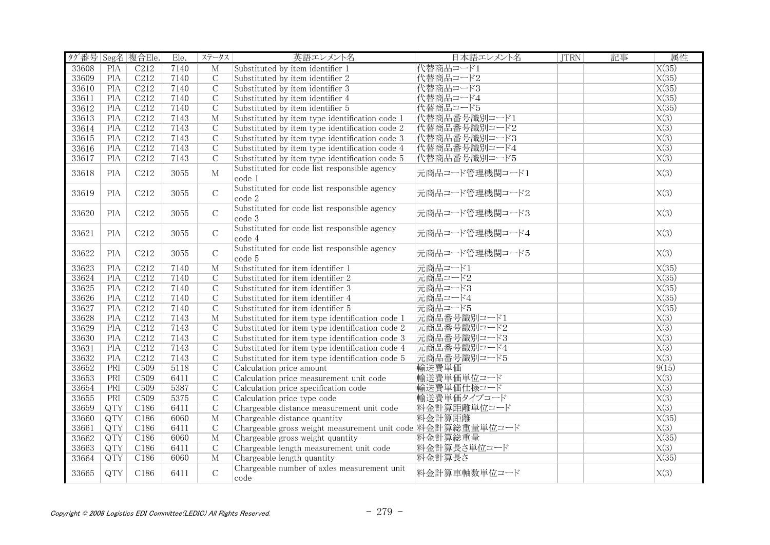| ﾀｸﾞ番号 | Seg名 | 複合Ele. | Ele. | ｽﾃｰﾀｽ | 英語エレメント名 | 日本語エレメント名 | JTRN | 記事 | 属性 |
|---|---|---|---|---|---|---|---|---|---|
| 33608 | PIA | C212 | 7140 | M | Substituted by item identifier 1 | 代替商品コード1 | | | X(35) |
| 33609 | PIA | C212 | 7140 | C | Substituted by item identifier 2 | 代替商品コード2 | | | X(35) |
| 33610 | PIA | C212 | 7140 | C | Substituted by item identifier 3 | 代替商品コード3 | | | X(35) |
| 33611 | PIA | C212 | 7140 | C | Substituted by item identifier 4 | 代替商品コード4 | | | X(35) |
| 33612 | PIA | C212 | 7140 | C | Substituted by item identifier 5 | 代替商品コード5 | | | X(35) |
| 33613 | PIA | C212 | 7143 | M | Substituted by item type identification code 1 | 代替商品番号識別コード1 | | | X(3) |
| 33614 | PIA | C212 | 7143 | C | Substituted by item type identification code 2 | 代替商品番号識別コード2 | | | X(3) |
| 33615 | PIA | C212 | 7143 | C | Substituted by item type identification code 3 | 代替商品番号識別コード3 | | | X(3) |
| 33616 | PIA | C212 | 7143 | C | Substituted by item type identification code 4 | 代替商品番号識別コード4 | | | X(3) |
| 33617 | PIA | C212 | 7143 | C | Substituted by item type identification code 5 | 代替商品番号識別コード5 | | | X(3) |
| 33618 | PIA | C212 | 3055 | M | Substituted for code list responsible agency code 1 | 元商品コード管理機関コード1 | | | X(3) |
| 33619 | PIA | C212 | 3055 | C | Substituted for code list responsible agency code 2 | 元商品コード管理機関コード2 | | | X(3) |
| 33620 | PIA | C212 | 3055 | C | Substituted for code list responsible agency code 3 | 元商品コード管理機関コード3 | | | X(3) |
| 33621 | PIA | C212 | 3055 | C | Substituted for code list responsible agency code 4 | 元商品コード管理機関コード4 | | | X(3) |
| 33622 | PIA | C212 | 3055 | C | Substituted for code list responsible agency code 5 | 元商品コード管理機関コード5 | | | X(3) |
| 33623 | PIA | C212 | 7140 | M | Substituted for item identifier 1 | 元商品コード1 | | | X(35) |
| 33624 | PIA | C212 | 7140 | C | Substituted for item identifier 2 | 元商品コード2 | | | X(35) |
| 33625 | PIA | C212 | 7140 | C | Substituted for item identifier 3 | 元商品コード3 | | | X(35) |
| 33626 | PIA | C212 | 7140 | C | Substituted for item identifier 4 | 元商品コード4 | | | X(35) |
| 33627 | PIA | C212 | 7140 | C | Substituted for item identifier 5 | 元商品コード5 | | | X(35) |
| 33628 | PIA | C212 | 7143 | M | Substituted for item type identification code 1 | 元商品番号識別コード1 | | | X(3) |
| 33629 | PIA | C212 | 7143 | C | Substituted for item type identification code 2 | 元商品番号識別コード2 | | | X(3) |
| 33630 | PIA | C212 | 7143 | C | Substituted for item type identification code 3 | 元商品番号識別コード3 | | | X(3) |
| 33631 | PIA | C212 | 7143 | C | Substituted for item type identification code 4 | 元商品番号識別コード4 | | | X(3) |
| 33632 | PIA | C212 | 7143 | C | Substituted for item type identification code 5 | 元商品番号識別コード5 | | | X(3) |
| 33652 | PRI | C509 | 5118 | C | Calculation price amount | 輸送費単価 | | | 9(15) |
| 33653 | PRI | C509 | 6411 | C | Calculation price measurement unit code | 輸送費単価単位コード | | | X(3) |
| 33654 | PRI | C509 | 5387 | C | Calculation price specification code | 輸送費単価仕様コード | | | X(3) |
| 33655 | PRI | C509 | 5375 | C | Calculation price type code | 輸送費単価タイプコード | | | X(3) |
| 33659 | QTY | C186 | 6411 | C | Chargeable distance measurement unit code | 料金計算距離単位コード | | | X(3) |
| 33660 | QTY | C186 | 6060 | M | Chargeable distance quantity | 料金計算距離 | | | X(35) |
| 33661 | QTY | C186 | 6411 | C | Chargeable gross weight measurement unit code | 料金計算総重量単位コード | | | X(3) |
| 33662 | QTY | C186 | 6060 | M | Chargeable gross weight quantity | 料金計算総重量 | | | X(35) |
| 33663 | QTY | C186 | 6411 | C | Chargeable length measurement unit code | 料金計算長さ単位コード | | | X(3) |
| 33664 | QTY | C186 | 6060 | M | Chargeable length quantity | 料金計算長さ | | | X(35) |
| 33665 | QTY | C186 | 6411 | C | Chargeable number of axles measurement unit code | 料金計算車軸数単位コード | | | X(3) |

Copyright © 2008 Logistics EDI Committee(LEDIC) All Rights Reserved.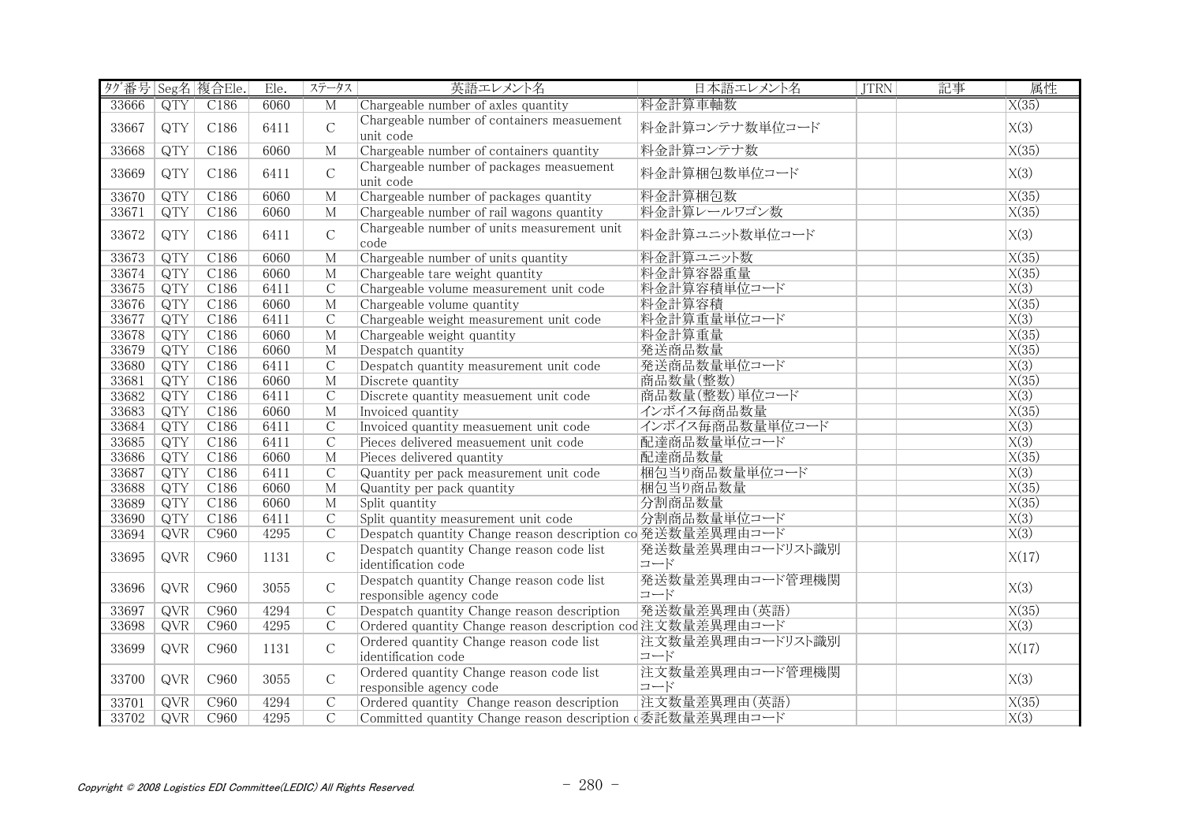| ﾀｸﾞ番号 | Seg名 | 複合Ele. | Ele. | ｽﾃｰﾀｽ | 英語エレメント名 | 日本語エレメント名 | JTRN | 記事 | 属性 |
|---|---|---|---|---|---|---|---|---|---|
| 33666 | QTY | C186 | 6060 | M | Chargeable number of axles quantity | 料金計算車軸数 | | | X(35) |
| 33667 | QTY | C186 | 6411 | C | Chargeable number of containers measuement unit code | 料金計算コンテナ数単位コード | | | X(3) |
| 33668 | QTY | C186 | 6060 | M | Chargeable number of containers quantity | 料金計算コンテナ数 | | | X(35) |
| 33669 | QTY | C186 | 6411 | C | Chargeable number of packages measuement unit code | 料金計算梱包数単位コード | | | X(3) |
| 33670 | QTY | C186 | 6060 | M | Chargeable number of packages quantity | 料金計算梱包数 | | | X(35) |
| 33671 | QTY | C186 | 6060 | M | Chargeable number of rail wagons quantity | 料金計算レールワゴン数 | | | X(35) |
| 33672 | QTY | C186 | 6411 | C | Chargeable number of units measurement unit code | 料金計算ユニット数単位コード | | | X(3) |
| 33673 | QTY | C186 | 6060 | M | Chargeable number of units quantity | 料金計算ユニット数 | | | X(35) |
| 33674 | QTY | C186 | 6060 | M | Chargeable tare weight quantity | 料金計算容器重量 | | | X(35) |
| 33675 | QTY | C186 | 6411 | C | Chargeable volume measurement unit code | 料金計算容積単位コード | | | X(3) |
| 33676 | QTY | C186 | 6060 | M | Chargeable volume quantity | 料金計算容積 | | | X(35) |
| 33677 | QTY | C186 | 6411 | C | Chargeable weight measurement unit code | 料金計算重量単位コード | | | X(3) |
| 33678 | QTY | C186 | 6060 | M | Chargeable weight quantity | 料金計算重量 | | | X(35) |
| 33679 | QTY | C186 | 6060 | M | Despatch quantity | 発送商品数量 | | | X(35) |
| 33680 | QTY | C186 | 6411 | C | Despatch quantity measurement unit code | 発送商品数量単位コード | | | X(3) |
| 33681 | QTY | C186 | 6060 | M | Discrete quantity | 商品数量(整数) | | | X(35) |
| 33682 | QTY | C186 | 6411 | C | Discrete quantity measuement unit code | 商品数量(整数)単位コード | | | X(3) |
| 33683 | QTY | C186 | 6060 | M | Invoiced quantity | インボイス毎商品数量 | | | X(35) |
| 33684 | QTY | C186 | 6411 | C | Invoiced quantity measuement unit code | インボイス毎商品数量単位コード | | | X(3) |
| 33685 | QTY | C186 | 6411 | C | Pieces delivered measuement unit code | 配達商品数量単位コード | | | X(3) |
| 33686 | QTY | C186 | 6060 | M | Pieces delivered quantity | 配達商品数量 | | | X(35) |
| 33687 | QTY | C186 | 6411 | C | Quantity per pack measurement unit code | 梱包当り商品数量単位コード | | | X(3) |
| 33688 | QTY | C186 | 6060 | M | Quantity per pack quantity | 梱包当り商品数量 | | | X(35) |
| 33689 | QTY | C186 | 6060 | M | Split quantity | 分割商品数量 | | | X(35) |
| 33690 | QTY | C186 | 6411 | C | Split quantity measurement unit code | 分割商品数量単位コード | | | X(3) |
| 33694 | QVR | C960 | 4295 | C | Despatch quantity Change reason description co | 発送数量差異理由コード | | | X(3) |
| 33695 | QVR | C960 | 1131 | C | Despatch quantity Change reason code list identification code | 発送数量差異理由コードリスト識別コード | | | X(17) |
| 33696 | QVR | C960 | 3055 | C | Despatch quantity Change reason code list responsible agency code | 発送数量差異理由コード管理機関コード | | | X(3) |
| 33697 | QVR | C960 | 4294 | C | Despatch quantity Change reason description | 発送数量差異理由(英語) | | | X(35) |
| 33698 | QVR | C960 | 4295 | C | Ordered quantity Change reason description cod | 注文数量差異理由コード | | | X(3) |
| 33699 | QVR | C960 | 1131 | C | Ordered quantity Change reason code list identification code | 注文数量差異理由コードリスト識別コード | | | X(17) |
| 33700 | QVR | C960 | 3055 | C | Ordered quantity Change reason code list responsible agency code | 注文数量差異理由コード管理機関コード | | | X(3) |
| 33701 | QVR | C960 | 4294 | C | Ordered quantity Change reason description | 注文数量差異理由(英語) | | | X(35) |
| 33702 | QVR | C960 | 4295 | C | Committed quantity Change reason description c | 委託数量差異理由コード | | | X(3) |

Copyright © 2008 Logistics EDI Committee(LEDIC) All Rights Reserved.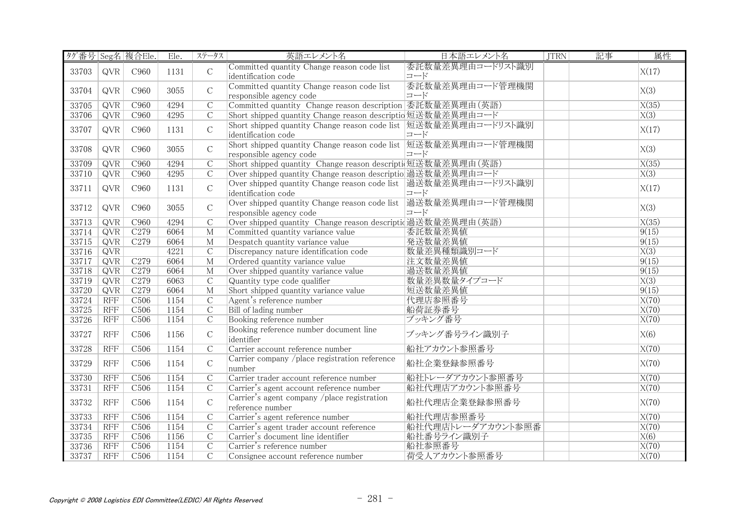| タグ番号 | Seg名 | 複合Ele. | Ele. | ステータス | 英語エレメント名 | 日本語エレメント名 | JTRN | 記事 | 属性 |
|---|---|---|---|---|---|---|---|---|---|
| 33703 | QVR | C960 | 1131 | C | Committed quantity Change reason code list identification code | 委託数量差異理由コードリスト識別コード | | | X(17) |
| 33704 | QVR | C960 | 3055 | C | Committed quantity Change reason code list responsible agency code | 委託数量差異理由コード管理機関コード | | | X(3) |
| 33705 | QVR | C960 | 4294 | C | Committed quantity Change reason description | 委託数量差異理由(英語) | | | X(35) |
| 33706 | QVR | C960 | 4295 | C | Short shipped quantity Change reason descriptio | 短送数量差異理由コード | | | X(3) |
| 33707 | QVR | C960 | 1131 | C | Short shipped quantity Change reason code list identification code | 短送数量差異理由コードリスト識別コード | | | X(17) |
| 33708 | QVR | C960 | 3055 | C | Short shipped quantity Change reason code list responsible agency code | 短送数量差異理由コード管理機関コード | | | X(3) |
| 33709 | QVR | C960 | 4294 | C | Short shipped quantity Change reason descripti | 短送数量差異理由(英語) | | | X(35) |
| 33710 | QVR | C960 | 4295 | C | Over shipped quantity Change reason descriptio | 過送数量差異理由コード | | | X(3) |
| 33711 | QVR | C960 | 1131 | C | Over shipped quantity Change reason code list identification code | 過送数量差異理由コードリスト識別コード | | | X(17) |
| 33712 | QVR | C960 | 3055 | C | Over shipped quantity Change reason code list responsible agency code | 過送数量差異理由コード管理機関コード | | | X(3) |
| 33713 | QVR | C960 | 4294 | C | Over shipped quantity Change reason descriptic | 過送数量差異理由(英語) | | | X(35) |
| 33714 | QVR | C279 | 6064 | M | Committed quantity variance value | 委託数量差異値 | | | 9(15) |
| 33715 | QVR | C279 | 6064 | M | Despatch quantity variance value | 発送数量差異値 | | | 9(15) |
| 33716 | QVR | | 4221 | C | Discrepancy nature identification code | 数量差異種類識別コード | | | X(3) |
| 33717 | QVR | C279 | 6064 | M | Ordered quantity variance value | 注文数量差異値 | | | 9(15) |
| 33718 | QVR | C279 | 6064 | M | Over shipped quantity variance value | 過送数量差異値 | | | 9(15) |
| 33719 | QVR | C279 | 6063 | C | Quantity type code qualifier | 数量差異数量タイプコード | | | X(3) |
| 33720 | QVR | C279 | 6064 | M | Short shipped quantity variance value | 短送数量差異値 | | | 9(15) |
| 33724 | RFF | C506 | 1154 | C | Agent's reference number | 代理店参照番号 | | | X(70) |
| 33725 | RFF | C506 | 1154 | C | Bill of lading number | 船荷証券番号 | | | X(70) |
| 33726 | RFF | C506 | 1154 | C | Booking reference number | ブッキング番号 | | | X(70) |
| 33727 | RFF | C506 | 1156 | C | Booking reference number document line identifier | ブッキング番号ライン識別子 | | | X(6) |
| 33728 | RFF | C506 | 1154 | C | Carrier account reference number | 船社アカウント参照番号 | | | X(70) |
| 33729 | RFF | C506 | 1154 | C | Carrier company /place registration reference number | 船社企業登録参照番号 | | | X(70) |
| 33730 | RFF | C506 | 1154 | C | Carrier trader account reference number | 船社トレーダアカウント参照番号 | | | X(70) |
| 33731 | RFF | C506 | 1154 | C | Carrier's agent account reference number | 船社代理店アカウント参照番号 | | | X(70) |
| 33732 | RFF | C506 | 1154 | C | Carrier's agent company /place registration reference number | 船社代理店企業登録参照番号 | | | X(70) |
| 33733 | RFF | C506 | 1154 | C | Carrier's agent reference number | 船社代理店参照番号 | | | X(70) |
| 33734 | RFF | C506 | 1154 | C | Carrier's agent trader account reference | 船社代理店トレーダアカウント参照番 | | | X(70) |
| 33735 | RFF | C506 | 1156 | C | Carrier's document line identifier | 船社番号ライン識別子 | | | X(6) |
| 33736 | RFF | C506 | 1154 | C | Carrier's reference number | 船社参照番号 | | | X(70) |
| 33737 | RFF | C506 | 1154 | C | Consignee account reference number | 荷受人アカウント参照番号 | | | X(70) |

Copyright © 2008 Logistics EDI Committee(LEDIC) All Rights Reserved.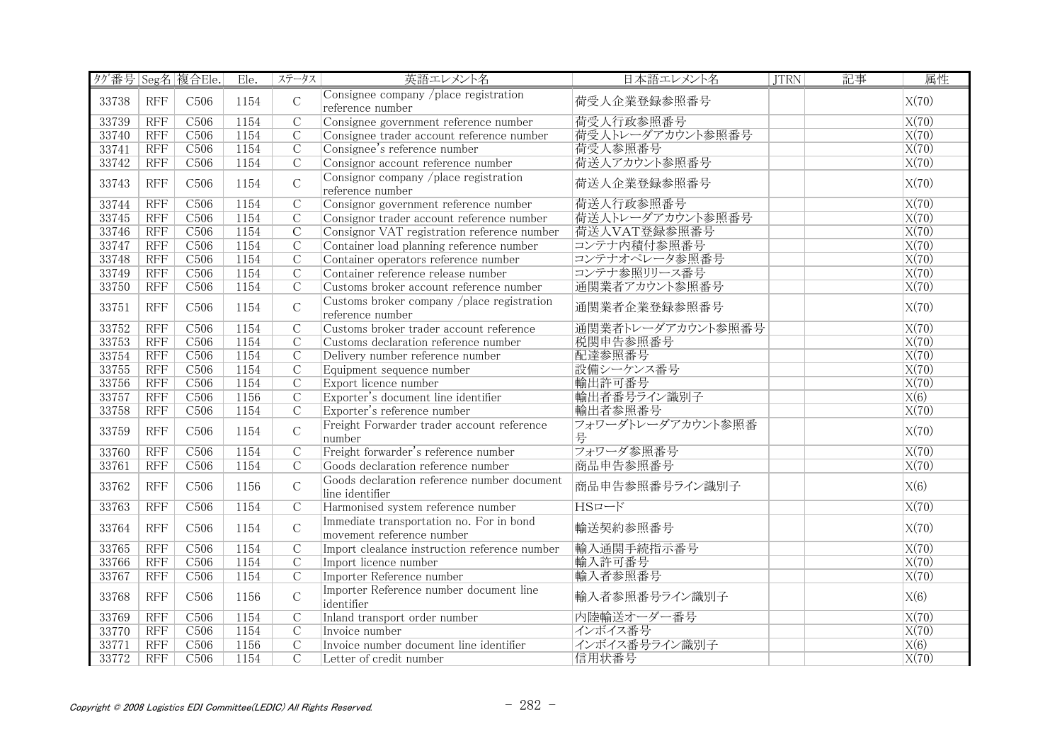| ﾀｸﾞ番号 | Seg名 | 複合Ele. | Ele. | ステータス | 英語エレメント名 | 日本語エレメント名 | JTRN | 記事 | 属性 |
|---|---|---|---|---|---|---|---|---|---|
| 33738 | RFF | C506 | 1154 | C | Consignee company /place registration reference number | 荷受人企業登録参照番号 | | | X(70) |
| 33739 | RFF | C506 | 1154 | C | Consignee government reference number | 荷受人行政参照番号 | | | X(70) |
| 33740 | RFF | C506 | 1154 | C | Consignee trader account reference number | 荷受人トレーダアカウント参照番号 | | | X(70) |
| 33741 | RFF | C506 | 1154 | C | Consignee's reference number | 荷受人参照番号 | | | X(70) |
| 33742 | RFF | C506 | 1154 | C | Consignor account reference number | 荷送人アカウント参照番号 | | | X(70) |
| 33743 | RFF | C506 | 1154 | C | Consignor company /place registration reference number | 荷送人企業登録参照番号 | | | X(70) |
| 33744 | RFF | C506 | 1154 | C | Consignor government reference number | 荷送人行政参照番号 | | | X(70) |
| 33745 | RFF | C506 | 1154 | C | Consignor trader account reference number | 荷送人トレーダアカウント参照番号 | | | X(70) |
| 33746 | RFF | C506 | 1154 | C | Consignor VAT registration reference number | 荷送人VAT登録参照番号 | | | X(70) |
| 33747 | RFF | C506 | 1154 | C | Container load planning reference number | コンテナ内積付参照番号 | | | X(70) |
| 33748 | RFF | C506 | 1154 | C | Container operators reference number | コンテナオペレータ参照番号 | | | X(70) |
| 33749 | RFF | C506 | 1154 | C | Container reference release number | コンテナ参照リリース番号 | | | X(70) |
| 33750 | RFF | C506 | 1154 | C | Customs broker account reference number | 通関業者アカウント参照番号 | | | X(70) |
| 33751 | RFF | C506 | 1154 | C | Customs broker company /place registration reference number | 通関業者企業登録参照番号 | | | X(70) |
| 33752 | RFF | C506 | 1154 | C | Customs broker trader account reference | 通関業者トレーダアカウント参照番号 | | | X(70) |
| 33753 | RFF | C506 | 1154 | C | Customs declaration reference number | 税関申告参照番号 | | | X(70) |
| 33754 | RFF | C506 | 1154 | C | Delivery number reference number | 配達参照番号 | | | X(70) |
| 33755 | RFF | C506 | 1154 | C | Equipment sequence number | 設備シーケンス番号 | | | X(70) |
| 33756 | RFF | C506 | 1154 | C | Export licence number | 輸出許可番号 | | | X(70) |
| 33757 | RFF | C506 | 1156 | C | Exporter's document line identifier | 輸出者番号ライン識別子 | | | X(6) |
| 33758 | RFF | C506 | 1154 | C | Exporter's reference number | 輸出者参照番号 | | | X(70) |
| 33759 | RFF | C506 | 1154 | C | Freight Forwarder trader account reference number | フォワーダトレーダアカウント参照番号 | | | X(70) |
| 33760 | RFF | C506 | 1154 | C | Freight forwarder's reference number | フォワーダ参照番号 | | | X(70) |
| 33761 | RFF | C506 | 1154 | C | Goods declaration reference number | 商品申告参照番号 | | | X(70) |
| 33762 | RFF | C506 | 1156 | C | Goods declaration reference number document line identifier | 商品申告参照番号ライン識別子 | | | X(6) |
| 33763 | RFF | C506 | 1154 | C | Harmonised system reference number | HSコード | | | X(70) |
| 33764 | RFF | C506 | 1154 | C | Immediate transportation no. For in bond movement reference number | 輸送契約参照番号 | | | X(70) |
| 33765 | RFF | C506 | 1154 | C | Import clealance instruction reference number | 輸入通関手続指示番号 | | | X(70) |
| 33766 | RFF | C506 | 1154 | C | Import licence number | 輸入許可番号 | | | X(70) |
| 33767 | RFF | C506 | 1154 | C | Importer Reference number | 輸入者参照番号 | | | X(70) |
| 33768 | RFF | C506 | 1156 | C | Importer Reference number document line identifier | 輸入者参照番号ライン識別子 | | | X(6) |
| 33769 | RFF | C506 | 1154 | C | Inland transport order number | 内陸輸送オーダー番号 | | | X(70) |
| 33770 | RFF | C506 | 1154 | C | Invoice number | インボイス番号 | | | X(70) |
| 33771 | RFF | C506 | 1156 | C | Invoice number document line identifier | インボイス番号ライン識別子 | | | X(6) |
| 33772 | RFF | C506 | 1154 | C | Letter of credit number | 信用状番号 | | | X(70) |

Copyright © 2008 Logistics EDI Committee(LEDIC) All Rights Reserved.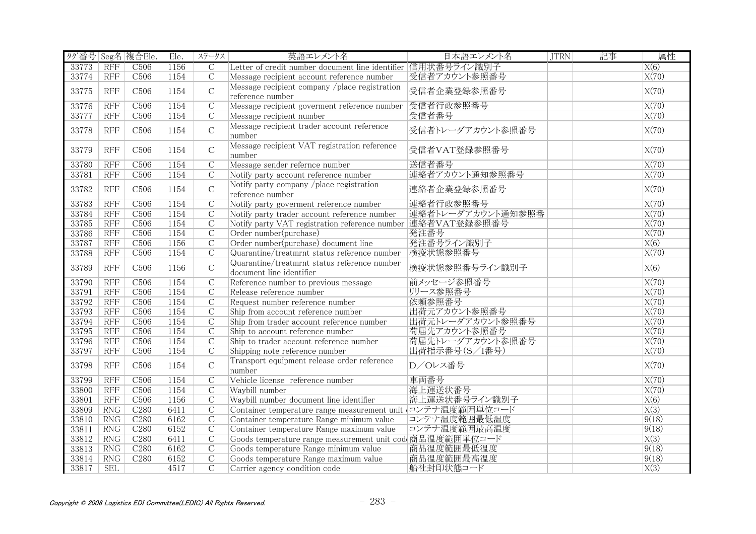| ﾀｸﾞ番号 | Seg名 | 複合Ele. | Ele. | ステータス | 英語エレメント名 | 日本語エレメント名 | JTRN | 記事 | 属性 |
|---|---|---|---|---|---|---|---|---|---|
| 33773 | RFF | C506 | 1156 | C | Letter of credit number document line identifier | 信用状番号ライン識別子 | | | X(6) |
| 33774 | RFF | C506 | 1154 | C | Message recipient account reference number | 受信者アカウント参照番号 | | | X(70) |
| 33775 | RFF | C506 | 1154 | C | Message recipient company /place registration reference number | 受信者企業登録参照番号 | | | X(70) |
| 33776 | RFF | C506 | 1154 | C | Message recipient goverment reference number | 受信者行政参照番号 | | | X(70) |
| 33777 | RFF | C506 | 1154 | C | Message recipient number | 受信者番号 | | | X(70) |
| 33778 | RFF | C506 | 1154 | C | Message recipient trader account reference number | 受信者トレーダアカウント参照番号 | | | X(70) |
| 33779 | RFF | C506 | 1154 | C | Message recipient VAT registration reference number | 受信者VAT登録参照番号 | | | X(70) |
| 33780 | RFF | C506 | 1154 | C | Message sender refernce number | 送信者番号 | | | X(70) |
| 33781 | RFF | C506 | 1154 | C | Notify party account reference number | 連絡者アカウント通知参照番号 | | | X(70) |
| 33782 | RFF | C506 | 1154 | C | Notify party company /place registration reference number | 連絡者企業登録参照番号 | | | X(70) |
| 33783 | RFF | C506 | 1154 | C | Notify party goverment reference number | 連絡者行政参照番号 | | | X(70) |
| 33784 | RFF | C506 | 1154 | C | Notify party trader account reference number | 連絡者トレーダアカウント通知参照番 | | | X(70) |
| 33785 | RFF | C506 | 1154 | C | Notify party VAT registration reference number | 連絡者VAT登録参照番号 | | | X(70) |
| 33786 | RFF | C506 | 1154 | C | Order number(purchase) | 発注番号 | | | X(70) |
| 33787 | RFF | C506 | 1156 | C | Order number(purchase) document line | 発注番号ライン識別子 | | | X(6) |
| 33788 | RFF | C506 | 1154 | C | Quarantine/treatmrnt status reference number | 検疫状態参照番号 | | | X(70) |
| 33789 | RFF | C506 | 1156 | C | Quarantine/treatmrnt status reference number document line identifier | 検疫状態参照番号ライン識別子 | | | X(6) |
| 33790 | RFF | C506 | 1154 | C | Reference number to previous message | 前メッセージ参照番号 | | | X(70) |
| 33791 | RFF | C506 | 1154 | C | Release reference number | リリース参照番号 | | | X(70) |
| 33792 | RFF | C506 | 1154 | C | Request number reference number | 依頼参照番号 | | | X(70) |
| 33793 | RFF | C506 | 1154 | C | Ship from account reference number | 出荷元アカウント参照番号 | | | X(70) |
| 33794 | RFF | C506 | 1154 | C | Ship from trader account reference number | 出荷元トレーダアカウント参照番号 | | | X(70) |
| 33795 | RFF | C506 | 1154 | C | Ship to account reference number | 荷届先アカウント参照番号 | | | X(70) |
| 33796 | RFF | C506 | 1154 | C | Ship to trader account reference number | 荷届先トレーダアカウント参照番号 | | | X(70) |
| 33797 | RFF | C506 | 1154 | C | Shipping note reference number | 出荷指示番号(S／I番号) | | | X(70) |
| 33798 | RFF | C506 | 1154 | C | Transport equipment release order reference number | D／Oレス番号 | | | X(70) |
| 33799 | RFF | C506 | 1154 | C | Vehicle license reference number | 車両番号 | | | X(70) |
| 33800 | RFF | C506 | 1154 | C | Waybill number | 海上運送状番号 | | | X(70) |
| 33801 | RFF | C506 | 1156 | C | Waybill number document line identifier | 海上運送状番号ライン識別子 | | | X(6) |
| 33809 | RNG | C280 | 6411 | C | Container temperature range measurement unit c | コンテナ温度範囲単位コード | | | X(3) |
| 33810 | RNG | C280 | 6162 | C | Container temperature Range minimum value | コンテナ温度範囲最低温度 | | | 9(18) |
| 33811 | RNG | C280 | 6152 | C | Container temperature Range maximum value | コンテナ温度範囲最高温度 | | | 9(18) |
| 33812 | RNG | C280 | 6411 | C | Goods temperature range measurement unit code | 商品温度範囲単位コード | | | X(3) |
| 33813 | RNG | C280 | 6162 | C | Goods temperature Range minimum value | 商品温度範囲最低温度 | | | 9(18) |
| 33814 | RNG | C280 | 6152 | C | Goods temperature Range maximum value | 商品温度範囲最高温度 | | | 9(18) |
| 33817 | SEL | | 4517 | C | Carrier agency condition code | 船社封印状態コード | | | X(3) |

*Copyright © 2008 Logistics EDI Committee(LEDIC) All Rights Reserved.*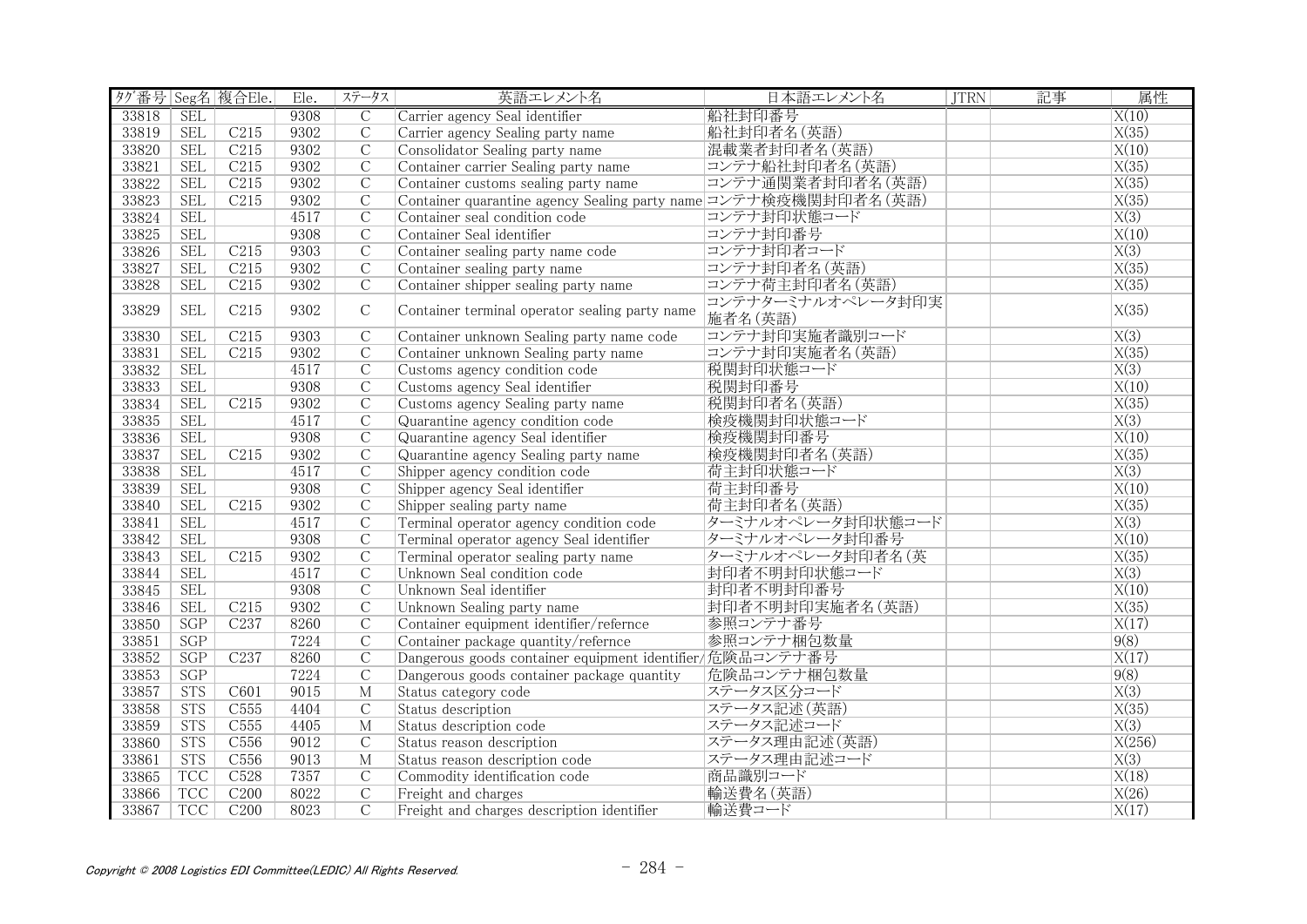| ﾀｸﾞ番号 | Seg名 | 複合Ele. | Ele. | ステータス | 英語エレメント名 | 日本語エレメント名 | JTRN | 記事 | 属性 |
|---|---|---|---|---|---|---|---|---|---|
| 33818 | SEL | | 9308 | C | Carrier agency Seal identifier | 船社封印番号 | | | X(10) |
| 33819 | SEL | C215 | 9302 | C | Carrier agency Sealing party name | 船社封印者名(英語) | | | X(35) |
| 33820 | SEL | C215 | 9302 | C | Consolidator Sealing party name | 混載業者封印者名(英語) | | | X(10) |
| 33821 | SEL | C215 | 9302 | C | Container carrier Sealing party name | コンテナ船社封印者名(英語) | | | X(35) |
| 33822 | SEL | C215 | 9302 | C | Container customs sealing party name | コンテナ通関業者封印者名(英語) | | | X(35) |
| 33823 | SEL | C215 | 9302 | C | Container quarantine agency Sealing party name | コンテナ検疫機関封印者名(英語) | | | X(35) |
| 33824 | SEL | | 4517 | C | Container seal condition code | コンテナ封印状態コード | | | X(3) |
| 33825 | SEL | | 9308 | C | Container Seal identifier | コンテナ封印番号 | | | X(10) |
| 33826 | SEL | C215 | 9303 | C | Container sealing party name code | コンテナ封印者コード | | | X(3) |
| 33827 | SEL | C215 | 9302 | C | Container sealing party name | コンテナ封印者名(英語) | | | X(35) |
| 33828 | SEL | C215 | 9302 | C | Container shipper sealing party name | コンテナ荷主封印者名(英語) | | | X(35) |
| 33829 | SEL | C215 | 9302 | C | Container terminal operator sealing party name | コンテナターミナルオペレータ封印実施者名(英語) | | | X(35) |
| 33830 | SEL | C215 | 9303 | C | Container unknown Sealing party name code | コンテナ封印実施者識別コード | | | X(3) |
| 33831 | SEL | C215 | 9302 | C | Container unknown Sealing party name | コンテナ封印実施者名(英語) | | | X(35) |
| 33832 | SEL | | 4517 | C | Customs agency condition code | 税関封印状態コード | | | X(3) |
| 33833 | SEL | | 9308 | C | Customs agency Seal identifier | 税関封印番号 | | | X(10) |
| 33834 | SEL | C215 | 9302 | C | Customs agency Sealing party name | 税関封印者名(英語) | | | X(35) |
| 33835 | SEL | | 4517 | C | Quarantine agency condition code | 検疫機関封印状態コード | | | X(3) |
| 33836 | SEL | | 9308 | C | Quarantine agency Seal identifier | 検疫機関封印番号 | | | X(10) |
| 33837 | SEL | C215 | 9302 | C | Quarantine agency Sealing party name | 検疫機関封印者名(英語) | | | X(35) |
| 33838 | SEL | | 4517 | C | Shipper agency condition code | 荷主封印状態コード | | | X(3) |
| 33839 | SEL | | 9308 | C | Shipper agency Seal identifier | 荷主封印番号 | | | X(10) |
| 33840 | SEL | C215 | 9302 | C | Shipper sealing party name | 荷主封印者名(英語) | | | X(35) |
| 33841 | SEL | | 4517 | C | Terminal operator agency condition code | ターミナルオペレータ封印状態コード | | | X(3) |
| 33842 | SEL | | 9308 | C | Terminal operator agency Seal identifier | ターミナルオペレータ封印番号 | | | X(10) |
| 33843 | SEL | C215 | 9302 | C | Terminal operator sealing party name | ターミナルオペレータ封印者名(英 | | | X(35) |
| 33844 | SEL | | 4517 | C | Unknown Seal condition code | 封印者不明封印状態コード | | | X(3) |
| 33845 | SEL | | 9308 | C | Unknown Seal identifier | 封印者不明封印番号 | | | X(10) |
| 33846 | SEL | C215 | 9302 | C | Unknown Sealing party name | 封印者不明封印実施者名(英語) | | | X(35) |
| 33850 | SGP | C237 | 8260 | C | Container equipment identifier/refernce | 参照コンテナ番号 | | | X(17) |
| 33851 | SGP | | 7224 | C | Container package quantity/refernce | 参照コンテナ梱包数量 | | | 9(8) |
| 33852 | SGP | C237 | 8260 | C | Dangerous goods container equipment identifier/ | 危険品コンテナ番号 | | | X(17) |
| 33853 | SGP | | 7224 | C | Dangerous goods container package quantity | 危険品コンテナ梱包数量 | | | 9(8) |
| 33857 | STS | C601 | 9015 | M | Status category code | ステータス区分コード | | | X(3) |
| 33858 | STS | C555 | 4404 | C | Status description | ステータス記述(英語) | | | X(35) |
| 33859 | STS | C555 | 4405 | M | Status description code | ステータス記述コード | | | X(3) |
| 33860 | STS | C556 | 9012 | C | Status reason description | ステータス理由記述(英語) | | | X(256) |
| 33861 | STS | C556 | 9013 | M | Status reason description code | ステータス理由記述コード | | | X(3) |
| 33865 | TCC | C528 | 7357 | C | Commodity identification code | 商品識別コード | | | X(18) |
| 33866 | TCC | C200 | 8022 | C | Freight and charges | 輸送費名(英語) | | | X(26) |
| 33867 | TCC | C200 | 8023 | C | Freight and charges description identifier | 輸送費コード | | | X(17) |

*Copyright © 2008 Logistics EDI Committee(LEDIC) All Rights Reserved.*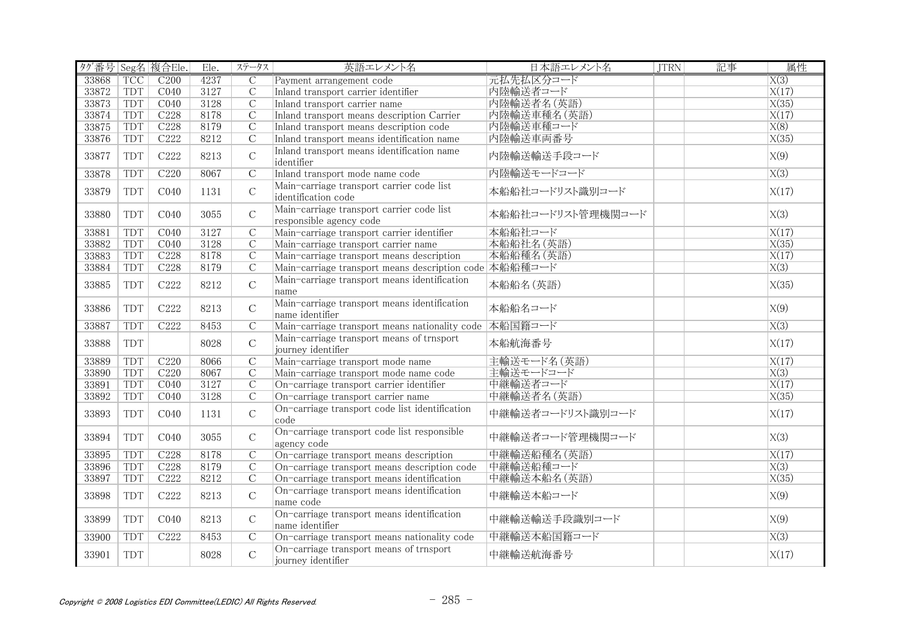| ﾀｸﾞ番号 | Seg名 | 複合Ele. | Ele. | ステータス | 英語エレメント名 | 日本語エレメント名 | JTRN | 記事 | 属性 |
|---|---|---|---|---|---|---|---|---|---|
| 33868 | TCC | C200 | 4237 | C | Payment arrangement code | 元払先払区分コード | | | X(3) |
| 33872 | TDT | C040 | 3127 | C | Inland transport carrier identifier | 内陸輸送者コード | | | X(17) |
| 33873 | TDT | C040 | 3128 | C | Inland transport carrier name | 内陸輸送者名(英語) | | | X(35) |
| 33874 | TDT | C228 | 8178 | C | Inland transport means description Carrier | 内陸輸送車種名(英語) | | | X(17) |
| 33875 | TDT | C228 | 8179 | C | Inland transport means description code | 内陸輸送車種コード | | | X(8) |
| 33876 | TDT | C222 | 8212 | C | Inland transport means identification name | 内陸輸送車両番号 | | | X(35) |
| 33877 | TDT | C222 | 8213 | C | Inland transport means identification name identifier | 内陸輸送輸送手段コード | | | X(9) |
| 33878 | TDT | C220 | 8067 | C | Inland transport mode name code | 内陸輸送モードコード | | | X(3) |
| 33879 | TDT | C040 | 1131 | C | Main-carriage transport carrier code list identification code | 本船船社コードリスト識別コード | | | X(17) |
| 33880 | TDT | C040 | 3055 | C | Main-carriage transport carrier code list responsible agency code | 本船船社コードリスト管理機関コード | | | X(3) |
| 33881 | TDT | C040 | 3127 | C | Main-carriage transport carrier identifier | 本船船社コード | | | X(17) |
| 33882 | TDT | C040 | 3128 | C | Main-carriage transport carrier name | 本船船社名(英語) | | | X(35) |
| 33883 | TDT | C228 | 8178 | C | Main-carriage transport means description | 本船船種名(英語) | | | X(17) |
| 33884 | TDT | C228 | 8179 | C | Main-carriage transport means description code | 本船船種コード | | | X(3) |
| 33885 | TDT | C222 | 8212 | C | Main-carriage transport means identification name | 本船船名(英語) | | | X(35) |
| 33886 | TDT | C222 | 8213 | C | Main-carriage transport means identification name identifier | 本船船名コード | | | X(9) |
| 33887 | TDT | C222 | 8453 | C | Main-carriage transport means nationality code | 本船国籍コード | | | X(3) |
| 33888 | TDT | | 8028 | C | Main-carriage transport means of trnsport journey identifier | 本船航海番号 | | | X(17) |
| 33889 | TDT | C220 | 8066 | C | Main-carriage transport mode name | 主輸送モード名(英語) | | | X(17) |
| 33890 | TDT | C220 | 8067 | C | Main-carriage transport mode name code | 主輸送モードコード | | | X(3) |
| 33891 | TDT | C040 | 3127 | C | On-carriage transport carrier identifier | 中継輸送者コード | | | X(17) |
| 33892 | TDT | C040 | 3128 | C | On-carriage transport carrier name | 中継輸送者名(英語) | | | X(35) |
| 33893 | TDT | C040 | 1131 | C | On-carriage transport code list identification code | 中継輸送者コードリスト識別コード | | | X(17) |
| 33894 | TDT | C040 | 3055 | C | On-carriage transport code list responsible agency code | 中継輸送者コード管理機関コード | | | X(3) |
| 33895 | TDT | C228 | 8178 | C | On-carriage transport means description | 中継輸送船種名(英語) | | | X(17) |
| 33896 | TDT | C228 | 8179 | C | On-carriage transport means description code | 中継輸送船種コード | | | X(3) |
| 33897 | TDT | C222 | 8212 | C | On-carriage transport means identification | 中継輸送本船名(英語) | | | X(35) |
| 33898 | TDT | C222 | 8213 | C | On-carriage transport means identification name code | 中継輸送本船コード | | | X(9) |
| 33899 | TDT | C040 | 8213 | C | On-carriage transport means identification name identifier | 中継輸送輸送手段識別コード | | | X(9) |
| 33900 | TDT | C222 | 8453 | C | On-carriage transport means nationality code | 中継輸送本船国籍コード | | | X(3) |
| 33901 | TDT | | 8028 | C | On-carriage transport means of trnsport journey identifier | 中継輸送航海番号 | | | X(17) |

Copyright © 2008 Logistics EDI Committee(LEDIC) All Rights Reserved.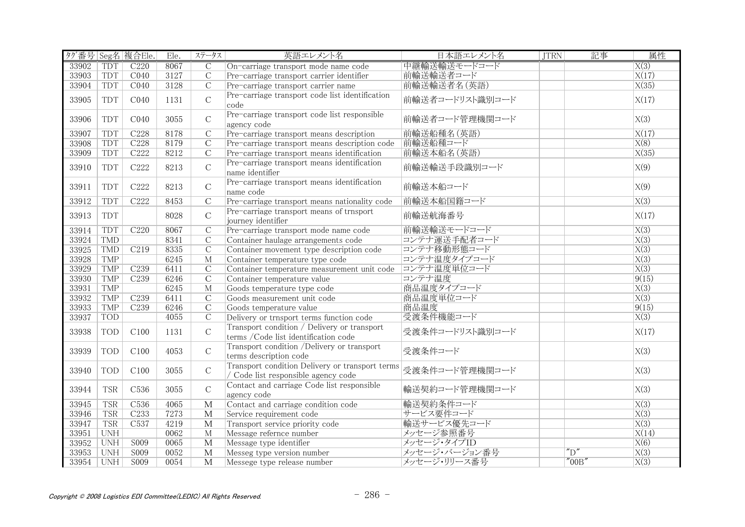| ﾀｸﾞ番号 | Seg名 | 複合Ele. | Ele. | ｽﾃｰﾀｽ | 英語エレメント名 | 日本語エレメント名 | JTRN | 記事 | 属性 |
|---|---|---|---|---|---|---|---|---|---|
| 33902 | TDT | C220 | 8067 | C | On-carriage transport mode name code | 中継輸送輸送モードコード | | | X(3) |
| 33903 | TDT | C040 | 3127 | C | Pre-carriage transport carrier identifier | 前輸送輸送者コード | | | X(17) |
| 33904 | TDT | C040 | 3128 | C | Pre-carriage transport carrier name | 前輸送輸送者名(英語) | | | X(35) |
| 33905 | TDT | C040 | 1131 | C | Pre-carriage transport code list identification code | 前輸送者コードリスト識別コード | | | X(17) |
| 33906 | TDT | C040 | 3055 | C | Pre-carriage transport code list responsible agency code | 前輸送者コード管理機関コード | | | X(3) |
| 33907 | TDT | C228 | 8178 | C | Pre-carriage transport means description | 前輸送船種名(英語) | | | X(17) |
| 33908 | TDT | C228 | 8179 | C | Pre-carriage transport means description code | 前輸送船種コード | | | X(8) |
| 33909 | TDT | C222 | 8212 | C | Pre-carriage transport means identification | 前輸送本船名(英語) | | | X(35) |
| 33910 | TDT | C222 | 8213 | C | Pre-carriage transport means identification name identifier | 前輸送輸送手段識別コード | | | X(9) |
| 33911 | TDT | C222 | 8213 | C | Pre-carriage transport means identification name code | 前輸送本船コード | | | X(9) |
| 33912 | TDT | C222 | 8453 | C | Pre-carriage transport means nationality code | 前輸送本船国籍コード | | | X(3) |
| 33913 | TDT | | 8028 | C | Pre-carriage transport means of trnsport journey identifier | 前輸送航海番号 | | | X(17) |
| 33914 | TDT | C220 | 8067 | C | Pre-carriage transport mode name code | 前輸送輸送モードコード | | | X(3) |
| 33924 | TMD | | 8341 | C | Container haulage arrangements code | コンテナ運送手配者コード | | | X(3) |
| 33925 | TMD | C219 | 8335 | C | Container movement type description code | コンテナ移動形態コード | | | X(3) |
| 33928 | TMP | | 6245 | M | Container temperature type code | コンテナ温度タイプコード | | | X(3) |
| 33929 | TMP | C239 | 6411 | C | Container temperature measurement unit code | コンテナ温度単位コード | | | X(3) |
| 33930 | TMP | C239 | 6246 | C | Container temperature value | コンテナ温度 | | | 9(15) |
| 33931 | TMP | | 6245 | M | Goods temperature type code | 商品温度タイプコード | | | X(3) |
| 33932 | TMP | C239 | 6411 | C | Goods measurement unit code | 商品温度単位コード | | | X(3) |
| 33933 | TMP | C239 | 6246 | C | Goods temperature value | 商品温度 | | | 9(15) |
| 33937 | TOD | | 4055 | C | Delivery or trnsport terms function code | 受渡条件機能コード | | | X(3) |
| 33938 | TOD | C100 | 1131 | C | Transport condition / Delivery or transport terms /Code list identification code | 受渡条件コードリスト識別コード | | | X(17) |
| 33939 | TOD | C100 | 4053 | C | Transport condition /Delivery or transport terms description code | 受渡条件コード | | | X(3) |
| 33940 | TOD | C100 | 3055 | C | Transport condition Delivery or transport terms / Code list responsible agency code | 受渡条件コード管理機関コード | | | X(3) |
| 33944 | TSR | C536 | 3055 | C | Contact and carriage Code list responsible agency code | 輸送契約コード管理機関コード | | | X(3) |
| 33945 | TSR | C536 | 4065 | M | Contact and carriage condition code | 輸送契約条件コード | | | X(3) |
| 33946 | TSR | C233 | 7273 | M | Service requirement code | サービス要件コード | | | X(3) |
| 33947 | TSR | C537 | 4219 | M | Transport service priority code | 輸送サービス優先コード | | | X(3) |
| 33951 | UNH | | 0062 | M | Message refernce number | メッセージ参照番号 | | | X(14) |
| 33952 | UNH | S009 | 0065 | M | Message type identifier | メッセージ・タイプID | | | X(6) |
| 33953 | UNH | S009 | 0052 | M | Messeg type version number | メッセージ・バージョン番号 | | "D" | X(3) |
| 33954 | UNH | S009 | 0054 | M | Messege type release number | メッセージ・リリース番号 | | "00B" | X(3) |

*Copyright © 2008 Logistics EDI Committee(LEDIC) All Rights Reserved.*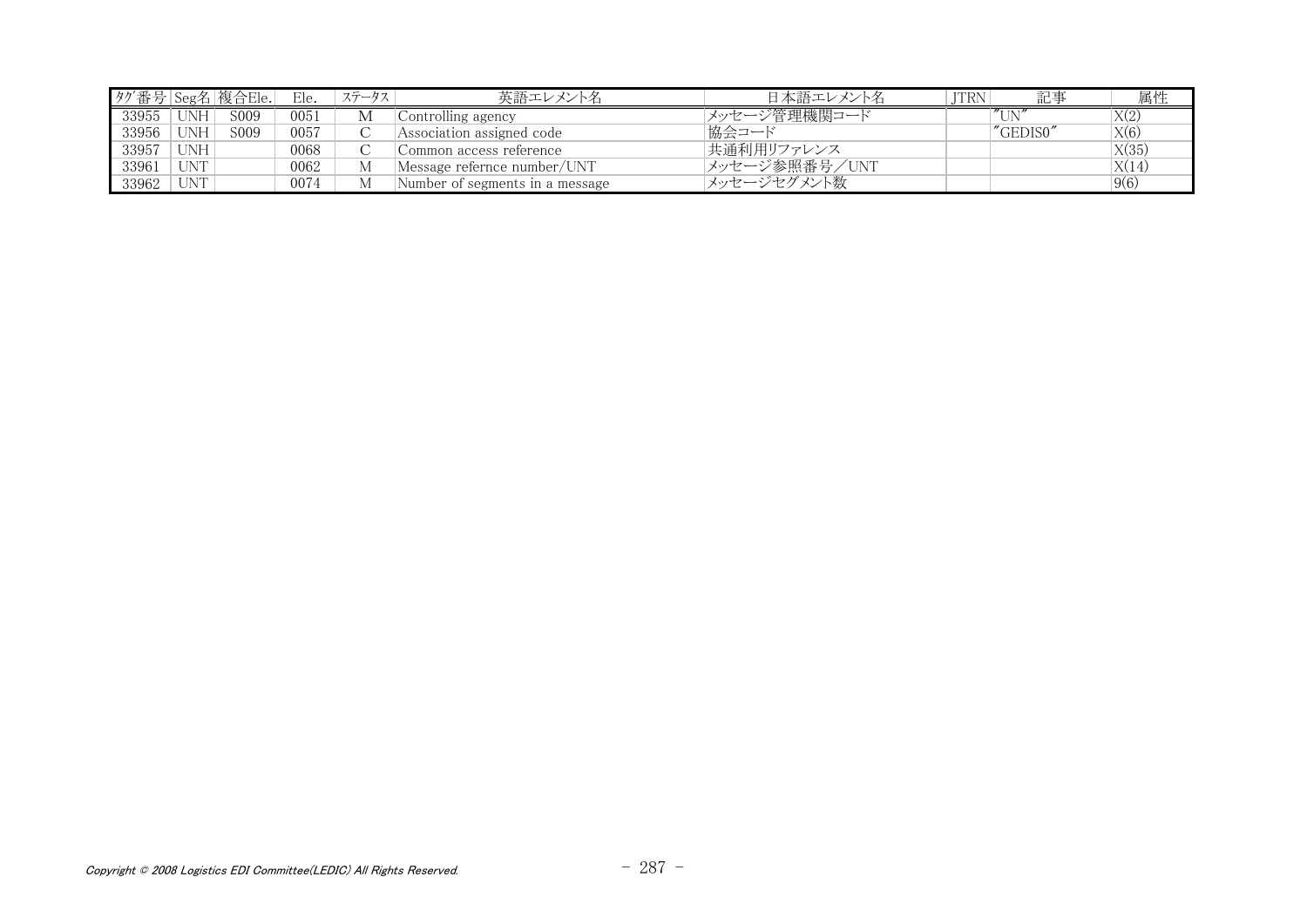| ﾀｸﾞ番号 | Seg名 | 複合Ele. | Ele. | ステータス | 英語エレメント名 | 日本語エレメント名 | JTRN | 記事 | 属性 |
|---|---|---|---|---|---|---|---|---|---|
| 33955 | UNH | S009 | 0051 | M | Controlling agency | メッセージ管理機関コード | | "UN" | X(2) |
| 33956 | UNH | S009 | 0057 | C | Association assigned code | 協会コード | | "GEDIS0" | X(6) |
| 33957 | UNH | | 0068 | C | Common access reference | 共通利用リファレンス | | | X(35) |
| 33961 | UNT | | 0062 | M | Message refernce number/UNT | メッセージ参照番号／UNT | | | X(14) |
| 33962 | UNT | | 0074 | M | Number of segments in a message | メッセージセグメント数 | | | 9(6) |

Copyright © 2008 Logistics EDI Committee(LEDIC) All Rights Reserved.